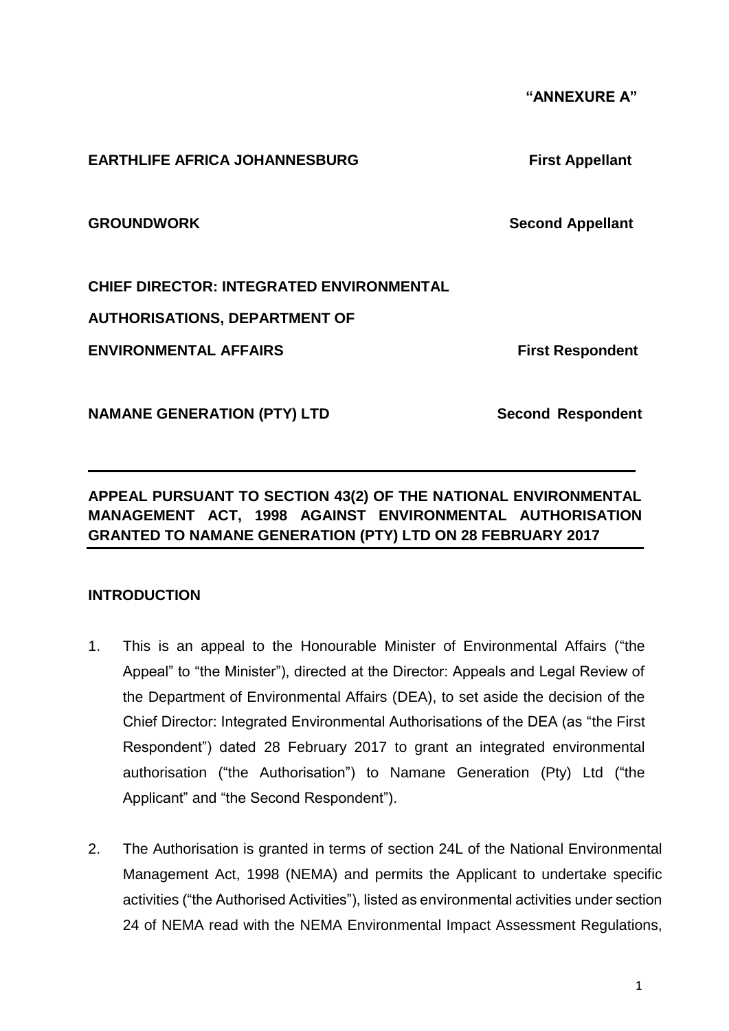**"ANNEXURE A"**

**EARTHLIFE AFRICA JOHANNESBURG** **First Appellant**

**GROUNDWORK** **Second Appellant**

**CHIEF DIRECTOR: INTEGRATED ENVIRONMENTAL AUTHORISATIONS, DEPARTMENT OF ENVIRONMENTAL AFFAIRS** **First Respondent**

**NAMANE GENERATION (PTY) LTD** **Second Respondent**

---

**APPEAL PURSUANT TO SECTION 43(2) OF THE NATIONAL ENVIRONMENTAL MANAGEMENT ACT, 1998 AGAINST ENVIRONMENTAL AUTHORISATION GRANTED TO NAMANE GENERATION (PTY) LTD ON 28 FEBRUARY 2017**

---

**INTRODUCTION**

1. This is an appeal to the Honourable Minister of Environmental Affairs ("the Appeal" to "the Minister"), directed at the Director: Appeals and Legal Review of the Department of Environmental Affairs (DEA), to set aside the decision of the Chief Director: Integrated Environmental Authorisations of the DEA (as "the First Respondent") dated 28 February 2017 to grant an integrated environmental authorisation ("the Authorisation") to Namane Generation (Pty) Ltd ("the Applicant" and "the Second Respondent").

2. The Authorisation is granted in terms of section 24L of the National Environmental Management Act, 1998 (NEMA) and permits the Applicant to undertake specific activities ("the Authorised Activities"), listed as environmental activities under section 24 of NEMA read with the NEMA Environmental Impact Assessment Regulations,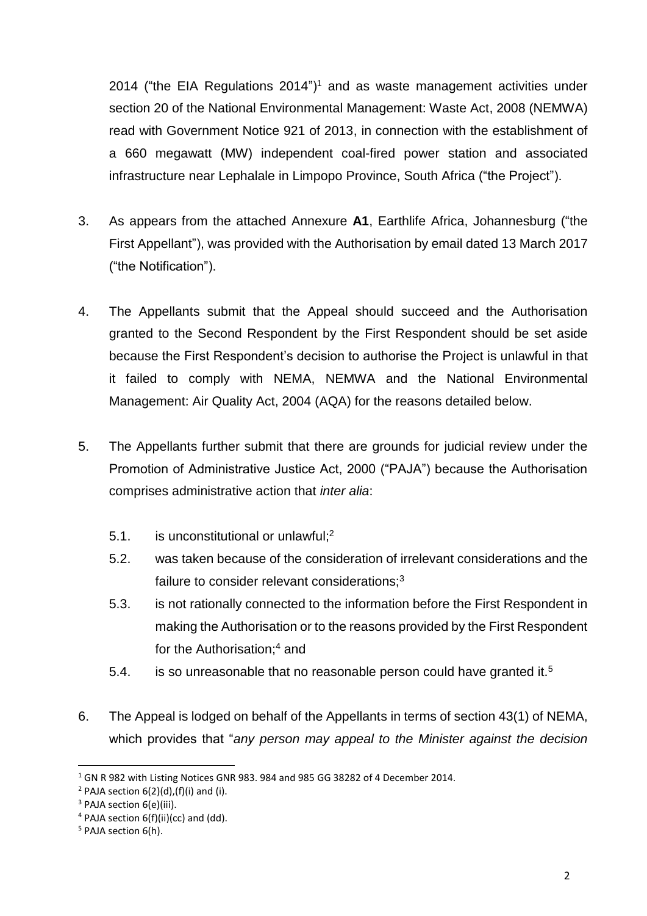2014 ("the EIA Regulations 2014")[1] and as waste management activities under section 20 of the National Environmental Management: Waste Act, 2008 (NEMWA) read with Government Notice 921 of 2013, in connection with the establishment of a 660 megawatt (MW) independent coal-fired power station and associated infrastructure near Lephalale in Limpopo Province, South Africa ("the Project").

3. As appears from the attached Annexure **A1**, Earthlife Africa, Johannesburg ("the First Appellant"), was provided with the Authorisation by email dated 13 March 2017 ("the Notification").

4. The Appellants submit that the Appeal should succeed and the Authorisation granted to the Second Respondent by the First Respondent should be set aside because the First Respondent's decision to authorise the Project is unlawful in that it failed to comply with NEMA, NEMWA and the National Environmental Management: Air Quality Act, 2004 (AQA) for the reasons detailed below.

5. The Appellants further submit that there are grounds for judicial review under the Promotion of Administrative Justice Act, 2000 ("PAJA") because the Authorisation comprises administrative action that *inter alia*:

   5.1. is unconstitutional or unlawful;[2]

   5.2. was taken because of the consideration of irrelevant considerations and the failure to consider relevant considerations;[3]

   5.3. is not rationally connected to the information before the First Respondent in making the Authorisation or to the reasons provided by the First Respondent for the Authorisation;[4] and

   5.4. is so unreasonable that no reasonable person could have granted it.[5]

6. The Appeal is lodged on behalf of the Appellants in terms of section 43(1) of NEMA, which provides that "*any person may appeal to the Minister against the decision*

---

[1] GN R 982 with Listing Notices GNR 983. 984 and 985 GG 38282 of 4 December 2014.

[2] PAJA section 6(2)(d),(f)(i) and (i).

[3] PAJA section 6(e)(iii).

[4] PAJA section 6(f)(ii)(cc) and (dd).

[5] PAJA section 6(h).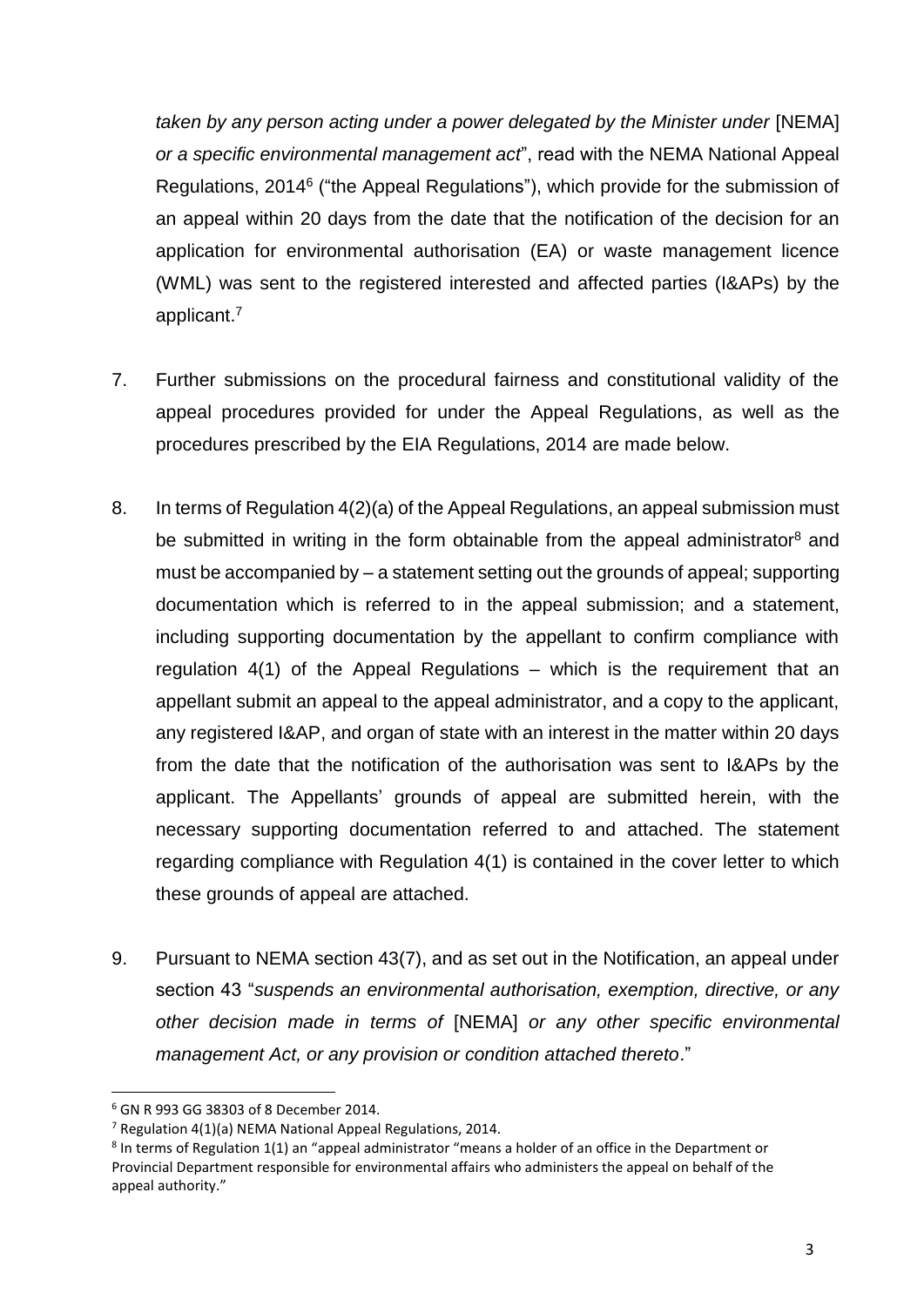*taken by any person acting under a power delegated by the Minister under* [NEMA] *or a specific environmental management act*", read with the NEMA National Appeal Regulations, 2014[6] ("the Appeal Regulations"), which provide for the submission of an appeal within 20 days from the date that the notification of the decision for an application for environmental authorisation (EA) or waste management licence (WML) was sent to the registered interested and affected parties (I&APs) by the applicant.[7]

7. Further submissions on the procedural fairness and constitutional validity of the appeal procedures provided for under the Appeal Regulations, as well as the procedures prescribed by the EIA Regulations, 2014 are made below.

8. In terms of Regulation 4(2)(a) of the Appeal Regulations, an appeal submission must be submitted in writing in the form obtainable from the appeal administrator[8] and must be accompanied by – a statement setting out the grounds of appeal; supporting documentation which is referred to in the appeal submission; and a statement, including supporting documentation by the appellant to confirm compliance with regulation 4(1) of the Appeal Regulations – which is the requirement that an appellant submit an appeal to the appeal administrator, and a copy to the applicant, any registered I&AP, and organ of state with an interest in the matter within 20 days from the date that the notification of the authorisation was sent to I&APs by the applicant. The Appellants' grounds of appeal are submitted herein, with the necessary supporting documentation referred to and attached. The statement regarding compliance with Regulation 4(1) is contained in the cover letter to which these grounds of appeal are attached.

9. Pursuant to NEMA section 43(7), and as set out in the Notification, an appeal under section 43 "*suspends an environmental authorisation, exemption, directive, or any other decision made in terms of* [NEMA] *or any other specific environmental management Act, or any provision or condition attached thereto*."

---

[6] GN R 993 GG 38303 of 8 December 2014.

[7] Regulation 4(1)(a) NEMA National Appeal Regulations, 2014.

[8] In terms of Regulation 1(1) an "appeal administrator "means a holder of an office in the Department or Provincial Department responsible for environmental affairs who administers the appeal on behalf of the appeal authority."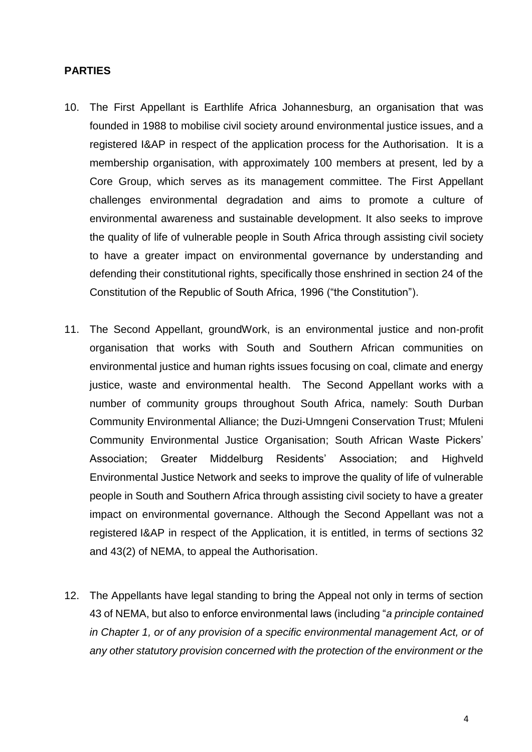**PARTIES**

10. The First Appellant is Earthlife Africa Johannesburg, an organisation that was founded in 1988 to mobilise civil society around environmental justice issues, and a registered I&AP in respect of the application process for the Authorisation. It is a membership organisation, with approximately 100 members at present, led by a Core Group, which serves as its management committee. The First Appellant challenges environmental degradation and aims to promote a culture of environmental awareness and sustainable development. It also seeks to improve the quality of life of vulnerable people in South Africa through assisting civil society to have a greater impact on environmental governance by understanding and defending their constitutional rights, specifically those enshrined in section 24 of the Constitution of the Republic of South Africa, 1996 ("the Constitution").

11. The Second Appellant, groundWork, is an environmental justice and non-profit organisation that works with South and Southern African communities on environmental justice and human rights issues focusing on coal, climate and energy justice, waste and environmental health. The Second Appellant works with a number of community groups throughout South Africa, namely: South Durban Community Environmental Alliance; the Duzi-Umngeni Conservation Trust; Mfuleni Community Environmental Justice Organisation; South African Waste Pickers' Association; Greater Middelburg Residents' Association; and Highveld Environmental Justice Network and seeks to improve the quality of life of vulnerable people in South and Southern Africa through assisting civil society to have a greater impact on environmental governance. Although the Second Appellant was not a registered I&AP in respect of the Application, it is entitled, in terms of sections 32 and 43(2) of NEMA, to appeal the Authorisation.

12. The Appellants have legal standing to bring the Appeal not only in terms of section 43 of NEMA, but also to enforce environmental laws (including "*a principle contained in Chapter 1, or of any provision of a specific environmental management Act, or of any other statutory provision concerned with the protection of the environment or the*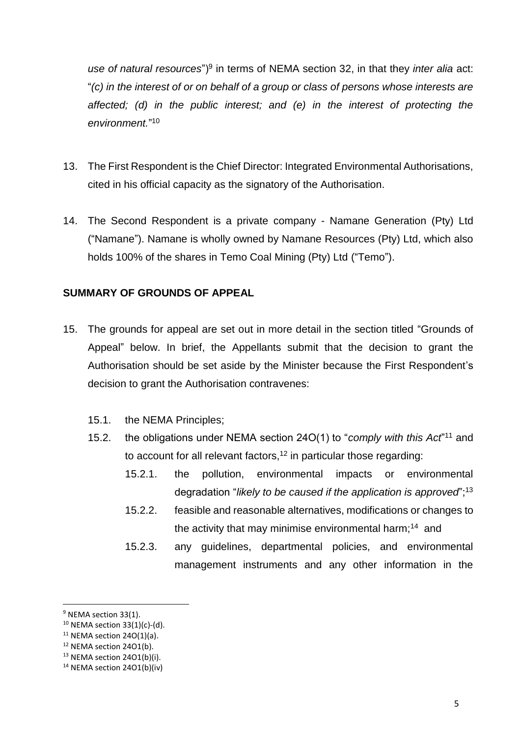*use of natural resources*")[9] in terms of NEMA section 32, in that they *inter alia* act: "*(c) in the interest of or on behalf of a group or class of persons whose interests are affected; (d) in the public interest; and (e) in the interest of protecting the environment.*"[10]

13. The First Respondent is the Chief Director: Integrated Environmental Authorisations, cited in his official capacity as the signatory of the Authorisation.

14. The Second Respondent is a private company - Namane Generation (Pty) Ltd ("Namane"). Namane is wholly owned by Namane Resources (Pty) Ltd, which also holds 100% of the shares in Temo Coal Mining (Pty) Ltd ("Temo").

## SUMMARY OF GROUNDS OF APPEAL

15. The grounds for appeal are set out in more detail in the section titled "Grounds of Appeal" below. In brief, the Appellants submit that the decision to grant the Authorisation should be set aside by the Minister because the First Respondent's decision to grant the Authorisation contravenes:

    15.1. the NEMA Principles;

    15.2. the obligations under NEMA section 24O(1) to "*comply with this Act*"[11] and to account for all relevant factors,[12] in particular those regarding:

    15.2.1. the pollution, environmental impacts or environmental degradation "*likely to be caused if the application is approved*";[13]

    15.2.2. feasible and reasonable alternatives, modifications or changes to the activity that may minimise environmental harm;[14] and

    15.2.3. any guidelines, departmental policies, and environmental management instruments and any other information in the

---

[9] NEMA section 33(1).

[10] NEMA section 33(1)(c)-(d).

[11] NEMA section 24O(1)(a).

[12] NEMA section 24O1(b).

[13] NEMA section 24O1(b)(i).

[14] NEMA section 24O1(b)(iv)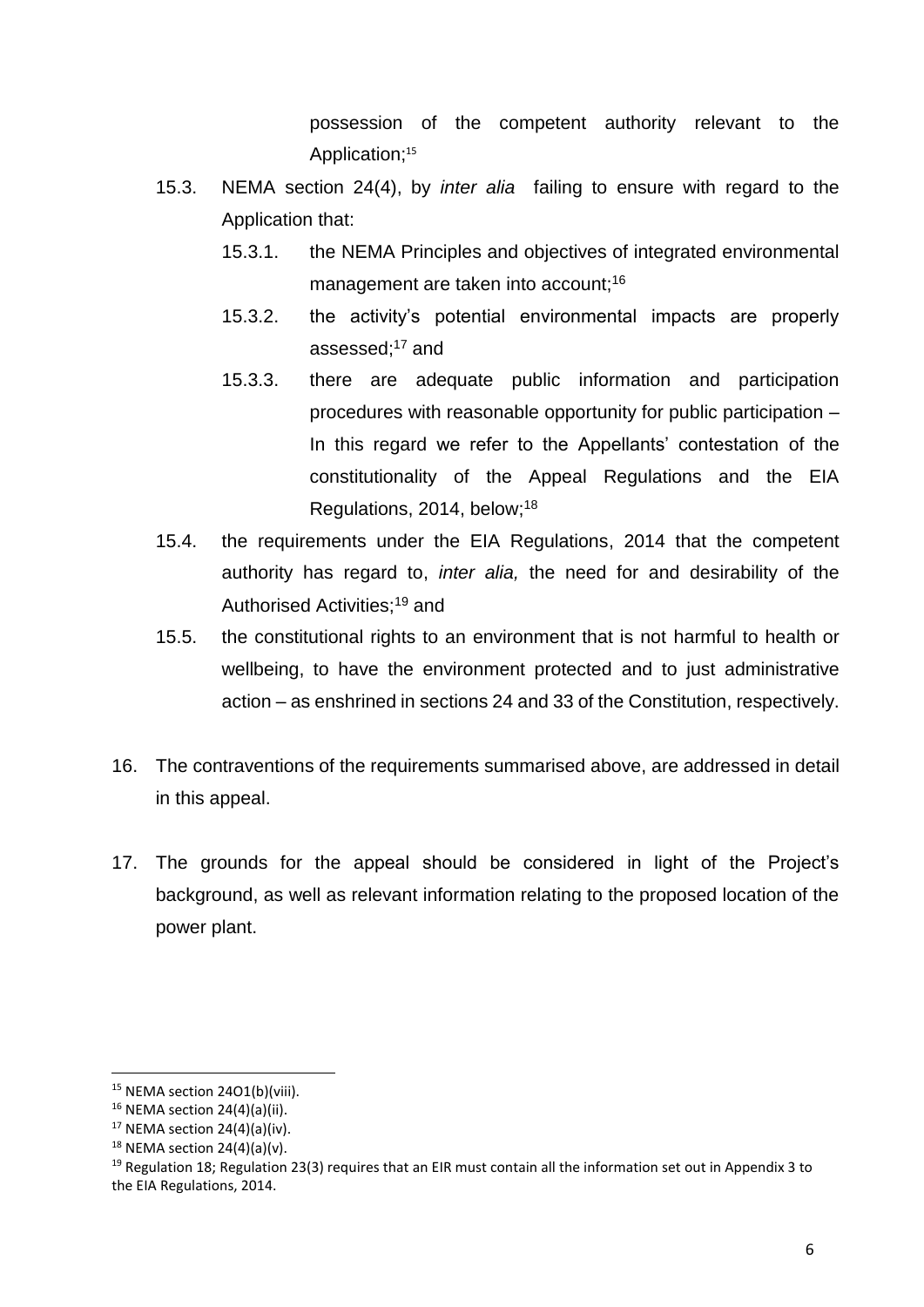possession of the competent authority relevant to the Application;[15]

15.3. NEMA section 24(4), by *inter alia* failing to ensure with regard to the Application that:

15.3.1. the NEMA Principles and objectives of integrated environmental management are taken into account;[16]

15.3.2. the activity's potential environmental impacts are properly assessed;[17] and

15.3.3. there are adequate public information and participation procedures with reasonable opportunity for public participation – In this regard we refer to the Appellants' contestation of the constitutionality of the Appeal Regulations and the EIA Regulations, 2014, below;[18]

15.4. the requirements under the EIA Regulations, 2014 that the competent authority has regard to, *inter alia,* the need for and desirability of the Authorised Activities;[19] and

15.5. the constitutional rights to an environment that is not harmful to health or wellbeing, to have the environment protected and to just administrative action – as enshrined in sections 24 and 33 of the Constitution, respectively.

16. The contraventions of the requirements summarised above, are addressed in detail in this appeal.

17. The grounds for the appeal should be considered in light of the Project's background, as well as relevant information relating to the proposed location of the power plant.

---

[15] NEMA section 24O1(b)(viii).

[16] NEMA section 24(4)(a)(ii).

[17] NEMA section 24(4)(a)(iv).

[18] NEMA section 24(4)(a)(v).

[19] Regulation 18; Regulation 23(3) requires that an EIR must contain all the information set out in Appendix 3 to the EIA Regulations, 2014.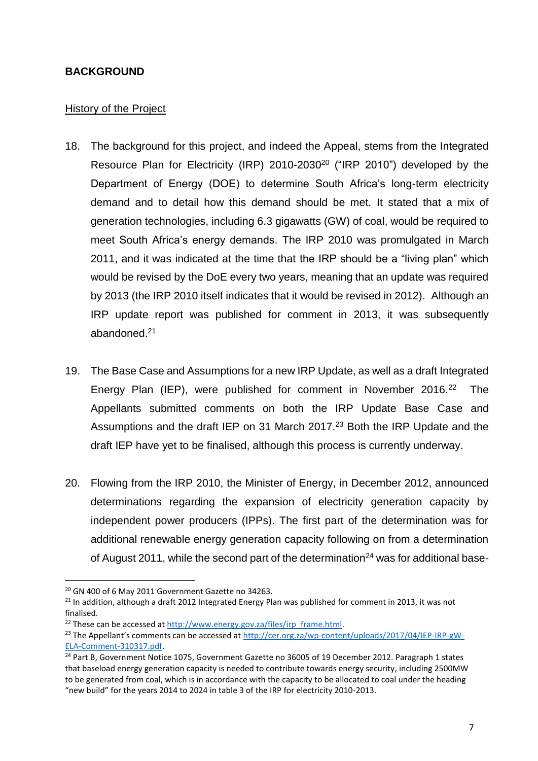## BACKGROUND

History of the Project

18. The background for this project, and indeed the Appeal, stems from the Integrated Resource Plan for Electricity (IRP) 2010-2030[20] ("IRP 2010") developed by the Department of Energy (DOE) to determine South Africa's long-term electricity demand and to detail how this demand should be met. It stated that a mix of generation technologies, including 6.3 gigawatts (GW) of coal, would be required to meet South Africa's energy demands. The IRP 2010 was promulgated in March 2011, and it was indicated at the time that the IRP should be a "living plan" which would be revised by the DoE every two years, meaning that an update was required by 2013 (the IRP 2010 itself indicates that it would be revised in 2012). Although an IRP update report was published for comment in 2013, it was subsequently abandoned.[21]

19. The Base Case and Assumptions for a new IRP Update, as well as a draft Integrated Energy Plan (IEP), were published for comment in November 2016.[22] The Appellants submitted comments on both the IRP Update Base Case and Assumptions and the draft IEP on 31 March 2017.[23] Both the IRP Update and the draft IEP have yet to be finalised, although this process is currently underway.

20. Flowing from the IRP 2010, the Minister of Energy, in December 2012, announced determinations regarding the expansion of electricity generation capacity by independent power producers (IPPs). The first part of the determination was for additional renewable energy generation capacity following on from a determination of August 2011, while the second part of the determination[24] was for additional base-

---

[20] GN 400 of 6 May 2011 Government Gazette no 34263.

[21] In addition, although a draft 2012 Integrated Energy Plan was published for comment in 2013, it was not finalised.

[22] These can be accessed at http://www.energy.gov.za/files/irp_frame.html.

[23] The Appellant's comments can be accessed at http://cer.org.za/wp-content/uploads/2017/04/IEP-IRP-gW-ELA-Comment-310317.pdf.

[24] Part B, Government Notice 1075, Government Gazette no 36005 of 19 December 2012. Paragraph 1 states that baseload energy generation capacity is needed to contribute towards energy security, including 2500MW to be generated from coal, which is in accordance with the capacity to be allocated to coal under the heading "new build" for the years 2014 to 2024 in table 3 of the IRP for electricity 2010-2013.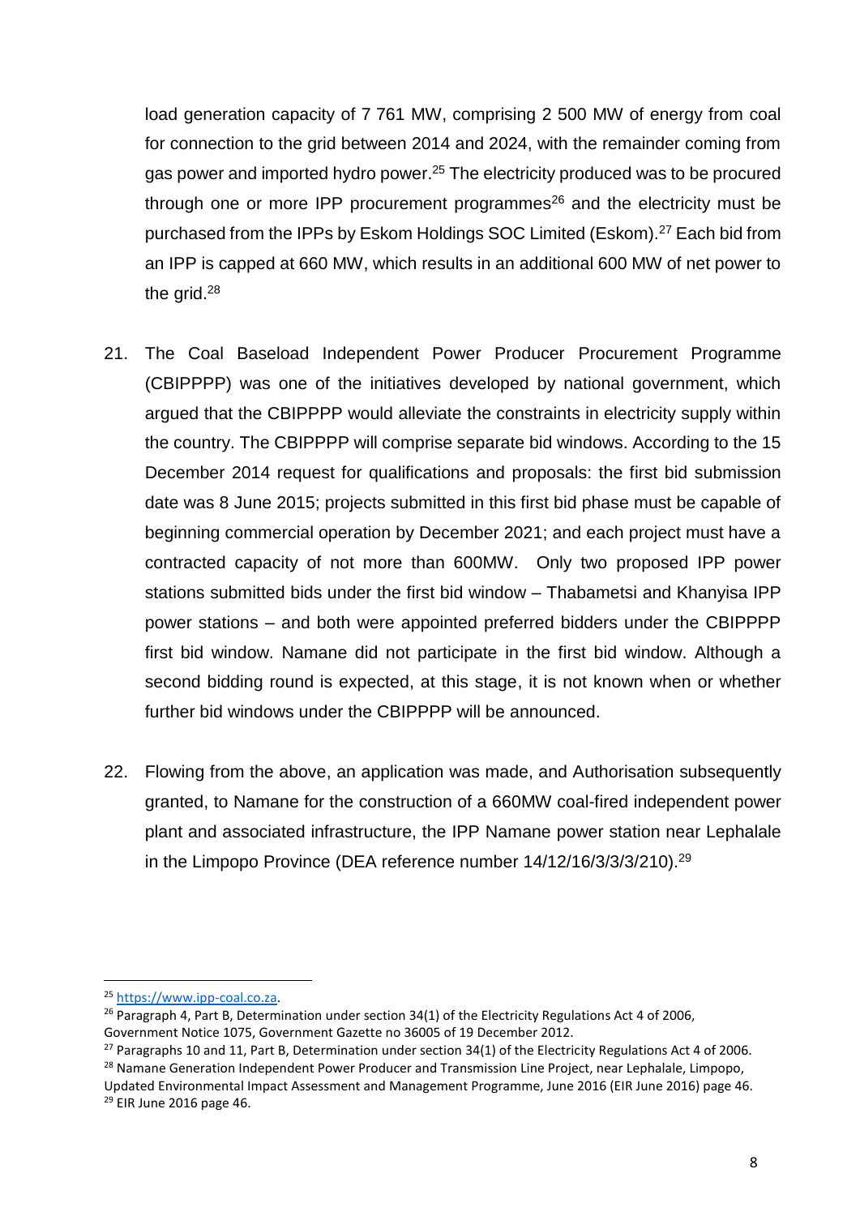load generation capacity of 7 761 MW, comprising 2 500 MW of energy from coal for connection to the grid between 2014 and 2024, with the remainder coming from gas power and imported hydro power.[25] The electricity produced was to be procured through one or more IPP procurement programmes[26] and the electricity must be purchased from the IPPs by Eskom Holdings SOC Limited (Eskom).[27] Each bid from an IPP is capped at 660 MW, which results in an additional 600 MW of net power to the grid.[28]

21. The Coal Baseload Independent Power Producer Procurement Programme (CBIPPPP) was one of the initiatives developed by national government, which argued that the CBIPPPP would alleviate the constraints in electricity supply within the country. The CBIPPPP will comprise separate bid windows. According to the 15 December 2014 request for qualifications and proposals: the first bid submission date was 8 June 2015; projects submitted in this first bid phase must be capable of beginning commercial operation by December 2021; and each project must have a contracted capacity of not more than 600MW. Only two proposed IPP power stations submitted bids under the first bid window – Thabametsi and Khanyisa IPP power stations – and both were appointed preferred bidders under the CBIPPPP first bid window. Namane did not participate in the first bid window. Although a second bidding round is expected, at this stage, it is not known when or whether further bid windows under the CBIPPPP will be announced.

22. Flowing from the above, an application was made, and Authorisation subsequently granted, to Namane for the construction of a 660MW coal-fired independent power plant and associated infrastructure, the IPP Namane power station near Lephalale in the Limpopo Province (DEA reference number 14/12/16/3/3/3/210).[29]

---

[25] https://www.ipp-coal.co.za.

[26] Paragraph 4, Part B, Determination under section 34(1) of the Electricity Regulations Act 4 of 2006, Government Notice 1075, Government Gazette no 36005 of 19 December 2012.

[27] Paragraphs 10 and 11, Part B, Determination under section 34(1) of the Electricity Regulations Act 4 of 2006.

[28] Namane Generation Independent Power Producer and Transmission Line Project, near Lephalale, Limpopo, Updated Environmental Impact Assessment and Management Programme, June 2016 (EIR June 2016) page 46.

[29] EIR June 2016 page 46.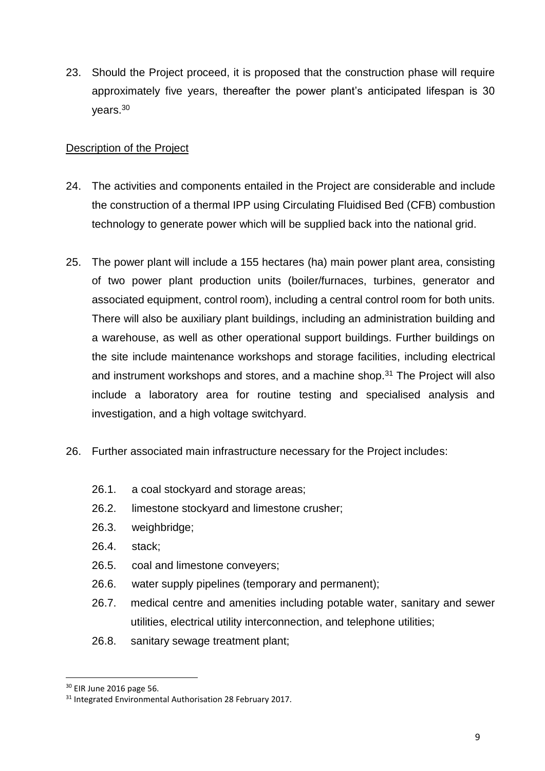23. Should the Project proceed, it is proposed that the construction phase will require approximately five years, thereafter the power plant's anticipated lifespan is 30 years.[30]

## Description of the Project

24. The activities and components entailed in the Project are considerable and include the construction of a thermal IPP using Circulating Fluidised Bed (CFB) combustion technology to generate power which will be supplied back into the national grid.

25. The power plant will include a 155 hectares (ha) main power plant area, consisting of two power plant production units (boiler/furnaces, turbines, generator and associated equipment, control room), including a central control room for both units. There will also be auxiliary plant buildings, including an administration building and a warehouse, as well as other operational support buildings. Further buildings on the site include maintenance workshops and storage facilities, including electrical and instrument workshops and stores, and a machine shop.[31] The Project will also include a laboratory area for routine testing and specialised analysis and investigation, and a high voltage switchyard.

26. Further associated main infrastructure necessary for the Project includes:

    26.1. a coal stockyard and storage areas;
    
    26.2. limestone stockyard and limestone crusher;
    
    26.3. weighbridge;
    
    26.4. stack;
    
    26.5. coal and limestone conveyers;
    
    26.6. water supply pipelines (temporary and permanent);
    
    26.7. medical centre and amenities including potable water, sanitary and sewer utilities, electrical utility interconnection, and telephone utilities;
    
    26.8. sanitary sewage treatment plant;

---

[30] EIR June 2016 page 56.

[31] Integrated Environmental Authorisation 28 February 2017.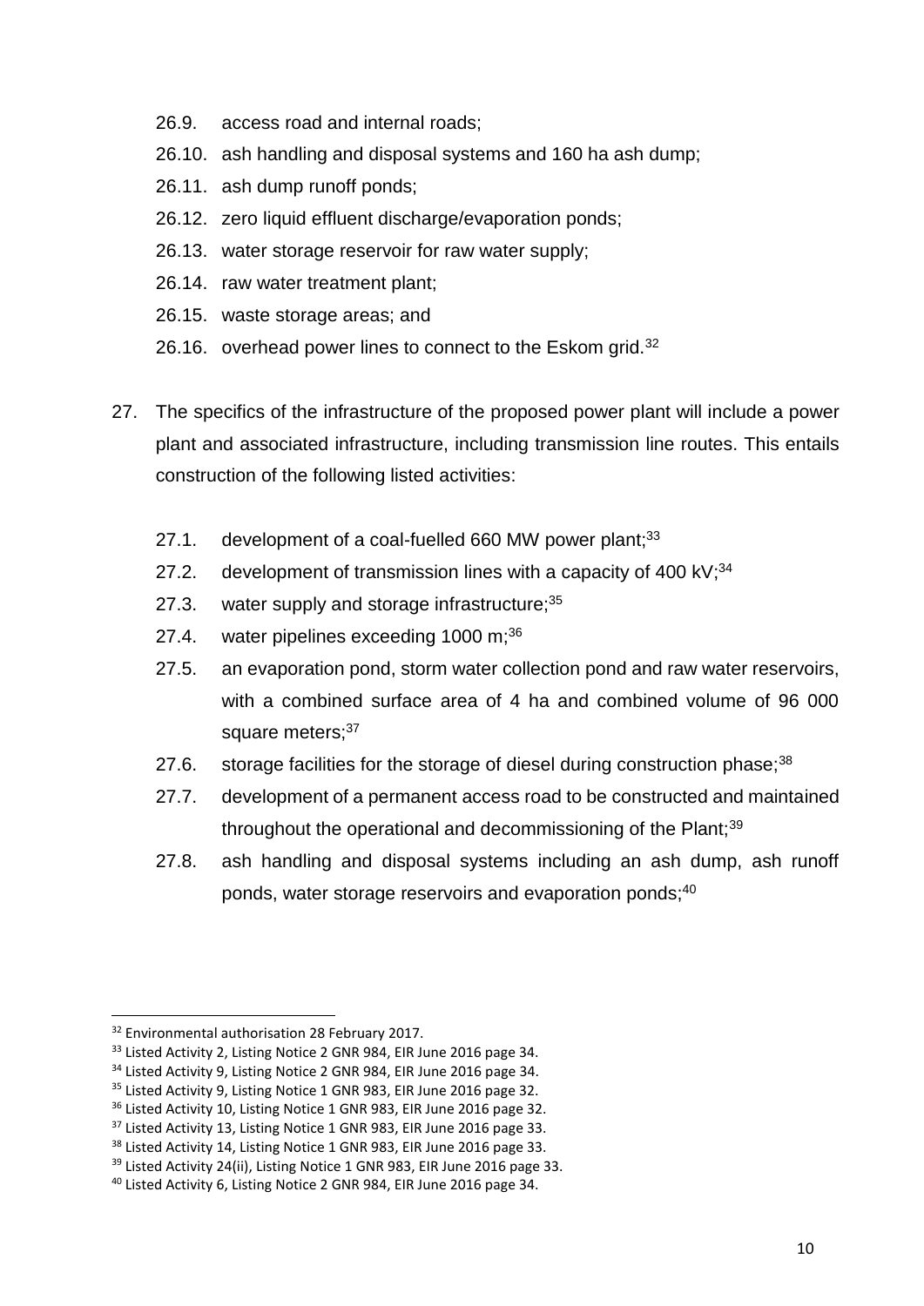26.9. access road and internal roads;

26.10. ash handling and disposal systems and 160 ha ash dump;

26.11. ash dump runoff ponds;

26.12. zero liquid effluent discharge/evaporation ponds;

26.13. water storage reservoir for raw water supply;

26.14. raw water treatment plant;

26.15. waste storage areas; and

26.16. overhead power lines to connect to the Eskom grid.[32]

27. The specifics of the infrastructure of the proposed power plant will include a power plant and associated infrastructure, including transmission line routes. This entails construction of the following listed activities:

27.1. development of a coal-fuelled 660 MW power plant;[33]

27.2. development of transmission lines with a capacity of 400 kV;[34]

27.3. water supply and storage infrastructure;[35]

27.4. water pipelines exceeding 1000 m;[36]

27.5. an evaporation pond, storm water collection pond and raw water reservoirs, with a combined surface area of 4 ha and combined volume of 96 000 square meters;[37]

27.6. storage facilities for the storage of diesel during construction phase;[38]

27.7. development of a permanent access road to be constructed and maintained throughout the operational and decommissioning of the Plant;[39]

27.8. ash handling and disposal systems including an ash dump, ash runoff ponds, water storage reservoirs and evaporation ponds;[40]

---

[32] Environmental authorisation 28 February 2017.

[33] Listed Activity 2, Listing Notice 2 GNR 984, EIR June 2016 page 34.

[34] Listed Activity 9, Listing Notice 2 GNR 984, EIR June 2016 page 34.

[35] Listed Activity 9, Listing Notice 1 GNR 983, EIR June 2016 page 32.

[36] Listed Activity 10, Listing Notice 1 GNR 983, EIR June 2016 page 32.

[37] Listed Activity 13, Listing Notice 1 GNR 983, EIR June 2016 page 33.

[38] Listed Activity 14, Listing Notice 1 GNR 983, EIR June 2016 page 33.

[39] Listed Activity 24(ii), Listing Notice 1 GNR 983, EIR June 2016 page 33.

[40] Listed Activity 6, Listing Notice 2 GNR 984, EIR June 2016 page 34.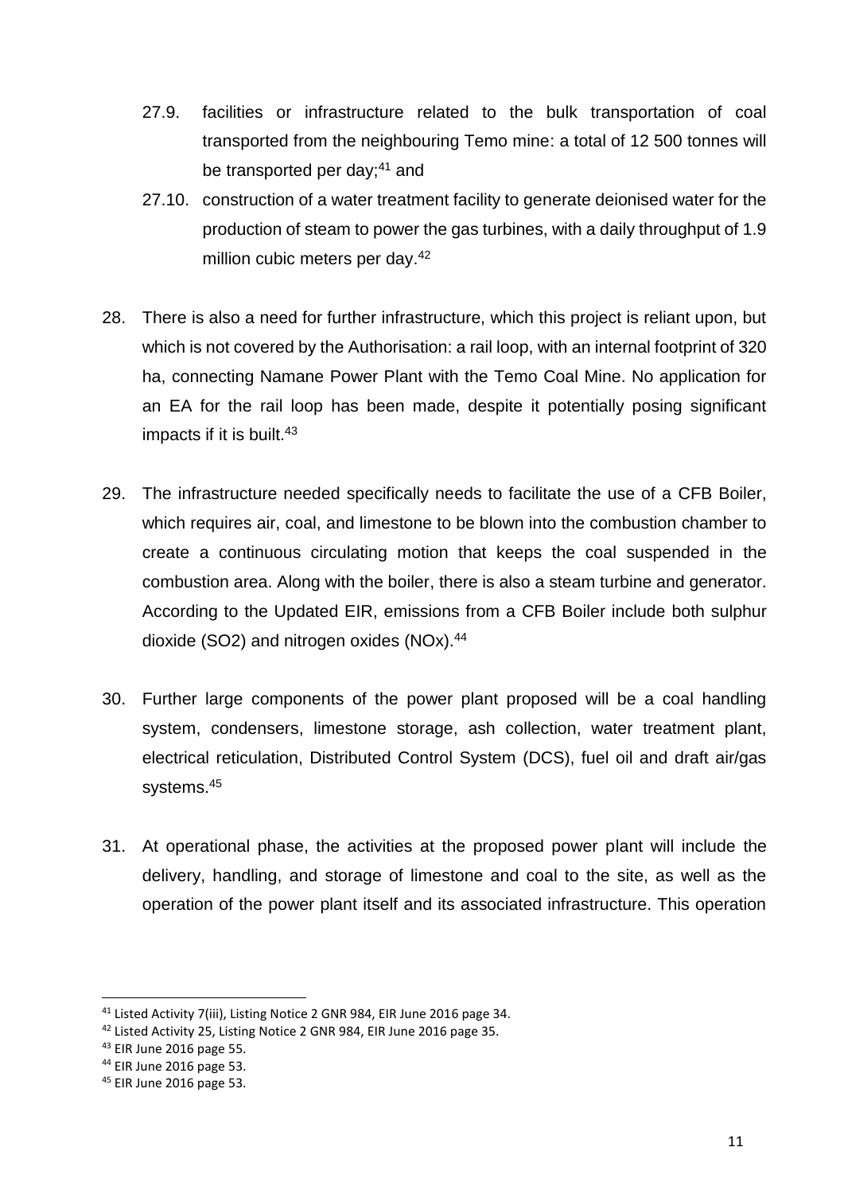27.9. facilities or infrastructure related to the bulk transportation of coal transported from the neighbouring Temo mine: a total of 12 500 tonnes will be transported per day;[41] and

27.10. construction of a water treatment facility to generate deionised water for the production of steam to power the gas turbines, with a daily throughput of 1.9 million cubic meters per day.[42]

28. There is also a need for further infrastructure, which this project is reliant upon, but which is not covered by the Authorisation: a rail loop, with an internal footprint of 320 ha, connecting Namane Power Plant with the Temo Coal Mine. No application for an EA for the rail loop has been made, despite it potentially posing significant impacts if it is built.[43]

29. The infrastructure needed specifically needs to facilitate the use of a CFB Boiler, which requires air, coal, and limestone to be blown into the combustion chamber to create a continuous circulating motion that keeps the coal suspended in the combustion area. Along with the boiler, there is also a steam turbine and generator. According to the Updated EIR, emissions from a CFB Boiler include both sulphur dioxide (SO2) and nitrogen oxides (NOx).[44]

30. Further large components of the power plant proposed will be a coal handling system, condensers, limestone storage, ash collection, water treatment plant, electrical reticulation, Distributed Control System (DCS), fuel oil and draft air/gas systems.[45]

31. At operational phase, the activities at the proposed power plant will include the delivery, handling, and storage of limestone and coal to the site, as well as the operation of the power plant itself and its associated infrastructure. This operation

---

[41] Listed Activity 7(iii), Listing Notice 2 GNR 984, EIR June 2016 page 34.

[42] Listed Activity 25, Listing Notice 2 GNR 984, EIR June 2016 page 35.

[43] EIR June 2016 page 55.

[44] EIR June 2016 page 53.

[45] EIR June 2016 page 53.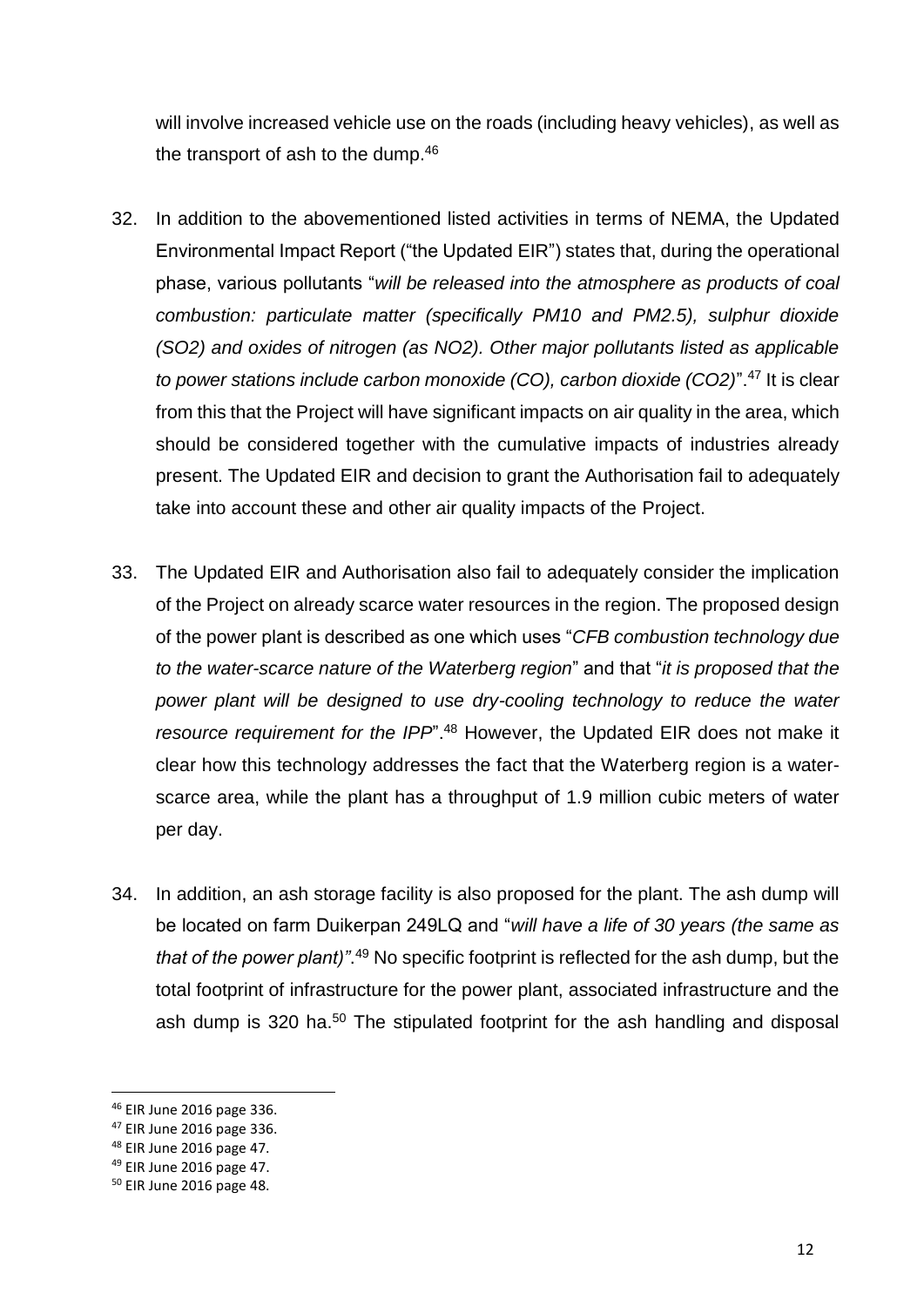will involve increased vehicle use on the roads (including heavy vehicles), as well as the transport of ash to the dump.[46]

32. In addition to the abovementioned listed activities in terms of NEMA, the Updated Environmental Impact Report ("the Updated EIR") states that, during the operational phase, various pollutants "*will be released into the atmosphere as products of coal combustion: particulate matter (specifically PM10 and PM2.5), sulphur dioxide (SO2) and oxides of nitrogen (as NO2). Other major pollutants listed as applicable to power stations include carbon monoxide (CO), carbon dioxide (CO2)*".[47] It is clear from this that the Project will have significant impacts on air quality in the area, which should be considered together with the cumulative impacts of industries already present. The Updated EIR and decision to grant the Authorisation fail to adequately take into account these and other air quality impacts of the Project.

33. The Updated EIR and Authorisation also fail to adequately consider the implication of the Project on already scarce water resources in the region. The proposed design of the power plant is described as one which uses "*CFB combustion technology due to the water-scarce nature of the Waterberg region*" and that "*it is proposed that the power plant will be designed to use dry-cooling technology to reduce the water resource requirement for the IPP*".[48] However, the Updated EIR does not make it clear how this technology addresses the fact that the Waterberg region is a water-scarce area, while the plant has a throughput of 1.9 million cubic meters of water per day.

34. In addition, an ash storage facility is also proposed for the plant. The ash dump will be located on farm Duikerpan 249LQ and "*will have a life of 30 years (the same as that of the power plant)"*.[49] No specific footprint is reflected for the ash dump, but the total footprint of infrastructure for the power plant, associated infrastructure and the ash dump is 320 ha.[50] The stipulated footprint for the ash handling and disposal

---

[46] EIR June 2016 page 336.

[47] EIR June 2016 page 336.

[48] EIR June 2016 page 47.

[49] EIR June 2016 page 47.

[50] EIR June 2016 page 48.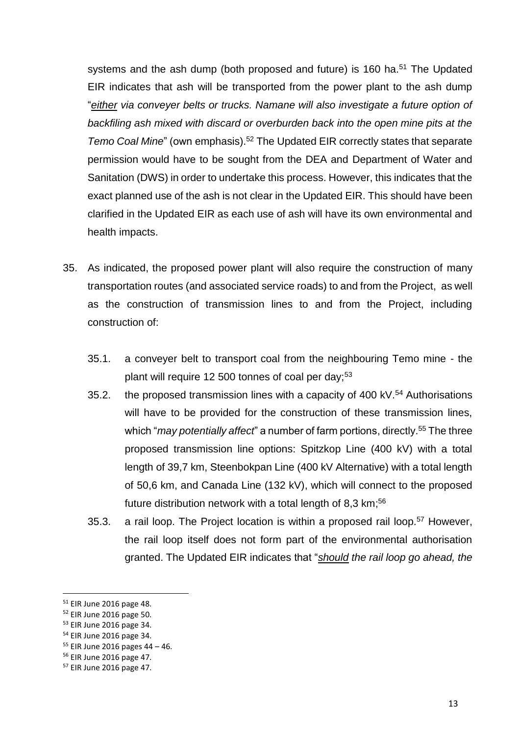systems and the ash dump (both proposed and future) is 160 ha.[51] The Updated EIR indicates that ash will be transported from the power plant to the ash dump "*either via conveyer belts or trucks. Namane will also investigate a future option of backfiling ash mixed with discard or overburden back into the open mine pits at the Temo Coal Mine*" (own emphasis).[52] The Updated EIR correctly states that separate permission would have to be sought from the DEA and Department of Water and Sanitation (DWS) in order to undertake this process. However, this indicates that the exact planned use of the ash is not clear in the Updated EIR. This should have been clarified in the Updated EIR as each use of ash will have its own environmental and health impacts.

35. As indicated, the proposed power plant will also require the construction of many transportation routes (and associated service roads) to and from the Project, as well as the construction of transmission lines to and from the Project, including construction of:

    35.1. a conveyer belt to transport coal from the neighbouring Temo mine - the plant will require 12 500 tonnes of coal per day;[53]

    35.2. the proposed transmission lines with a capacity of 400 kV.[54] Authorisations will have to be provided for the construction of these transmission lines, which "*may potentially affect*" a number of farm portions, directly.[55] The three proposed transmission line options: Spitzkop Line (400 kV) with a total length of 39,7 km, Steenbokpan Line (400 kV Alternative) with a total length of 50,6 km, and Canada Line (132 kV), which will connect to the proposed future distribution network with a total length of 8,3 km;[56]

    35.3. a rail loop. The Project location is within a proposed rail loop.[57] However, the rail loop itself does not form part of the environmental authorisation granted. The Updated EIR indicates that "*should the rail loop go ahead, the*

---

[51] EIR June 2016 page 48.

[52] EIR June 2016 page 50.

[53] EIR June 2016 page 34.

[54] EIR June 2016 page 34.

[55] EIR June 2016 pages 44 – 46.

[56] EIR June 2016 page 47.

[57] EIR June 2016 page 47.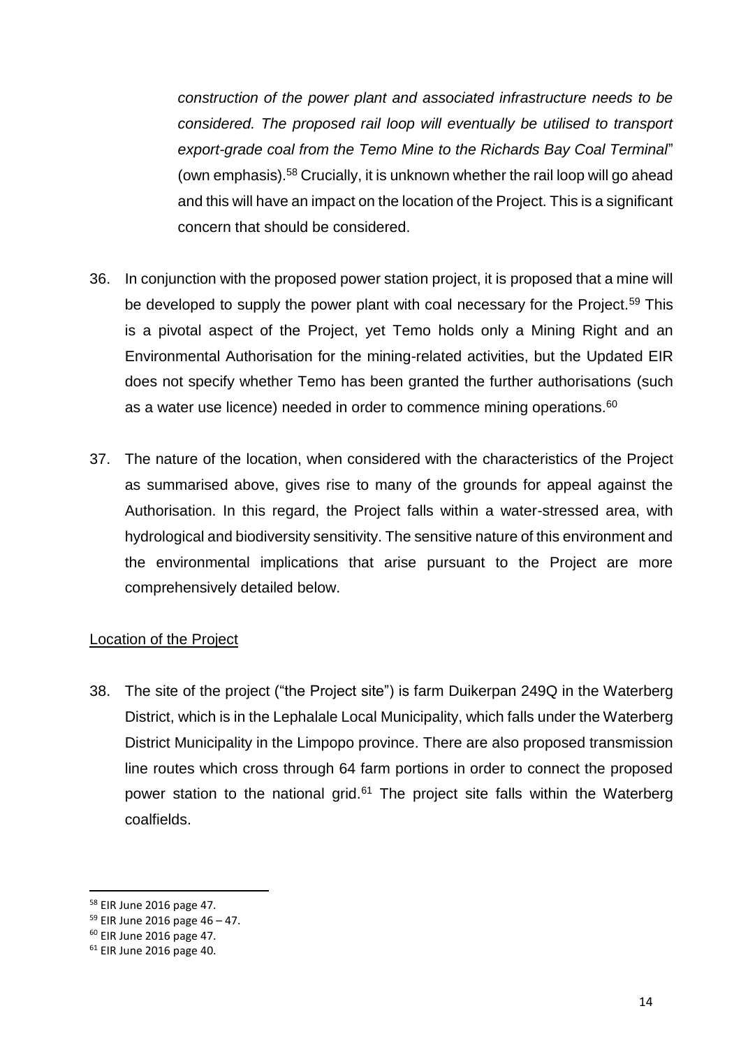*construction of the power plant and associated infrastructure needs to be considered. The proposed rail loop will eventually be utilised to transport export-grade coal from the Temo Mine to the Richards Bay Coal Terminal*" (own emphasis).[58] Crucially, it is unknown whether the rail loop will go ahead and this will have an impact on the location of the Project. This is a significant concern that should be considered.

36. In conjunction with the proposed power station project, it is proposed that a mine will be developed to supply the power plant with coal necessary for the Project.[59] This is a pivotal aspect of the Project, yet Temo holds only a Mining Right and an Environmental Authorisation for the mining-related activities, but the Updated EIR does not specify whether Temo has been granted the further authorisations (such as a water use licence) needed in order to commence mining operations.[60]

37. The nature of the location, when considered with the characteristics of the Project as summarised above, gives rise to many of the grounds for appeal against the Authorisation. In this regard, the Project falls within a water-stressed area, with hydrological and biodiversity sensitivity. The sensitive nature of this environment and the environmental implications that arise pursuant to the Project are more comprehensively detailed below.

<u>Location of the Project</u>

38. The site of the project ("the Project site") is farm Duikerpan 249Q in the Waterberg District, which is in the Lephalale Local Municipality, which falls under the Waterberg District Municipality in the Limpopo province. There are also proposed transmission line routes which cross through 64 farm portions in order to connect the proposed power station to the national grid.[61] The project site falls within the Waterberg coalfields.

---

[58] EIR June 2016 page 47.

[59] EIR June 2016 page 46 – 47.

[60] EIR June 2016 page 47.

[61] EIR June 2016 page 40.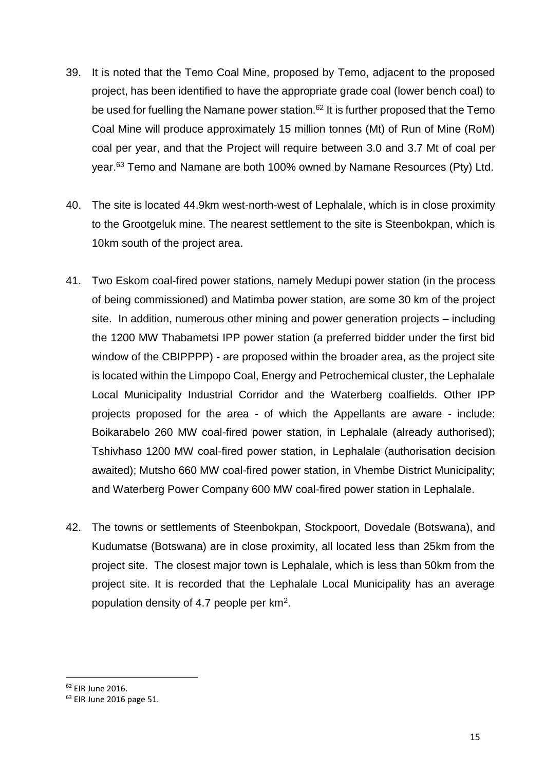39. It is noted that the Temo Coal Mine, proposed by Temo, adjacent to the proposed project, has been identified to have the appropriate grade coal (lower bench coal) to be used for fuelling the Namane power station.[62] It is further proposed that the Temo Coal Mine will produce approximately 15 million tonnes (Mt) of Run of Mine (RoM) coal per year, and that the Project will require between 3.0 and 3.7 Mt of coal per year.[63] Temo and Namane are both 100% owned by Namane Resources (Pty) Ltd.

40. The site is located 44.9km west-north-west of Lephalale, which is in close proximity to the Grootgeluk mine. The nearest settlement to the site is Steenbokpan, which is 10km south of the project area.

41. Two Eskom coal-fired power stations, namely Medupi power station (in the process of being commissioned) and Matimba power station, are some 30 km of the project site. In addition, numerous other mining and power generation projects – including the 1200 MW Thabametsi IPP power station (a preferred bidder under the first bid window of the CBIPPPP) - are proposed within the broader area, as the project site is located within the Limpopo Coal, Energy and Petrochemical cluster, the Lephalale Local Municipality Industrial Corridor and the Waterberg coalfields. Other IPP projects proposed for the area - of which the Appellants are aware - include: Boikarabelo 260 MW coal-fired power station, in Lephalale (already authorised); Tshivhaso 1200 MW coal-fired power station, in Lephalale (authorisation decision awaited); Mutsho 660 MW coal-fired power station, in Vhembe District Municipality; and Waterberg Power Company 600 MW coal-fired power station in Lephalale.

42. The towns or settlements of Steenbokpan, Stockpoort, Dovedale (Botswana), and Kudumatse (Botswana) are in close proximity, all located less than 25km from the project site. The closest major town is Lephalale, which is less than 50km from the project site. It is recorded that the Lephalale Local Municipality has an average population density of 4.7 people per km$^2$.

---

[62] EIR June 2016.

[63] EIR June 2016 page 51.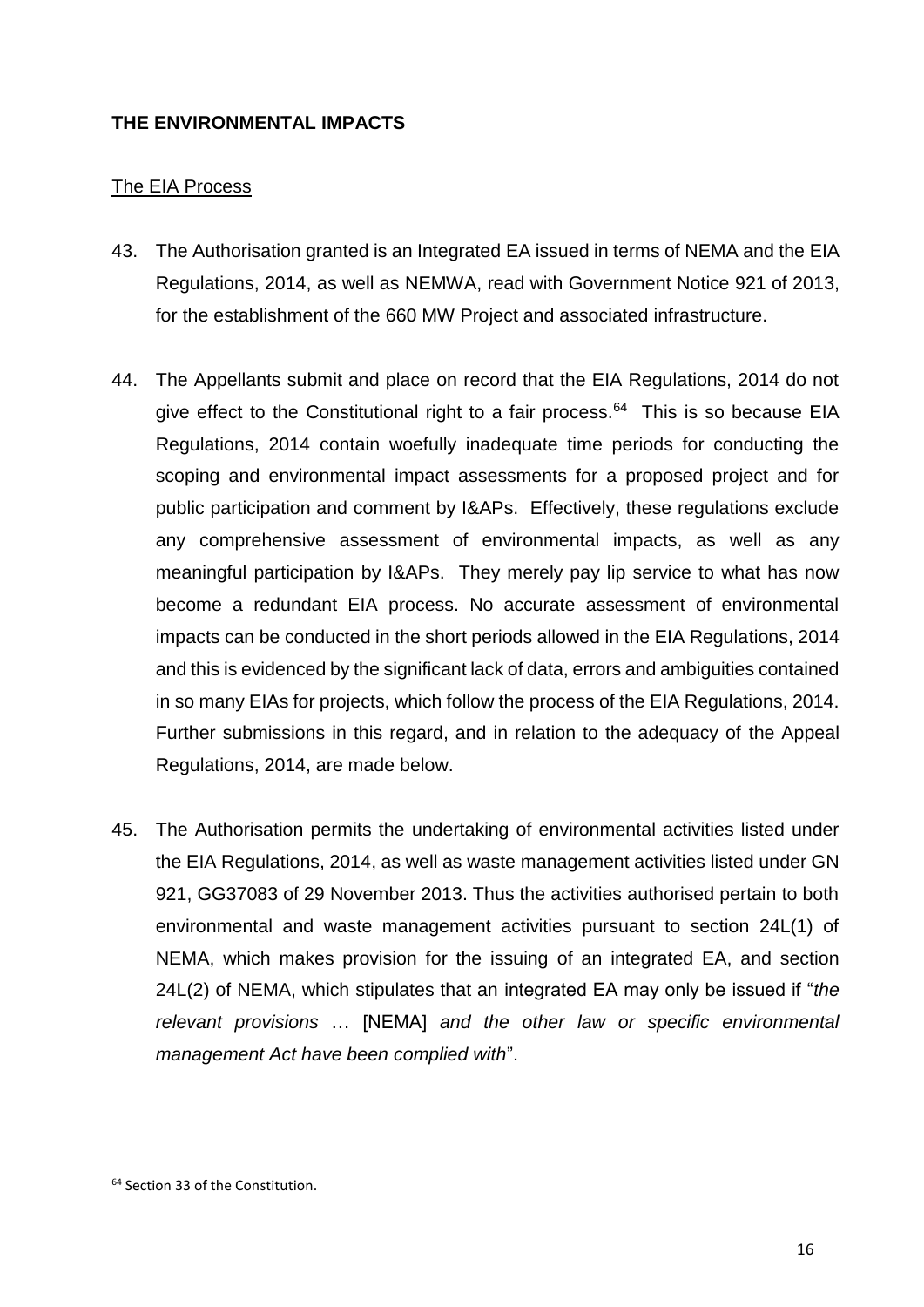**THE ENVIRONMENTAL IMPACTS**

The EIA Process

43. The Authorisation granted is an Integrated EA issued in terms of NEMA and the EIA Regulations, 2014, as well as NEMWA, read with Government Notice 921 of 2013, for the establishment of the 660 MW Project and associated infrastructure.

44. The Appellants submit and place on record that the EIA Regulations, 2014 do not give effect to the Constitutional right to a fair process.[64] This is so because EIA Regulations, 2014 contain woefully inadequate time periods for conducting the scoping and environmental impact assessments for a proposed project and for public participation and comment by I&APs. Effectively, these regulations exclude any comprehensive assessment of environmental impacts, as well as any meaningful participation by I&APs. They merely pay lip service to what has now become a redundant EIA process. No accurate assessment of environmental impacts can be conducted in the short periods allowed in the EIA Regulations, 2014 and this is evidenced by the significant lack of data, errors and ambiguities contained in so many EIAs for projects, which follow the process of the EIA Regulations, 2014. Further submissions in this regard, and in relation to the adequacy of the Appeal Regulations, 2014, are made below.

45. The Authorisation permits the undertaking of environmental activities listed under the EIA Regulations, 2014, as well as waste management activities listed under GN 921, GG37083 of 29 November 2013. Thus the activities authorised pertain to both environmental and waste management activities pursuant to section 24L(1) of NEMA, which makes provision for the issuing of an integrated EA, and section 24L(2) of NEMA, which stipulates that an integrated EA may only be issued if "*the relevant provisions* … [NEMA] *and the other law or specific environmental management Act have been complied with*".

[64] Section 33 of the Constitution.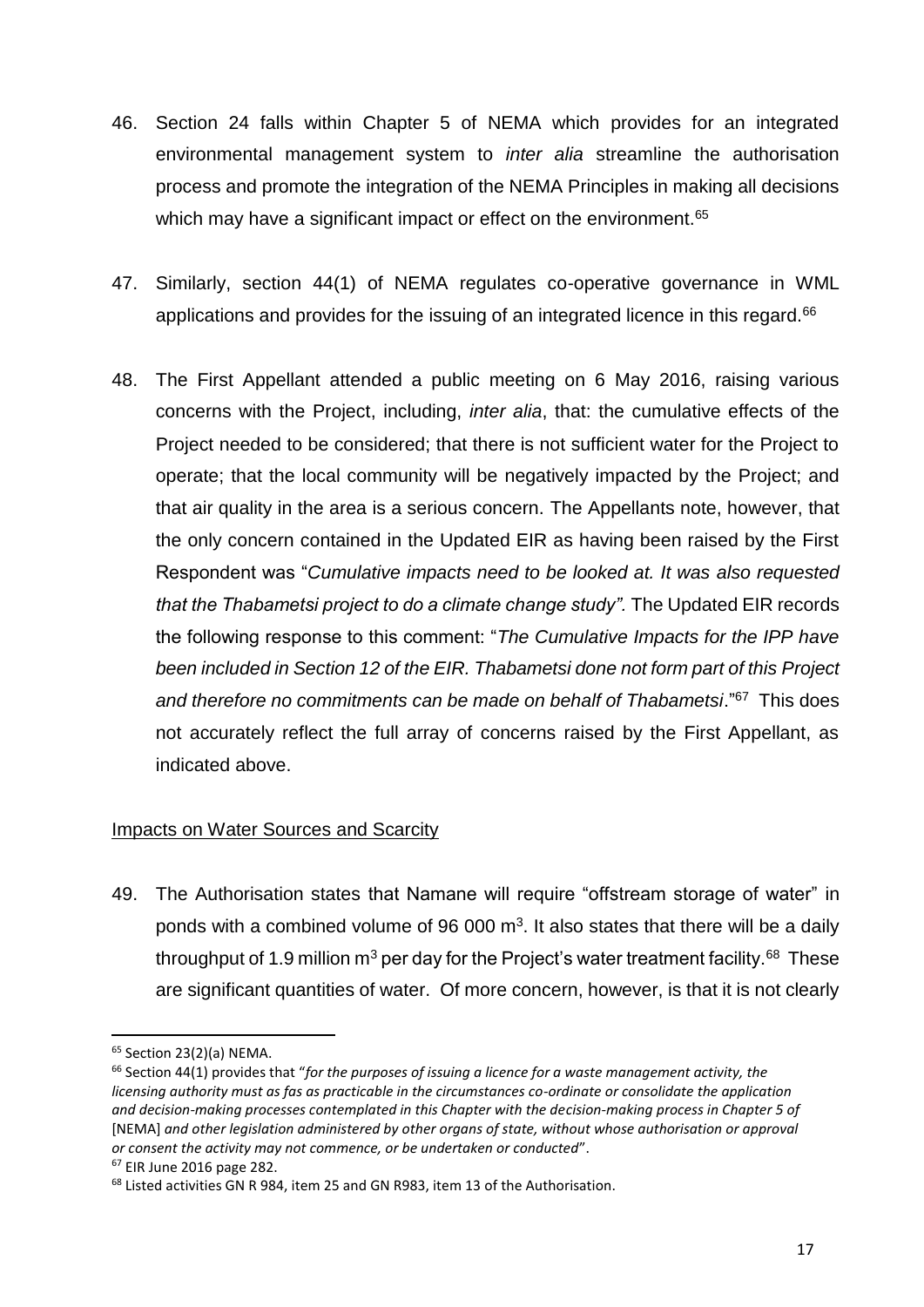46. Section 24 falls within Chapter 5 of NEMA which provides for an integrated environmental management system to *inter alia* streamline the authorisation process and promote the integration of the NEMA Principles in making all decisions which may have a significant impact or effect on the environment.[65]

47. Similarly, section 44(1) of NEMA regulates co-operative governance in WML applications and provides for the issuing of an integrated licence in this regard.[66]

48. The First Appellant attended a public meeting on 6 May 2016, raising various concerns with the Project, including, *inter alia*, that: the cumulative effects of the Project needed to be considered; that there is not sufficient water for the Project to operate; that the local community will be negatively impacted by the Project; and that air quality in the area is a serious concern. The Appellants note, however, that the only concern contained in the Updated EIR as having been raised by the First Respondent was "*Cumulative impacts need to be looked at. It was also requested that the Thabametsi project to do a climate change study".* The Updated EIR records the following response to this comment: "*The Cumulative Impacts for the IPP have been included in Section 12 of the EIR. Thabametsi done not form part of this Project and therefore no commitments can be made on behalf of Thabametsi*."[67] This does not accurately reflect the full array of concerns raised by the First Appellant, as indicated above.

<u>Impacts on Water Sources and Scarcity</u>

49. The Authorisation states that Namane will require "offstream storage of water" in ponds with a combined volume of 96 000 m$^3$. It also states that there will be a daily throughput of 1.9 million m$^3$ per day for the Project's water treatment facility.[68] These are significant quantities of water. Of more concern, however, is that it is not clearly

---

[65] Section 23(2)(a) NEMA.

[66] Section 44(1) provides that "*for the purposes of issuing a licence for a waste management activity, the licensing authority must as fas as practicable in the circumstances co-ordinate or consolidate the application and decision-making processes contemplated in this Chapter with the decision-making process in Chapter 5 of* [NEMA] *and other legislation administered by other organs of state, without whose authorisation or approval or consent the activity may not commence, or be undertaken or conducted*".

[67] EIR June 2016 page 282.

[68] Listed activities GN R 984, item 25 and GN R983, item 13 of the Authorisation.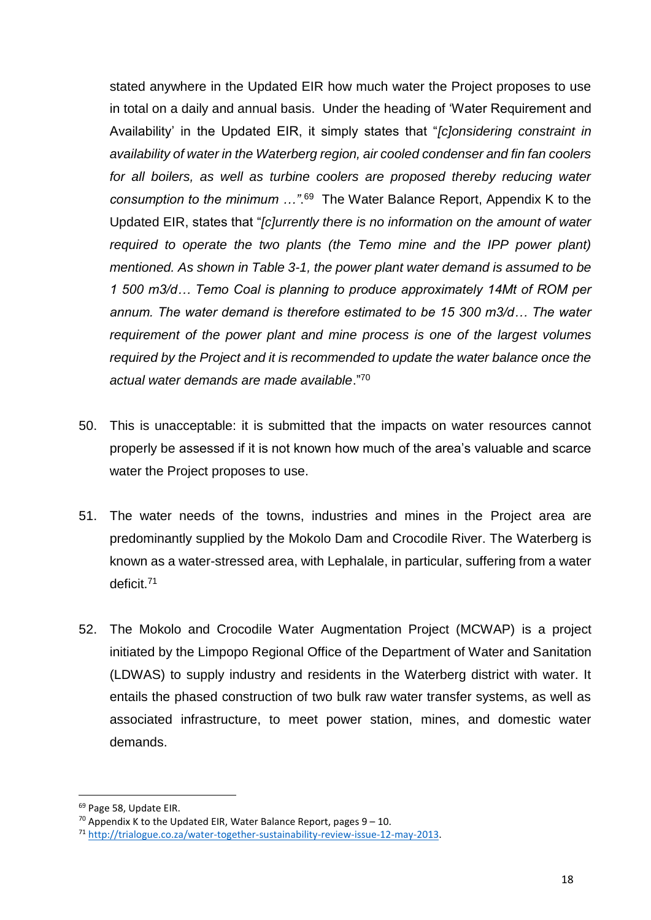stated anywhere in the Updated EIR how much water the Project proposes to use in total on a daily and annual basis. Under the heading of 'Water Requirement and Availability' in the Updated EIR, it simply states that "*[c]onsidering constraint in availability of water in the Waterberg region, air cooled condenser and fin fan coolers for all boilers, as well as turbine coolers are proposed thereby reducing water consumption to the minimum …*".[69] The Water Balance Report, Appendix K to the Updated EIR, states that "*[c]urrently there is no information on the amount of water required to operate the two plants (the Temo mine and the IPP power plant) mentioned. As shown in Table 3-1, the power plant water demand is assumed to be 1 500 m3/d… Temo Coal is planning to produce approximately 14Mt of ROM per annum. The water demand is therefore estimated to be 15 300 m3/d… The water requirement of the power plant and mine process is one of the largest volumes required by the Project and it is recommended to update the water balance once the actual water demands are made available*."[70]

50. This is unacceptable: it is submitted that the impacts on water resources cannot properly be assessed if it is not known how much of the area's valuable and scarce water the Project proposes to use.

51. The water needs of the towns, industries and mines in the Project area are predominantly supplied by the Mokolo Dam and Crocodile River. The Waterberg is known as a water-stressed area, with Lephalale, in particular, suffering from a water deficit.[71]

52. The Mokolo and Crocodile Water Augmentation Project (MCWAP) is a project initiated by the Limpopo Regional Office of the Department of Water and Sanitation (LDWAS) to supply industry and residents in the Waterberg district with water. It entails the phased construction of two bulk raw water transfer systems, as well as associated infrastructure, to meet power station, mines, and domestic water demands.

---

[69] Page 58, Update EIR.

[70] Appendix K to the Updated EIR, Water Balance Report, pages 9 – 10.

[71] http://trialogue.co.za/water-together-sustainability-review-issue-12-may-2013.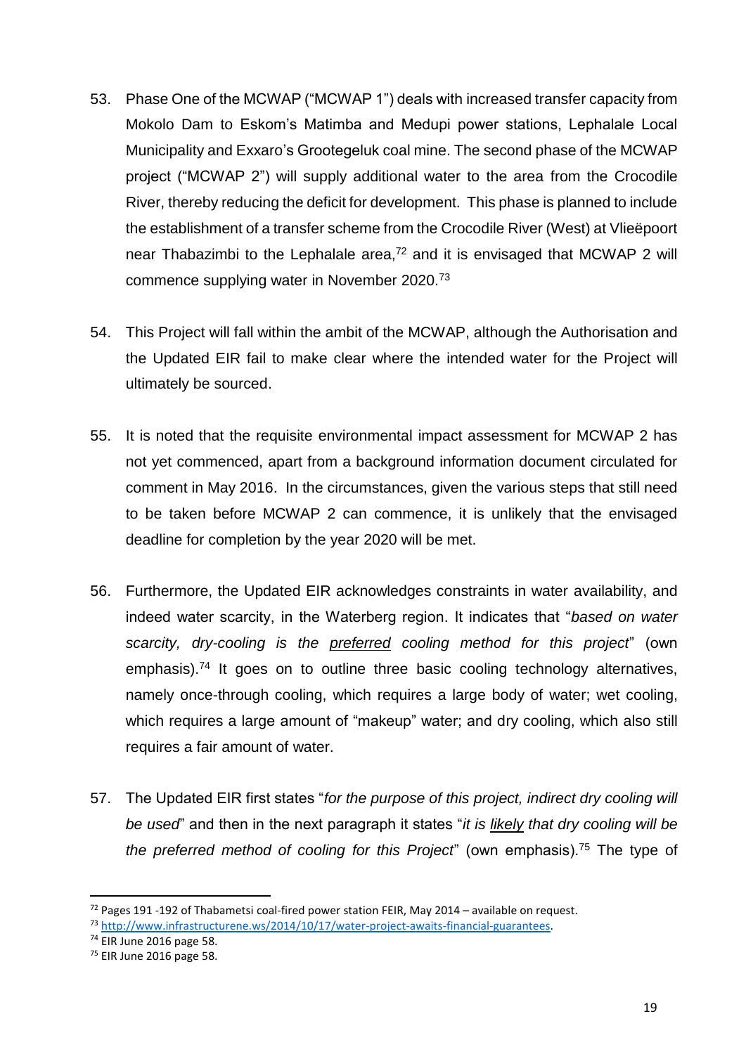53. Phase One of the MCWAP ("MCWAP 1") deals with increased transfer capacity from Mokolo Dam to Eskom's Matimba and Medupi power stations, Lephalale Local Municipality and Exxaro's Grootegeluk coal mine. The second phase of the MCWAP project ("MCWAP 2") will supply additional water to the area from the Crocodile River, thereby reducing the deficit for development. This phase is planned to include the establishment of a transfer scheme from the Crocodile River (West) at Vlieëpoort near Thabazimbi to the Lephalale area,[72] and it is envisaged that MCWAP 2 will commence supplying water in November 2020.[73]

54. This Project will fall within the ambit of the MCWAP, although the Authorisation and the Updated EIR fail to make clear where the intended water for the Project will ultimately be sourced.

55. It is noted that the requisite environmental impact assessment for MCWAP 2 has not yet commenced, apart from a background information document circulated for comment in May 2016. In the circumstances, given the various steps that still need to be taken before MCWAP 2 can commence, it is unlikely that the envisaged deadline for completion by the year 2020 will be met.

56. Furthermore, the Updated EIR acknowledges constraints in water availability, and indeed water scarcity, in the Waterberg region. It indicates that "*based on water scarcity, dry-cooling is the <u>preferred</u> cooling method for this project*" (own emphasis).[74] It goes on to outline three basic cooling technology alternatives, namely once-through cooling, which requires a large body of water; wet cooling, which requires a large amount of "makeup" water; and dry cooling, which also still requires a fair amount of water.

57. The Updated EIR first states "*for the purpose of this project, indirect dry cooling will be used*" and then in the next paragraph it states "*it is <u>likely</u> that dry cooling will be the preferred method of cooling for this Project*" (own emphasis).[75] The type of

---

[72] Pages 191 -192 of Thabametsi coal-fired power station FEIR, May 2014 – available on request.

[73] http://www.infrastructurene.ws/2014/10/17/water-project-awaits-financial-guarantees.

[74] EIR June 2016 page 58.

[75] EIR June 2016 page 58.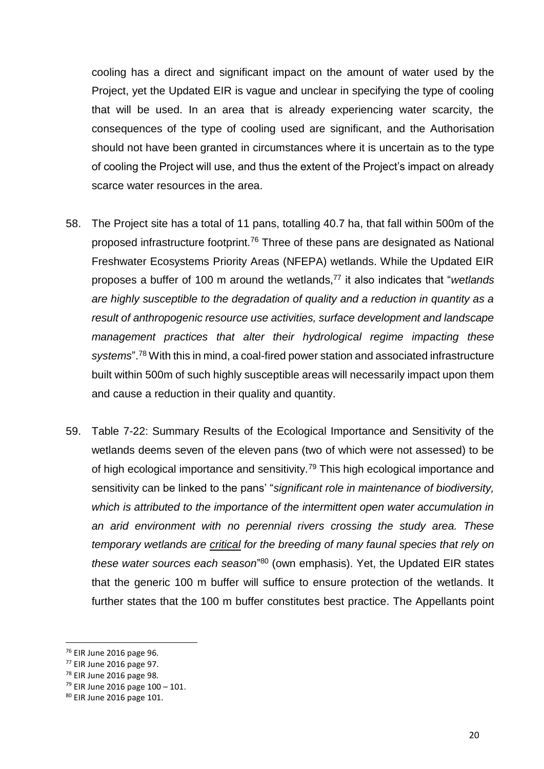cooling has a direct and significant impact on the amount of water used by the Project, yet the Updated EIR is vague and unclear in specifying the type of cooling that will be used. In an area that is already experiencing water scarcity, the consequences of the type of cooling used are significant, and the Authorisation should not have been granted in circumstances where it is uncertain as to the type of cooling the Project will use, and thus the extent of the Project's impact on already scarce water resources in the area.

58. The Project site has a total of 11 pans, totalling 40.7 ha, that fall within 500m of the proposed infrastructure footprint.[76] Three of these pans are designated as National Freshwater Ecosystems Priority Areas (NFEPA) wetlands. While the Updated EIR proposes a buffer of 100 m around the wetlands,[77] it also indicates that "*wetlands are highly susceptible to the degradation of quality and a reduction in quantity as a result of anthropogenic resource use activities, surface development and landscape management practices that alter their hydrological regime impacting these systems*".[78] With this in mind, a coal-fired power station and associated infrastructure built within 500m of such highly susceptible areas will necessarily impact upon them and cause a reduction in their quality and quantity.

59. Table 7-22: Summary Results of the Ecological Importance and Sensitivity of the wetlands deems seven of the eleven pans (two of which were not assessed) to be of high ecological importance and sensitivity.[79] This high ecological importance and sensitivity can be linked to the pans' "*significant role in maintenance of biodiversity, which is attributed to the importance of the intermittent open water accumulation in an arid environment with no perennial rivers crossing the study area. These temporary wetlands are <u>critical</u> for the breeding of many faunal species that rely on these water sources each season*"[80] (own emphasis). Yet, the Updated EIR states that the generic 100 m buffer will suffice to ensure protection of the wetlands. It further states that the 100 m buffer constitutes best practice. The Appellants point

---

[76] EIR June 2016 page 96.

[77] EIR June 2016 page 97.

[78] EIR June 2016 page 98.

[79] EIR June 2016 page 100 – 101.

[80] EIR June 2016 page 101.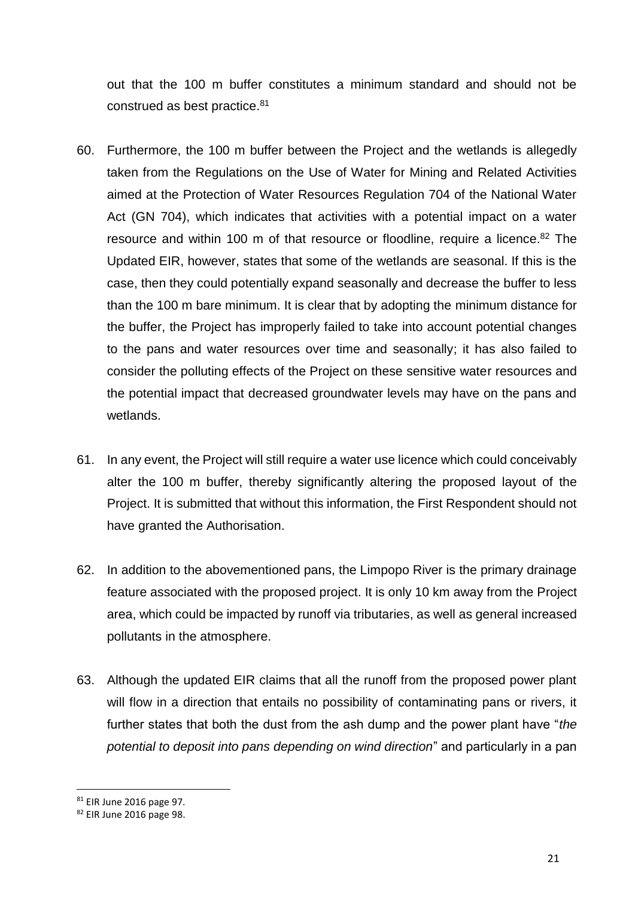out that the 100 m buffer constitutes a minimum standard and should not be construed as best practice.[81]

60. Furthermore, the 100 m buffer between the Project and the wetlands is allegedly taken from the Regulations on the Use of Water for Mining and Related Activities aimed at the Protection of Water Resources Regulation 704 of the National Water Act (GN 704), which indicates that activities with a potential impact on a water resource and within 100 m of that resource or floodline, require a licence.[82] The Updated EIR, however, states that some of the wetlands are seasonal. If this is the case, then they could potentially expand seasonally and decrease the buffer to less than the 100 m bare minimum. It is clear that by adopting the minimum distance for the buffer, the Project has improperly failed to take into account potential changes to the pans and water resources over time and seasonally; it has also failed to consider the polluting effects of the Project on these sensitive water resources and the potential impact that decreased groundwater levels may have on the pans and wetlands.

61. In any event, the Project will still require a water use licence which could conceivably alter the 100 m buffer, thereby significantly altering the proposed layout of the Project. It is submitted that without this information, the First Respondent should not have granted the Authorisation.

62. In addition to the abovementioned pans, the Limpopo River is the primary drainage feature associated with the proposed project. It is only 10 km away from the Project area, which could be impacted by runoff via tributaries, as well as general increased pollutants in the atmosphere.

63. Although the updated EIR claims that all the runoff from the proposed power plant will flow in a direction that entails no possibility of contaminating pans or rivers, it further states that both the dust from the ash dump and the power plant have "*the potential to deposit into pans depending on wind direction*" and particularly in a pan

---

[81] EIR June 2016 page 97.

[82] EIR June 2016 page 98.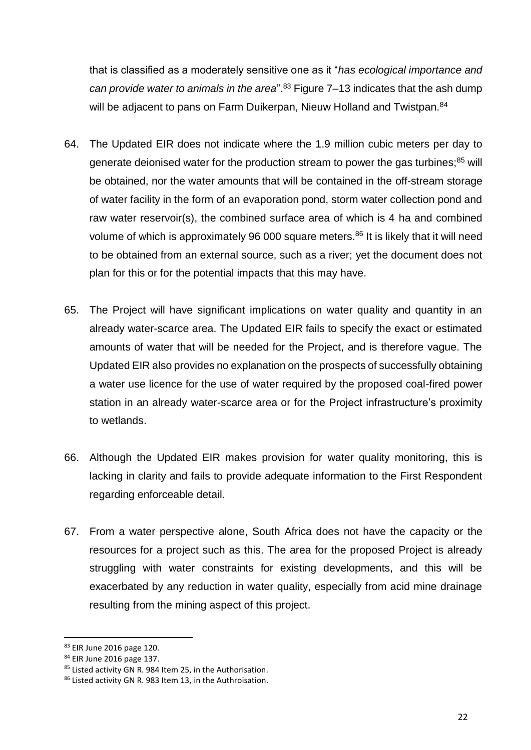that is classified as a moderately sensitive one as it "*has ecological importance and can provide water to animals in the area*".[83] Figure 7–13 indicates that the ash dump will be adjacent to pans on Farm Duikerpan, Nieuw Holland and Twistpan.[84]

64. The Updated EIR does not indicate where the 1.9 million cubic meters per day to generate deionised water for the production stream to power the gas turbines;[85] will be obtained, nor the water amounts that will be contained in the off-stream storage of water facility in the form of an evaporation pond, storm water collection pond and raw water reservoir(s), the combined surface area of which is 4 ha and combined volume of which is approximately 96 000 square meters.[86] It is likely that it will need to be obtained from an external source, such as a river; yet the document does not plan for this or for the potential impacts that this may have.

65. The Project will have significant implications on water quality and quantity in an already water-scarce area. The Updated EIR fails to specify the exact or estimated amounts of water that will be needed for the Project, and is therefore vague. The Updated EIR also provides no explanation on the prospects of successfully obtaining a water use licence for the use of water required by the proposed coal-fired power station in an already water-scarce area or for the Project infrastructure's proximity to wetlands.

66. Although the Updated EIR makes provision for water quality monitoring, this is lacking in clarity and fails to provide adequate information to the First Respondent regarding enforceable detail.

67. From a water perspective alone, South Africa does not have the capacity or the resources for a project such as this. The area for the proposed Project is already struggling with water constraints for existing developments, and this will be exacerbated by any reduction in water quality, especially from acid mine drainage resulting from the mining aspect of this project.

---

[83] EIR June 2016 page 120.

[84] EIR June 2016 page 137.

[85] Listed activity GN R. 984 Item 25, in the Authorisation.

[86] Listed activity GN R. 983 Item 13, in the Authroisation.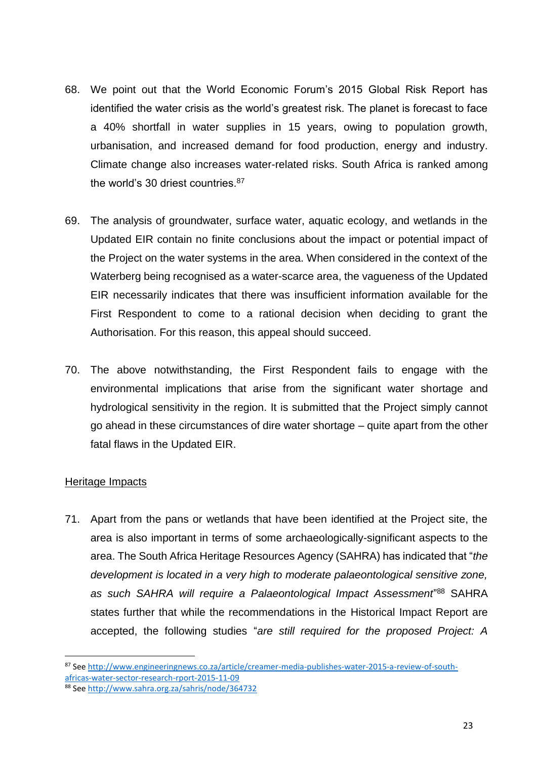68. We point out that the World Economic Forum's 2015 Global Risk Report has identified the water crisis as the world's greatest risk. The planet is forecast to face a 40% shortfall in water supplies in 15 years, owing to population growth, urbanisation, and increased demand for food production, energy and industry. Climate change also increases water-related risks. South Africa is ranked among the world's 30 driest countries.[87]

69. The analysis of groundwater, surface water, aquatic ecology, and wetlands in the Updated EIR contain no finite conclusions about the impact or potential impact of the Project on the water systems in the area. When considered in the context of the Waterberg being recognised as a water-scarce area, the vagueness of the Updated EIR necessarily indicates that there was insufficient information available for the First Respondent to come to a rational decision when deciding to grant the Authorisation. For this reason, this appeal should succeed.

70. The above notwithstanding, the First Respondent fails to engage with the environmental implications that arise from the significant water shortage and hydrological sensitivity in the region. It is submitted that the Project simply cannot go ahead in these circumstances of dire water shortage – quite apart from the other fatal flaws in the Updated EIR.

<u>Heritage Impacts</u>

71. Apart from the pans or wetlands that have been identified at the Project site, the area is also important in terms of some archaeologically-significant aspects to the area. The South Africa Heritage Resources Agency (SAHRA) has indicated that "*the development is located in a very high to moderate palaeontological sensitive zone, as such SAHRA will require a Palaeontological Impact Assessment*"[88] SAHRA states further that while the recommendations in the Historical Impact Report are accepted, the following studies "*are still required for the proposed Project: A*

---

[87] See http://www.engineeringnews.co.za/article/creamer-media-publishes-water-2015-a-review-of-south-africas-water-sector-research-rport-2015-11-09

[88] See http://www.sahra.org.za/sahris/node/364732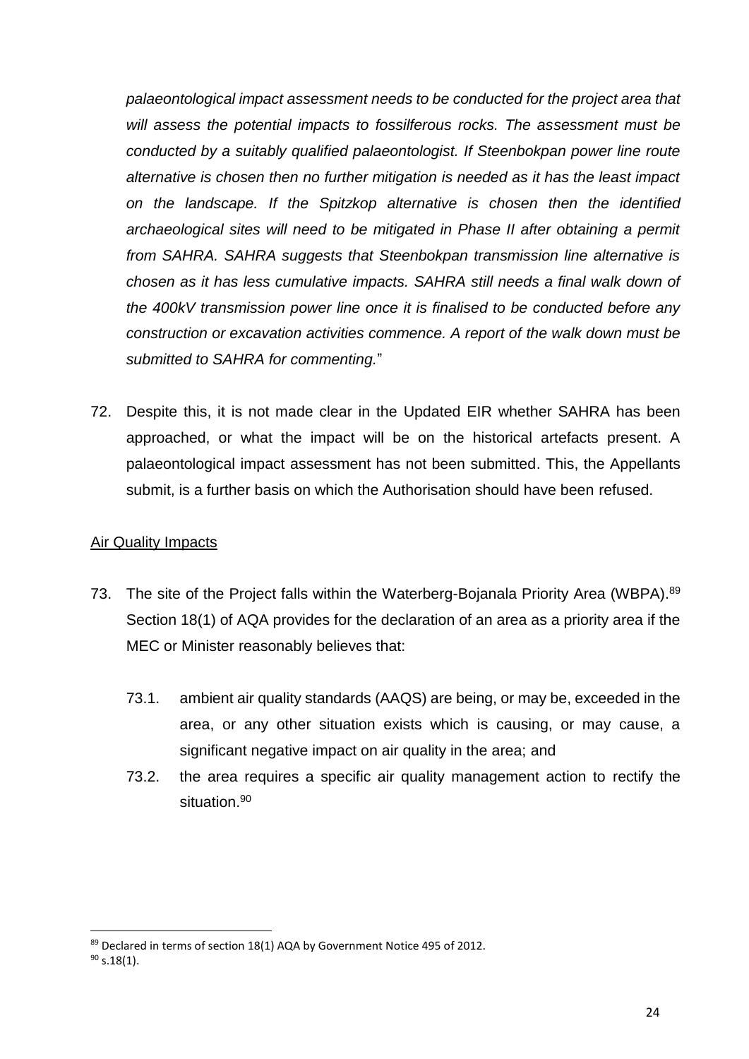*palaeontological impact assessment needs to be conducted for the project area that will assess the potential impacts to fossilferous rocks. The assessment must be conducted by a suitably qualified palaeontologist. If Steenbokpan power line route alternative is chosen then no further mitigation is needed as it has the least impact on the landscape. If the Spitzkop alternative is chosen then the identified archaeological sites will need to be mitigated in Phase II after obtaining a permit from SAHRA. SAHRA suggests that Steenbokpan transmission line alternative is chosen as it has less cumulative impacts. SAHRA still needs a final walk down of the 400kV transmission power line once it is finalised to be conducted before any construction or excavation activities commence. A report of the walk down must be submitted to SAHRA for commenting.*"

72. Despite this, it is not made clear in the Updated EIR whether SAHRA has been approached, or what the impact will be on the historical artefacts present. A palaeontological impact assessment has not been submitted. This, the Appellants submit, is a further basis on which the Authorisation should have been refused.

Air Quality Impacts

73. The site of the Project falls within the Waterberg-Bojanala Priority Area (WBPA).[89] Section 18(1) of AQA provides for the declaration of an area as a priority area if the MEC or Minister reasonably believes that:

    73.1. ambient air quality standards (AAQS) are being, or may be, exceeded in the area, or any other situation exists which is causing, or may cause, a significant negative impact on air quality in the area; and

    73.2. the area requires a specific air quality management action to rectify the situation.[90]

[89] Declared in terms of section 18(1) AQA by Government Notice 495 of 2012.

[90] s.18(1).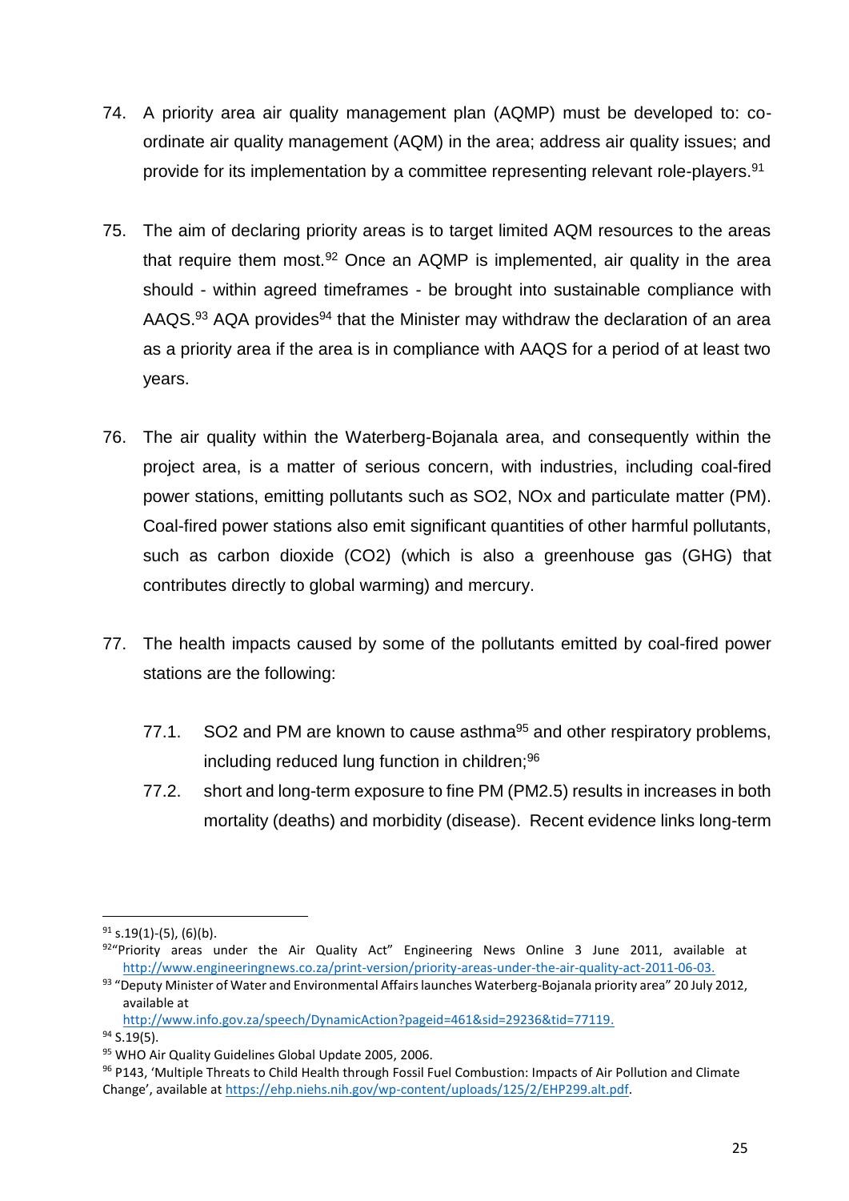74. A priority area air quality management plan (AQMP) must be developed to: co-ordinate air quality management (AQM) in the area; address air quality issues; and provide for its implementation by a committee representing relevant role-players.[91]

75. The aim of declaring priority areas is to target limited AQM resources to the areas that require them most.[92] Once an AQMP is implemented, air quality in the area should - within agreed timeframes - be brought into sustainable compliance with AAQS.[93] AQA provides[94] that the Minister may withdraw the declaration of an area as a priority area if the area is in compliance with AAQS for a period of at least two years.

76. The air quality within the Waterberg-Bojanala area, and consequently within the project area, is a matter of serious concern, with industries, including coal-fired power stations, emitting pollutants such as $SO_2$, $NO_x$ and particulate matter (PM). Coal-fired power stations also emit significant quantities of other harmful pollutants, such as carbon dioxide ($CO_2$) (which is also a greenhouse gas (GHG) that contributes directly to global warming) and mercury.

77. The health impacts caused by some of the pollutants emitted by coal-fired power stations are the following:

    77.1. $SO_2$ and PM are known to cause asthma[95] and other respiratory problems, including reduced lung function in children;[96]

    77.2. short and long-term exposure to fine PM ($PM_{2.5}$) results in increases in both mortality (deaths) and morbidity (disease). Recent evidence links long-term

---

[91] s.19(1)-(5), (6)(b).

[92] "Priority areas under the Air Quality Act" Engineering News Online 3 June 2011, available at http://www.engineeringnews.co.za/print-version/priority-areas-under-the-air-quality-act-2011-06-03.

[93] "Deputy Minister of Water and Environmental Affairs launches Waterberg-Bojanala priority area" 20 July 2012, available at http://www.info.gov.za/speech/DynamicAction?pageid=461&sid=29236&tid=77119.

[94] S.19(5).

[95] WHO Air Quality Guidelines Global Update 2005, 2006.

[96] P143, 'Multiple Threats to Child Health through Fossil Fuel Combustion: Impacts of Air Pollution and Climate Change', available at https://ehp.niehs.nih.gov/wp-content/uploads/125/2/EHP299.alt.pdf.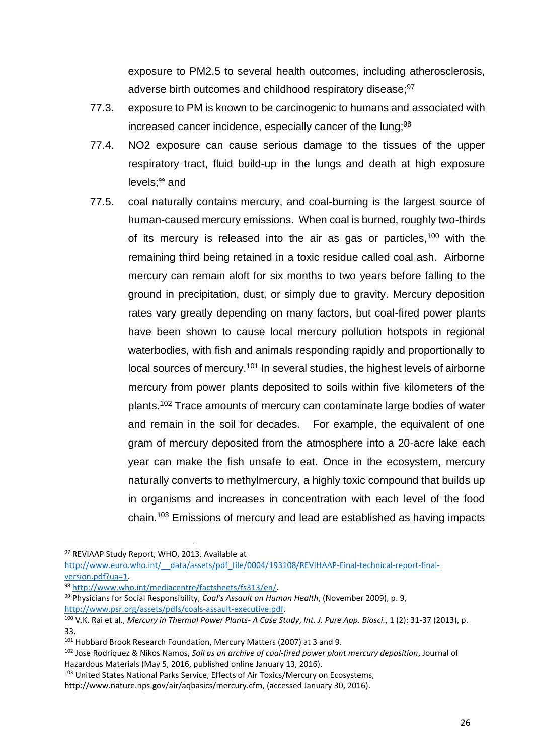exposure to PM2.5 to several health outcomes, including atherosclerosis, adverse birth outcomes and childhood respiratory disease;[97]

77.3. exposure to PM is known to be carcinogenic to humans and associated with increased cancer incidence, especially cancer of the lung;[98]

77.4. NO2 exposure can cause serious damage to the tissues of the upper respiratory tract, fluid build-up in the lungs and death at high exposure levels;[99] and

77.5. coal naturally contains mercury, and coal-burning is the largest source of human-caused mercury emissions. When coal is burned, roughly two-thirds of its mercury is released into the air as gas or particles,[100] with the remaining third being retained in a toxic residue called coal ash. Airborne mercury can remain aloft for six months to two years before falling to the ground in precipitation, dust, or simply due to gravity. Mercury deposition rates vary greatly depending on many factors, but coal-fired power plants have been shown to cause local mercury pollution hotspots in regional waterbodies, with fish and animals responding rapidly and proportionally to local sources of mercury.[101] In several studies, the highest levels of airborne mercury from power plants deposited to soils within five kilometers of the plants.[102] Trace amounts of mercury can contaminate large bodies of water and remain in the soil for decades. For example, the equivalent of one gram of mercury deposited from the atmosphere into a 20-acre lake each year can make the fish unsafe to eat. Once in the ecosystem, mercury naturally converts to methylmercury, a highly toxic compound that builds up in organisms and increases in concentration with each level of the food chain.[103] Emissions of mercury and lead are established as having impacts

---

[97] REVIAAP Study Report, WHO, 2013. Available at http://www.euro.who.int/__data/assets/pdf_file/0004/193108/REVIHAAP-Final-technical-report-final-version.pdf?ua=1.

[98] http://www.who.int/mediacentre/factsheets/fs313/en/.

[99] Physicians for Social Responsibility, *Coal's Assault on Human Health*, (November 2009), p. 9, http://www.psr.org/assets/pdfs/coals-assault-executive.pdf.

[100] V.K. Rai et al., *Mercury in Thermal Power Plants- A Case Study*, *Int. J. Pure App. Biosci.*, 1 (2): 31-37 (2013), p. 33.

[101] Hubbard Brook Research Foundation, Mercury Matters (2007) at 3 and 9.

[102] Jose Rodriquez & Nikos Namos, *Soil as an archive of coal-fired power plant mercury deposition*, Journal of Hazardous Materials (May 5, 2016, published online January 13, 2016).

[103] United States National Parks Service, Effects of Air Toxics/Mercury on Ecosystems, http://www.nature.nps.gov/air/aqbasics/mercury.cfm, (accessed January 30, 2016).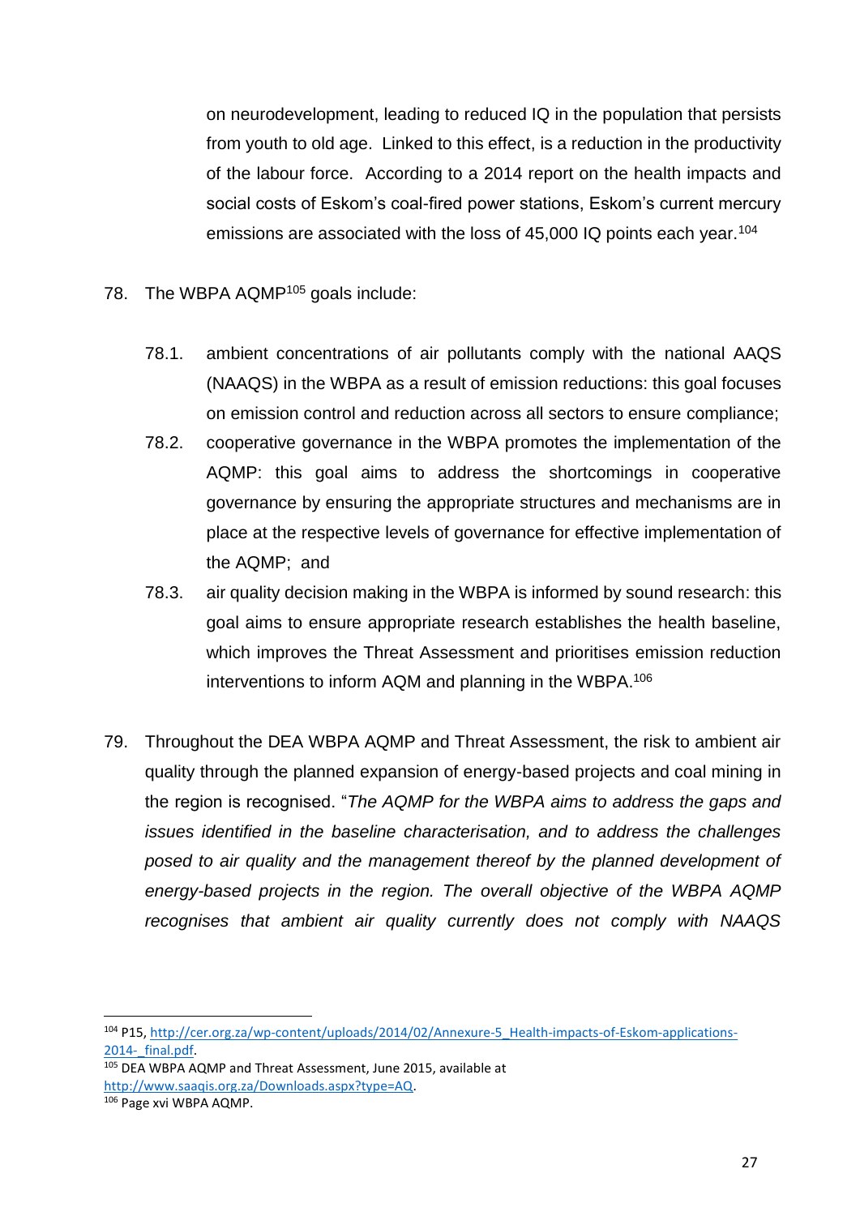on neurodevelopment, leading to reduced IQ in the population that persists from youth to old age. Linked to this effect, is a reduction in the productivity of the labour force. According to a 2014 report on the health impacts and social costs of Eskom's coal-fired power stations, Eskom's current mercury emissions are associated with the loss of 45,000 IQ points each year.[104]

78. The WBPA AQMP[105] goals include:

    78.1. ambient concentrations of air pollutants comply with the national AAQS (NAAQS) in the WBPA as a result of emission reductions: this goal focuses on emission control and reduction across all sectors to ensure compliance;

    78.2. cooperative governance in the WBPA promotes the implementation of the AQMP: this goal aims to address the shortcomings in cooperative governance by ensuring the appropriate structures and mechanisms are in place at the respective levels of governance for effective implementation of the AQMP; and

    78.3. air quality decision making in the WBPA is informed by sound research: this goal aims to ensure appropriate research establishes the health baseline, which improves the Threat Assessment and prioritises emission reduction interventions to inform AQM and planning in the WBPA.[106]

79. Throughout the DEA WBPA AQMP and Threat Assessment, the risk to ambient air quality through the planned expansion of energy-based projects and coal mining in the region is recognised. "*The AQMP for the WBPA aims to address the gaps and issues identified in the baseline characterisation, and to address the challenges posed to air quality and the management thereof by the planned development of energy-based projects in the region. The overall objective of the WBPA AQMP recognises that ambient air quality currently does not comply with NAAQS*

---

[104] P15, http://cer.org.za/wp-content/uploads/2014/02/Annexure-5_Health-impacts-of-Eskom-applications-2014-_final.pdf.

[105] DEA WBPA AQMP and Threat Assessment, June 2015, available at http://www.saaqis.org.za/Downloads.aspx?type=AQ.

[106] Page xvi WBPA AQMP.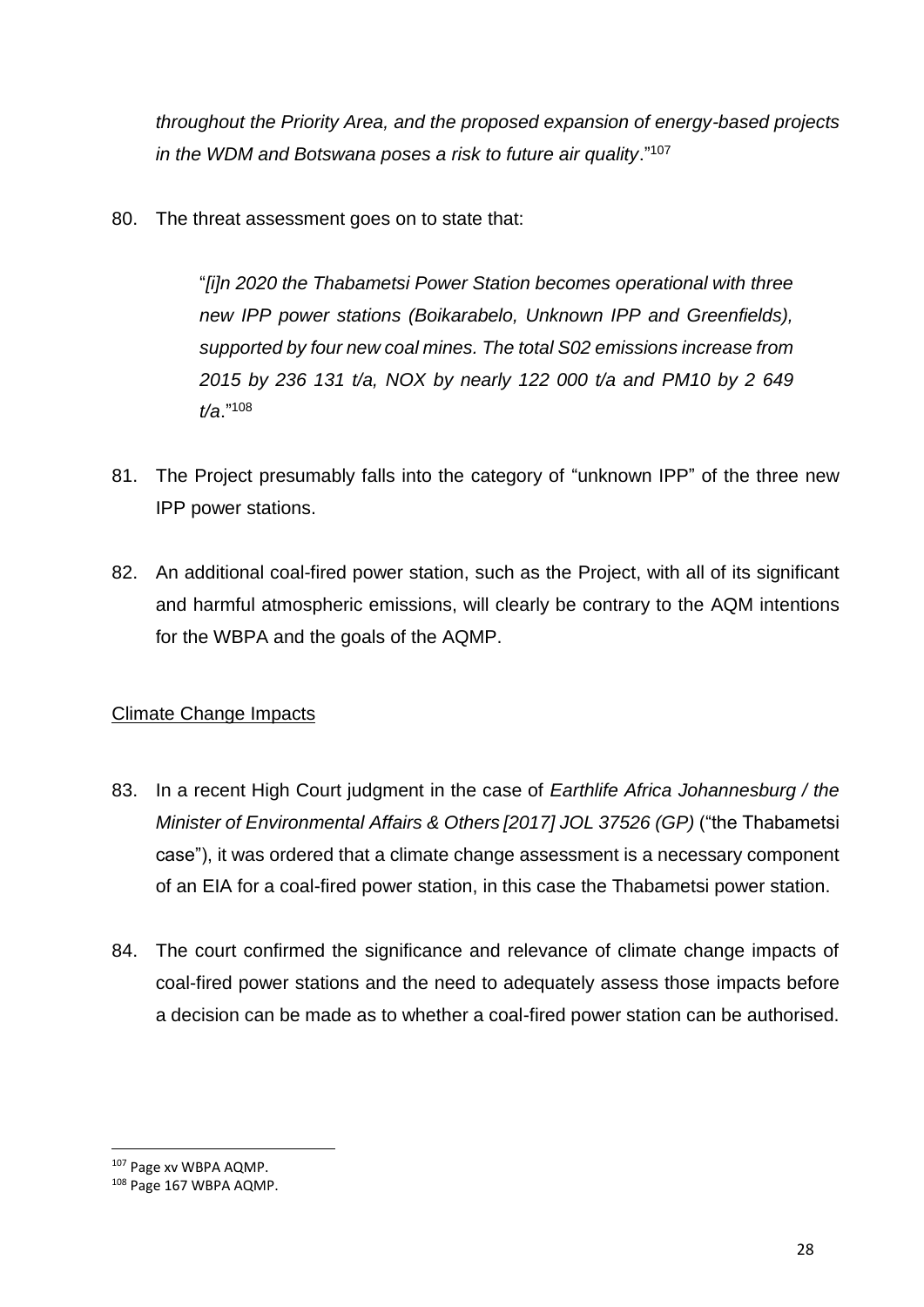*throughout the Priority Area, and the proposed expansion of energy-based projects in the WDM and Botswana poses a risk to future air quality*."[107]

80. The threat assessment goes on to state that:

> "*[i]n 2020 the Thabametsi Power Station becomes operational with three new IPP power stations (Boikarabelo, Unknown IPP and Greenfields), supported by four new coal mines. The total S02 emissions increase from 2015 by 236 131 t/a, NOX by nearly 122 000 t/a and PM10 by 2 649 t/a*."[108]

81. The Project presumably falls into the category of "unknown IPP" of the three new IPP power stations.

82. An additional coal-fired power station, such as the Project, with all of its significant and harmful atmospheric emissions, will clearly be contrary to the AQM intentions for the WBPA and the goals of the AQMP.

## Climate Change Impacts

83. In a recent High Court judgment in the case of *Earthlife Africa Johannesburg / the Minister of Environmental Affairs & Others [2017] JOL 37526 (GP)* ("the Thabametsi case"), it was ordered that a climate change assessment is a necessary component of an EIA for a coal-fired power station, in this case the Thabametsi power station.

84. The court confirmed the significance and relevance of climate change impacts of coal-fired power stations and the need to adequately assess those impacts before a decision can be made as to whether a coal-fired power station can be authorised.

---

[107] Page xv WBPA AQMP.

[108] Page 167 WBPA AQMP.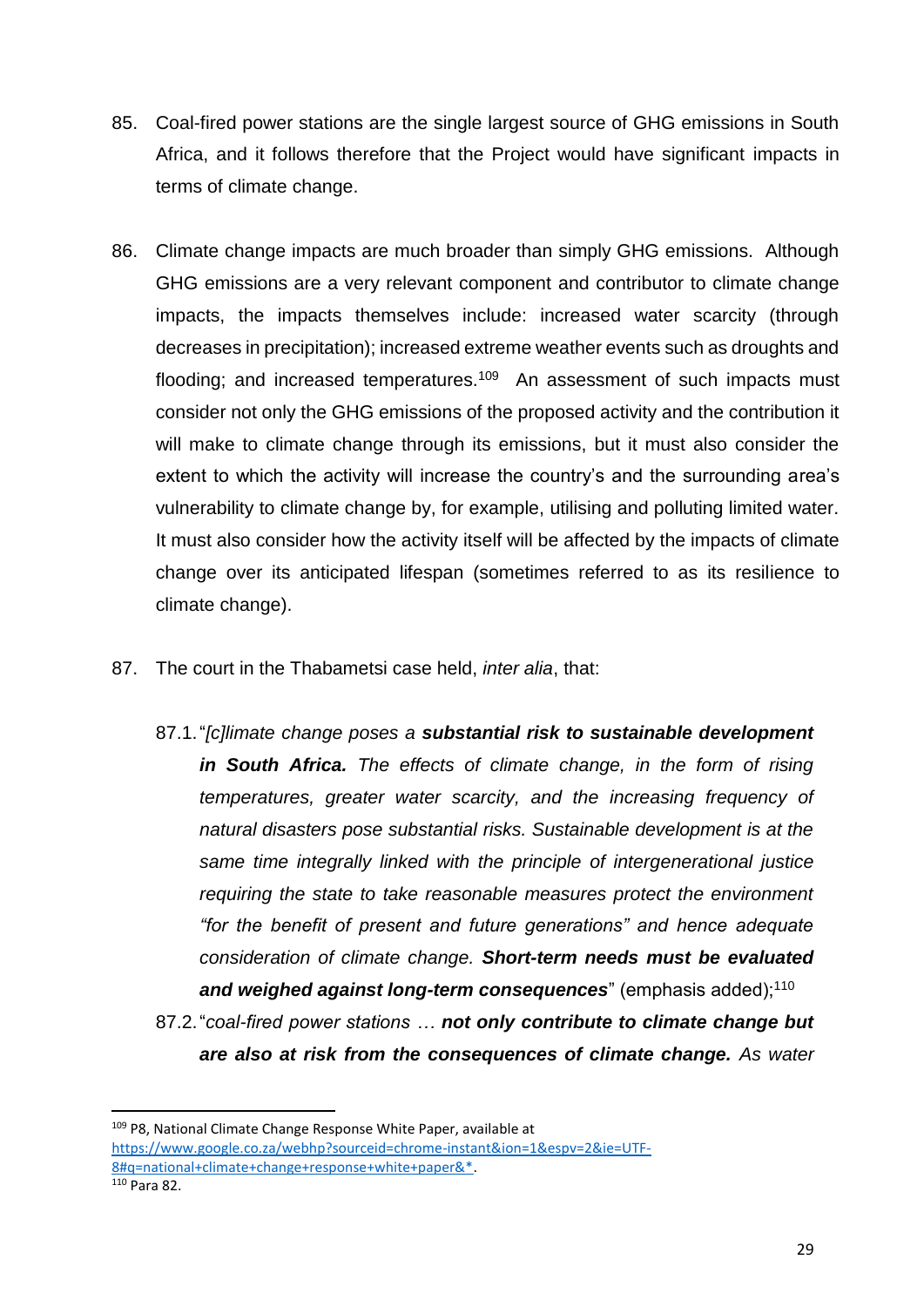85. Coal-fired power stations are the single largest source of GHG emissions in South Africa, and it follows therefore that the Project would have significant impacts in terms of climate change.

86. Climate change impacts are much broader than simply GHG emissions. Although GHG emissions are a very relevant component and contributor to climate change impacts, the impacts themselves include: increased water scarcity (through decreases in precipitation); increased extreme weather events such as droughts and flooding; and increased temperatures.[109] An assessment of such impacts must consider not only the GHG emissions of the proposed activity and the contribution it will make to climate change through its emissions, but it must also consider the extent to which the activity will increase the country's and the surrounding area's vulnerability to climate change by, for example, utilising and polluting limited water. It must also consider how the activity itself will be affected by the impacts of climate change over its anticipated lifespan (sometimes referred to as its resilience to climate change).

87. The court in the Thabametsi case held, *inter alia*, that:

    87.1. "*[c]limate change poses a **substantial risk to sustainable development in South Africa.** The effects of climate change, in the form of rising temperatures, greater water scarcity, and the increasing frequency of natural disasters pose substantial risks. Sustainable development is at the same time integrally linked with the principle of intergenerational justice requiring the state to take reasonable measures protect the environment "for the benefit of present and future generations" and hence adequate consideration of climate change. **Short-term needs must be evaluated and weighed against long-term consequences***" (emphasis added);[110]

    87.2. "*coal-fired power stations … **not only contribute to climate change but are also at risk from the consequences of climate change.** As water*

---

[109] P8, National Climate Change Response White Paper, available at https://www.google.co.za/webhp?sourceid=chrome-instant&ion=1&espv=2&ie=UTF-8#q=national+climate+change+response+white+paper&*.

[110] Para 82.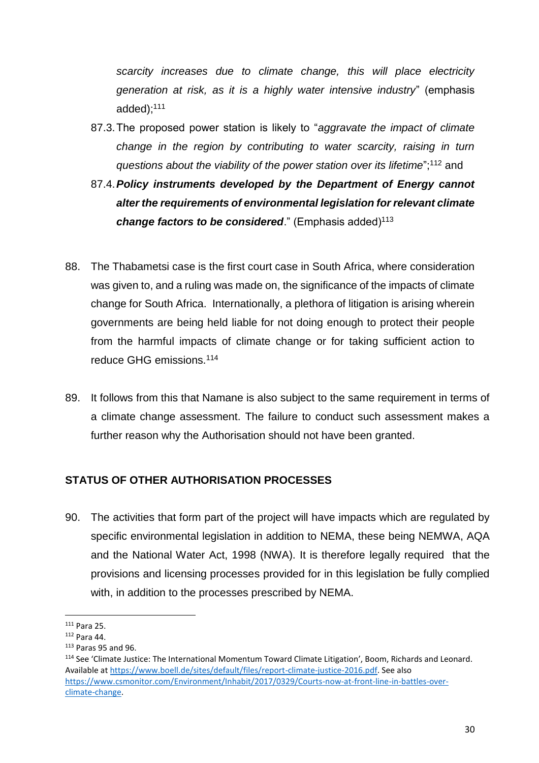*scarcity increases due to climate change, this will place electricity generation at risk, as it is a highly water intensive industry*" (emphasis added);[111]

87.3. The proposed power station is likely to "*aggravate the impact of climate change in the region by contributing to water scarcity, raising in turn questions about the viability of the power station over its lifetime*";[112] and

87.4. ***Policy instruments developed by the Department of Energy cannot alter the requirements of environmental legislation for relevant climate change factors to be considered***." (Emphasis added)[113]

88. The Thabametsi case is the first court case in South Africa, where consideration was given to, and a ruling was made on, the significance of the impacts of climate change for South Africa. Internationally, a plethora of litigation is arising wherein governments are being held liable for not doing enough to protect their people from the harmful impacts of climate change or for taking sufficient action to reduce GHG emissions.[114]

89. It follows from this that Namane is also subject to the same requirement in terms of a climate change assessment. The failure to conduct such assessment makes a further reason why the Authorisation should not have been granted.

## STATUS OF OTHER AUTHORISATION PROCESSES

90. The activities that form part of the project will have impacts which are regulated by specific environmental legislation in addition to NEMA, these being NEMWA, AQA and the National Water Act, 1998 (NWA). It is therefore legally required that the provisions and licensing processes provided for in this legislation be fully complied with, in addition to the processes prescribed by NEMA.

---

[111] Para 25.

[112] Para 44.

[113] Paras 95 and 96.

[114] See 'Climate Justice: The International Momentum Toward Climate Litigation', Boom, Richards and Leonard. Available at https://www.boell.de/sites/default/files/report-climate-justice-2016.pdf. See also https://www.csmonitor.com/Environment/Inhabit/2017/0329/Courts-now-at-front-line-in-battles-over-climate-change.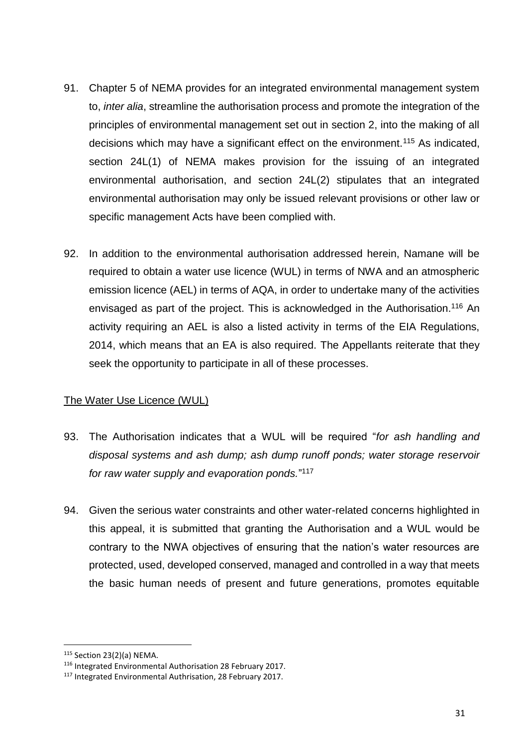91. Chapter 5 of NEMA provides for an integrated environmental management system to, *inter alia*, streamline the authorisation process and promote the integration of the principles of environmental management set out in section 2, into the making of all decisions which may have a significant effect on the environment.[115] As indicated, section 24L(1) of NEMA makes provision for the issuing of an integrated environmental authorisation, and section 24L(2) stipulates that an integrated environmental authorisation may only be issued relevant provisions or other law or specific management Acts have been complied with.

92. In addition to the environmental authorisation addressed herein, Namane will be required to obtain a water use licence (WUL) in terms of NWA and an atmospheric emission licence (AEL) in terms of AQA, in order to undertake many of the activities envisaged as part of the project. This is acknowledged in the Authorisation.[116] An activity requiring an AEL is also a listed activity in terms of the EIA Regulations, 2014, which means that an EA is also required. The Appellants reiterate that they seek the opportunity to participate in all of these processes.

<u>The Water Use Licence (WUL)</u>

93. The Authorisation indicates that a WUL will be required "*for ash handling and disposal systems and ash dump; ash dump runoff ponds; water storage reservoir for raw water supply and evaporation ponds.*"[117]

94. Given the serious water constraints and other water-related concerns highlighted in this appeal, it is submitted that granting the Authorisation and a WUL would be contrary to the NWA objectives of ensuring that the nation's water resources are protected, used, developed conserved, managed and controlled in a way that meets the basic human needs of present and future generations, promotes equitable

---

[115] Section 23(2)(a) NEMA.

[116] Integrated Environmental Authorisation 28 February 2017.

[117] Integrated Environmental Authrisation, 28 February 2017.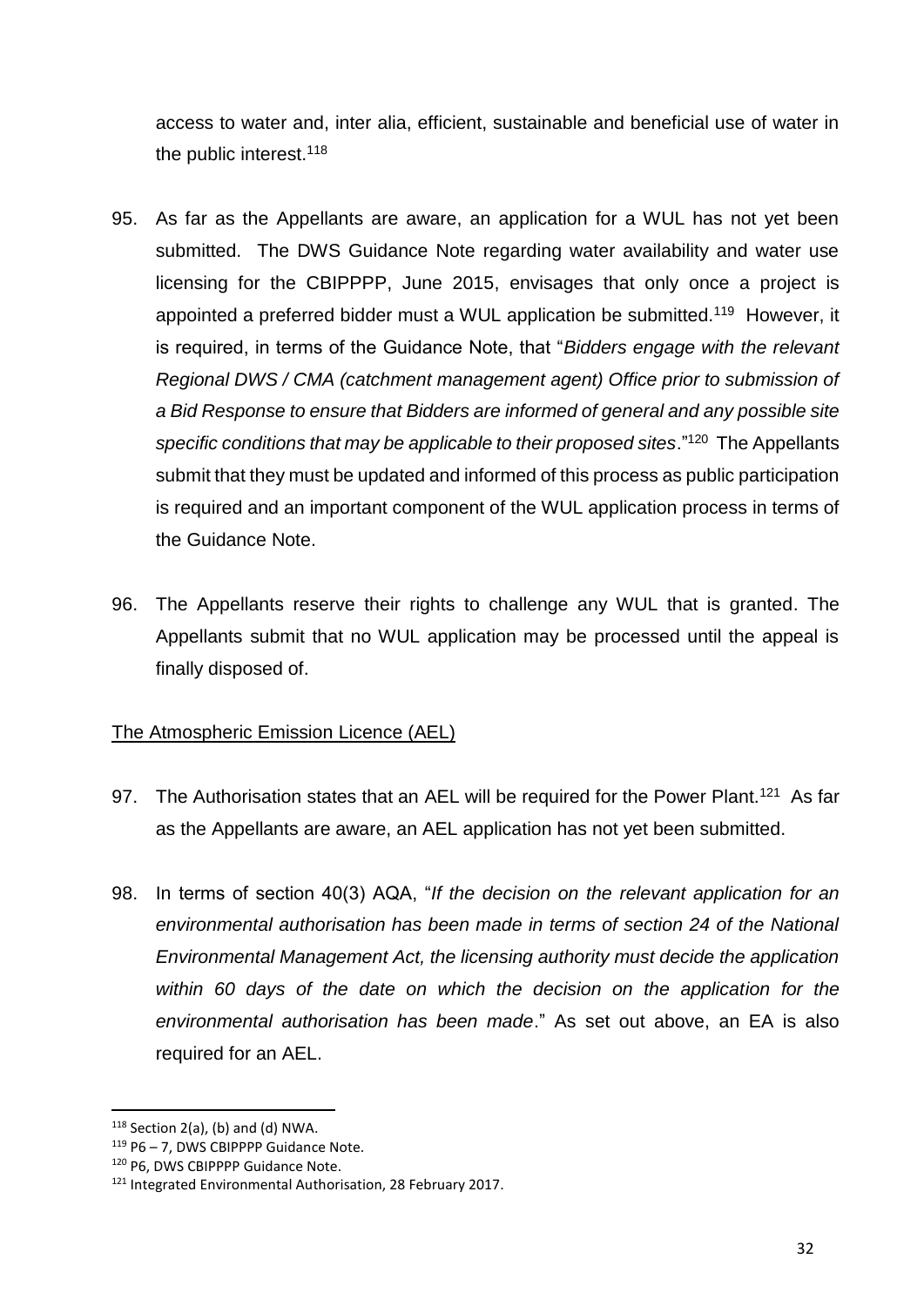access to water and, inter alia, efficient, sustainable and beneficial use of water in the public interest.[118]

95. As far as the Appellants are aware, an application for a WUL has not yet been submitted. The DWS Guidance Note regarding water availability and water use licensing for the CBIPPPP, June 2015, envisages that only once a project is appointed a preferred bidder must a WUL application be submitted.[119] However, it is required, in terms of the Guidance Note, that "*Bidders engage with the relevant Regional DWS / CMA (catchment management agent) Office prior to submission of a Bid Response to ensure that Bidders are informed of general and any possible site specific conditions that may be applicable to their proposed sites*."[120] The Appellants submit that they must be updated and informed of this process as public participation is required and an important component of the WUL application process in terms of the Guidance Note.

96. The Appellants reserve their rights to challenge any WUL that is granted. The Appellants submit that no WUL application may be processed until the appeal is finally disposed of.

<u>The Atmospheric Emission Licence (AEL)</u>

97. The Authorisation states that an AEL will be required for the Power Plant.[121] As far as the Appellants are aware, an AEL application has not yet been submitted.

98. In terms of section 40(3) AQA, "*If the decision on the relevant application for an environmental authorisation has been made in terms of section 24 of the National Environmental Management Act, the licensing authority must decide the application within 60 days of the date on which the decision on the application for the environmental authorisation has been made*." As set out above, an EA is also required for an AEL.

---

[118] Section 2(a), (b) and (d) NWA.

[119] P6 – 7, DWS CBIPPPP Guidance Note.

[120] P6, DWS CBIPPPP Guidance Note.

[121] Integrated Environmental Authorisation, 28 February 2017.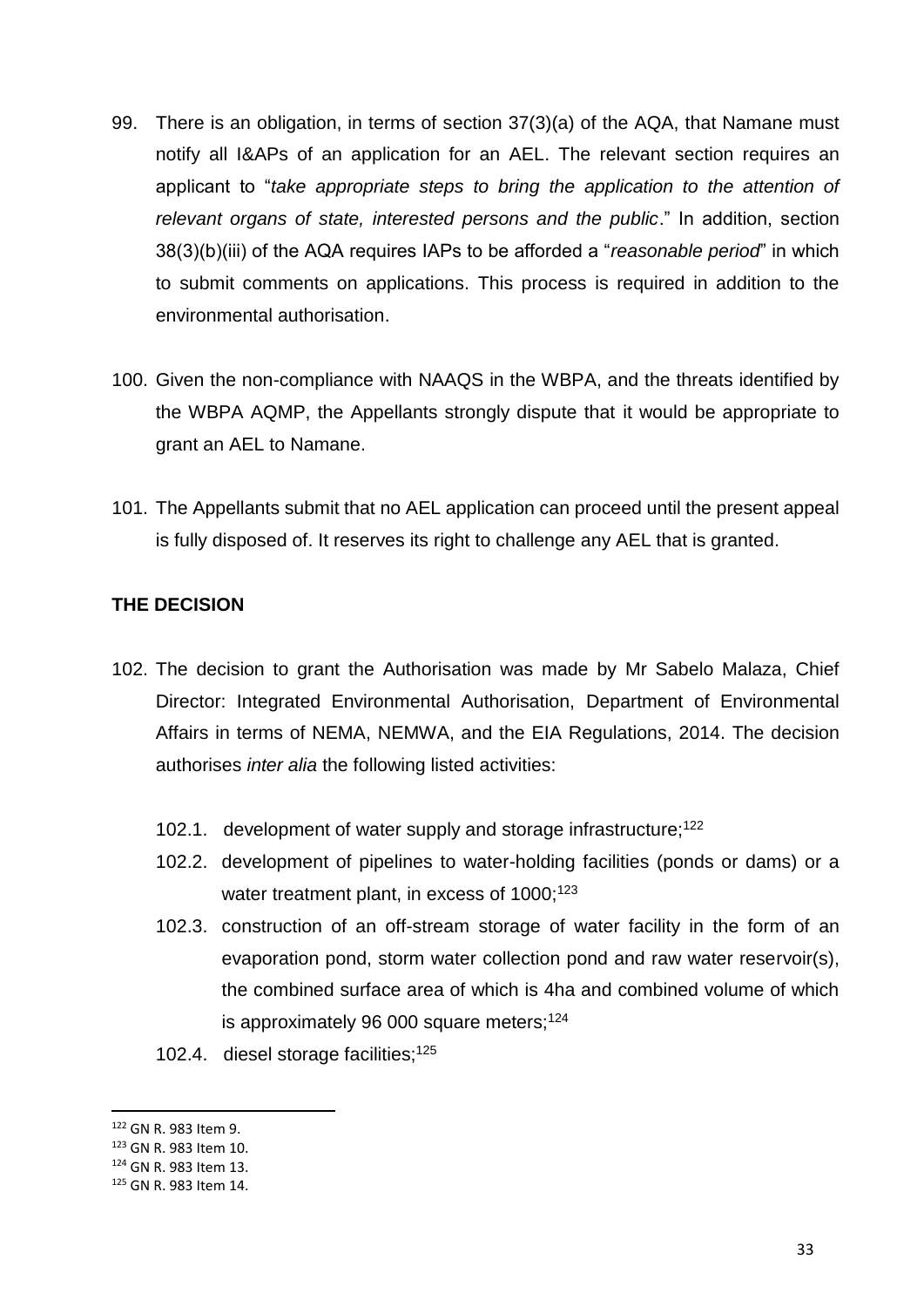99. There is an obligation, in terms of section 37(3)(a) of the AQA, that Namane must notify all I&APs of an application for an AEL. The relevant section requires an applicant to "*take appropriate steps to bring the application to the attention of relevant organs of state, interested persons and the public*." In addition, section 38(3)(b)(iii) of the AQA requires IAPs to be afforded a "*reasonable period*" in which to submit comments on applications. This process is required in addition to the environmental authorisation.

100. Given the non-compliance with NAAQS in the WBPA, and the threats identified by the WBPA AQMP, the Appellants strongly dispute that it would be appropriate to grant an AEL to Namane.

101. The Appellants submit that no AEL application can proceed until the present appeal is fully disposed of. It reserves its right to challenge any AEL that is granted.

**THE DECISION**

102. The decision to grant the Authorisation was made by Mr Sabelo Malaza, Chief Director: Integrated Environmental Authorisation, Department of Environmental Affairs in terms of NEMA, NEMWA, and the EIA Regulations, 2014. The decision authorises *inter alia* the following listed activities:

    102.1. development of water supply and storage infrastructure;[122]

    102.2. development of pipelines to water-holding facilities (ponds or dams) or a water treatment plant, in excess of 1000;[123]

    102.3. construction of an off-stream storage of water facility in the form of an evaporation pond, storm water collection pond and raw water reservoir(s), the combined surface area of which is 4ha and combined volume of which is approximately 96 000 square meters;[124]

    102.4. diesel storage facilities;[125]

---

[122] GN R. 983 Item 9.

[123] GN R. 983 Item 10.

[124] GN R. 983 Item 13.

[125] GN R. 983 Item 14.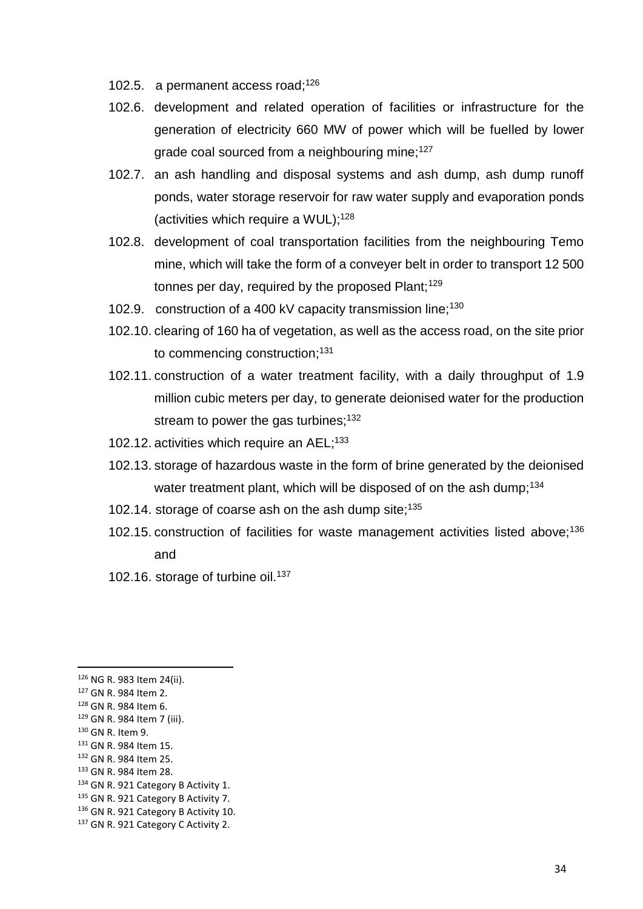102.5. a permanent access road;[126]

102.6. development and related operation of facilities or infrastructure for the generation of electricity 660 MW of power which will be fuelled by lower grade coal sourced from a neighbouring mine;[127]

102.7. an ash handling and disposal systems and ash dump, ash dump runoff ponds, water storage reservoir for raw water supply and evaporation ponds (activities which require a WUL);[128]

102.8. development of coal transportation facilities from the neighbouring Temo mine, which will take the form of a conveyer belt in order to transport 12 500 tonnes per day, required by the proposed Plant;[129]

102.9. construction of a 400 kV capacity transmission line;[130]

102.10. clearing of 160 ha of vegetation, as well as the access road, on the site prior to commencing construction;[131]

102.11. construction of a water treatment facility, with a daily throughput of 1.9 million cubic meters per day, to generate deionised water for the production stream to power the gas turbines;[132]

102.12. activities which require an AEL;[133]

102.13. storage of hazardous waste in the form of brine generated by the deionised water treatment plant, which will be disposed of on the ash dump;[134]

102.14. storage of coarse ash on the ash dump site;[135]

102.15. construction of facilities for waste management activities listed above;[136] and

102.16. storage of turbine oil.[137]

---

[126] NG R. 983 Item 24(ii).

[127] GN R. 984 Item 2.

[128] GN R. 984 Item 6.

[129] GN R. 984 Item 7 (iii).

[130] GN R. Item 9.

[131] GN R. 984 Item 15.

[132] GN R. 984 Item 25.

[133] GN R. 984 Item 28.

[134] GN R. 921 Category B Activity 1.

[135] GN R. 921 Category B Activity 7.

[136] GN R. 921 Category B Activity 10.

[137] GN R. 921 Category C Activity 2.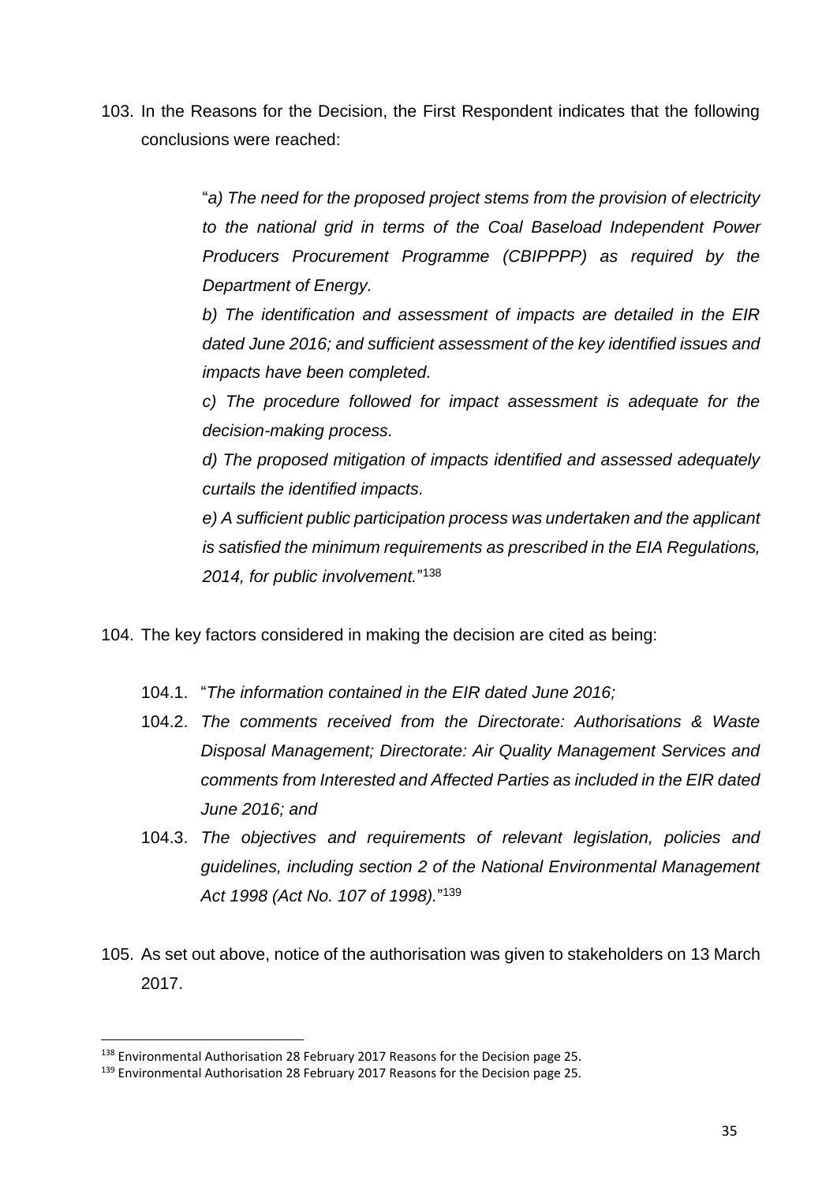103. In the Reasons for the Decision, the First Respondent indicates that the following conclusions were reached:

> "*a) The need for the proposed project stems from the provision of electricity to the national grid in terms of the Coal Baseload Independent Power Producers Procurement Programme (CBIPPPP) as required by the Department of Energy.*
>
> *b) The identification and assessment of impacts are detailed in the EIR dated June 2016; and sufficient assessment of the key identified issues and impacts have been completed.*
>
> *c) The procedure followed for impact assessment is adequate for the decision-making process.*
>
> *d) The proposed mitigation of impacts identified and assessed adequately curtails the identified impacts.*
>
> *e) A sufficient public participation process was undertaken and the applicant is satisfied the minimum requirements as prescribed in the EIA Regulations, 2014, for public involvement.*"[138]

104. The key factors considered in making the decision are cited as being:

    104.1. "*The information contained in the EIR dated June 2016;*

    104.2. *The comments received from the Directorate: Authorisations & Waste Disposal Management; Directorate: Air Quality Management Services and comments from Interested and Affected Parties as included in the EIR dated June 2016; and*

    104.3. *The objectives and requirements of relevant legislation, policies and guidelines, including section 2 of the National Environmental Management Act 1998 (Act No. 107 of 1998).*"[139]

105. As set out above, notice of the authorisation was given to stakeholders on 13 March 2017.

---

[138] Environmental Authorisation 28 February 2017 Reasons for the Decision page 25.

[139] Environmental Authorisation 28 February 2017 Reasons for the Decision page 25.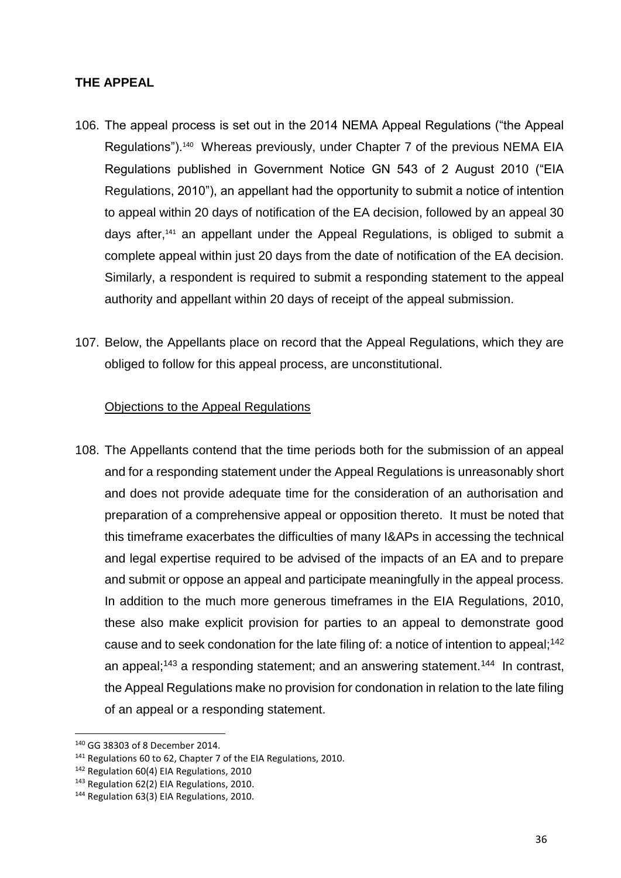## THE APPEAL

106. The appeal process is set out in the 2014 NEMA Appeal Regulations ("the Appeal Regulations").[140] Whereas previously, under Chapter 7 of the previous NEMA EIA Regulations published in Government Notice GN 543 of 2 August 2010 ("EIA Regulations, 2010"), an appellant had the opportunity to submit a notice of intention to appeal within 20 days of notification of the EA decision, followed by an appeal 30 days after,[141] an appellant under the Appeal Regulations, is obliged to submit a complete appeal within just 20 days from the date of notification of the EA decision. Similarly, a respondent is required to submit a responding statement to the appeal authority and appellant within 20 days of receipt of the appeal submission.

107. Below, the Appellants place on record that the Appeal Regulations, which they are obliged to follow for this appeal process, are unconstitutional.

<u>Objections to the Appeal Regulations</u>

108. The Appellants contend that the time periods both for the submission of an appeal and for a responding statement under the Appeal Regulations is unreasonably short and does not provide adequate time for the consideration of an authorisation and preparation of a comprehensive appeal or opposition thereto. It must be noted that this timeframe exacerbates the difficulties of many I&APs in accessing the technical and legal expertise required to be advised of the impacts of an EA and to prepare and submit or oppose an appeal and participate meaningfully in the appeal process. In addition to the much more generous timeframes in the EIA Regulations, 2010, these also make explicit provision for parties to an appeal to demonstrate good cause and to seek condonation for the late filing of: a notice of intention to appeal;[142] an appeal;[143] a responding statement; and an answering statement.[144] In contrast, the Appeal Regulations make no provision for condonation in relation to the late filing of an appeal or a responding statement.

[140] GG 38303 of 8 December 2014.
[141] Regulations 60 to 62, Chapter 7 of the EIA Regulations, 2010.
[142] Regulation 60(4) EIA Regulations, 2010
[143] Regulation 62(2) EIA Regulations, 2010.
[144] Regulation 63(3) EIA Regulations, 2010.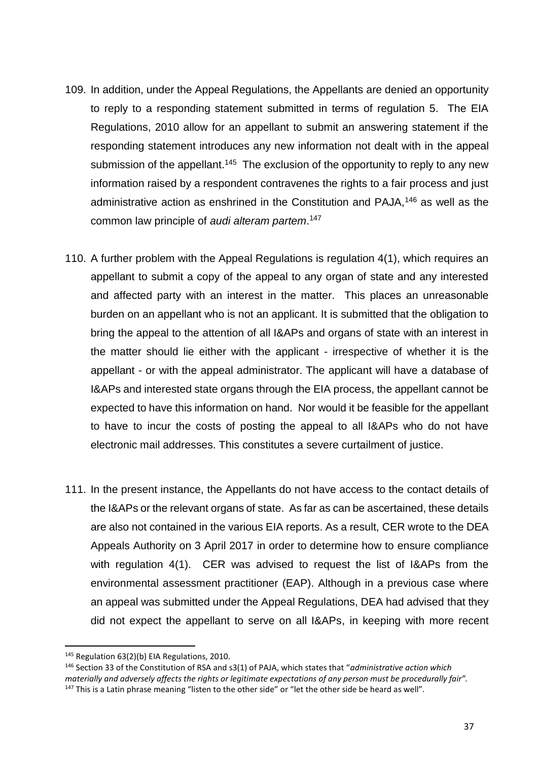109. In addition, under the Appeal Regulations, the Appellants are denied an opportunity to reply to a responding statement submitted in terms of regulation 5. The EIA Regulations, 2010 allow for an appellant to submit an answering statement if the responding statement introduces any new information not dealt with in the appeal submission of the appellant.[145] The exclusion of the opportunity to reply to any new information raised by a respondent contravenes the rights to a fair process and just administrative action as enshrined in the Constitution and PAJA,[146] as well as the common law principle of *audi alteram partem*.[147]

110. A further problem with the Appeal Regulations is regulation 4(1), which requires an appellant to submit a copy of the appeal to any organ of state and any interested and affected party with an interest in the matter. This places an unreasonable burden on an appellant who is not an applicant. It is submitted that the obligation to bring the appeal to the attention of all I&APs and organs of state with an interest in the matter should lie either with the applicant - irrespective of whether it is the appellant - or with the appeal administrator. The applicant will have a database of I&APs and interested state organs through the EIA process, the appellant cannot be expected to have this information on hand. Nor would it be feasible for the appellant to have to incur the costs of posting the appeal to all I&APs who do not have electronic mail addresses. This constitutes a severe curtailment of justice.

111. In the present instance, the Appellants do not have access to the contact details of the I&APs or the relevant organs of state. As far as can be ascertained, these details are also not contained in the various EIA reports. As a result, CER wrote to the DEA Appeals Authority on 3 April 2017 in order to determine how to ensure compliance with regulation 4(1). CER was advised to request the list of I&APs from the environmental assessment practitioner (EAP). Although in a previous case where an appeal was submitted under the Appeal Regulations, DEA had advised that they did not expect the appellant to serve on all I&APs, in keeping with more recent

---

[145] Regulation 63(2)(b) EIA Regulations, 2010.

[146] Section 33 of the Constitution of RSA and s3(1) of PAJA, which states that "*administrative action which materially and adversely affects the rights or legitimate expectations of any person must be procedurally fair".*

[147] This is a Latin phrase meaning "listen to the other side" or "let the other side be heard as well".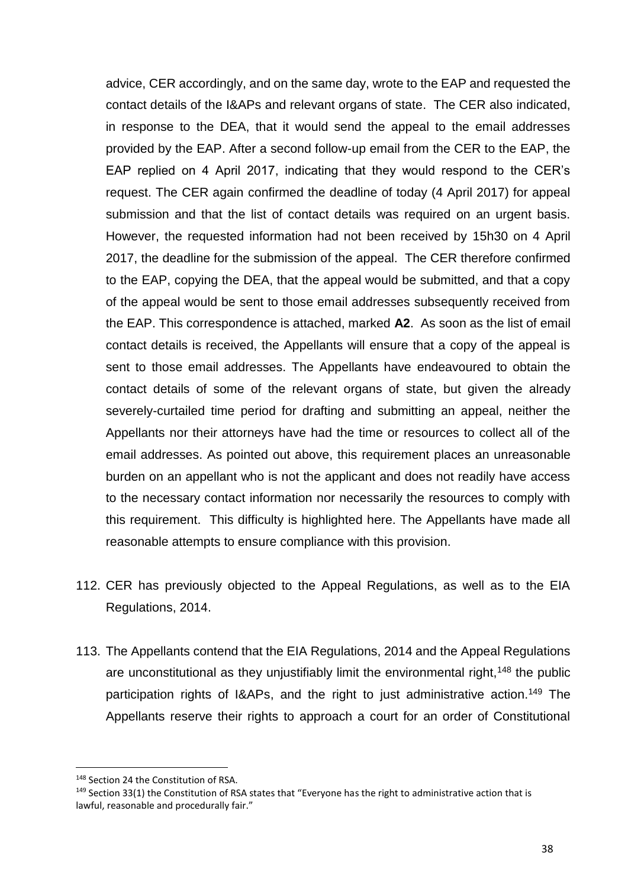advice, CER accordingly, and on the same day, wrote to the EAP and requested the contact details of the I&APs and relevant organs of state. The CER also indicated, in response to the DEA, that it would send the appeal to the email addresses provided by the EAP. After a second follow-up email from the CER to the EAP, the EAP replied on 4 April 2017, indicating that they would respond to the CER's request. The CER again confirmed the deadline of today (4 April 2017) for appeal submission and that the list of contact details was required on an urgent basis. However, the requested information had not been received by 15h30 on 4 April 2017, the deadline for the submission of the appeal. The CER therefore confirmed to the EAP, copying the DEA, that the appeal would be submitted, and that a copy of the appeal would be sent to those email addresses subsequently received from the EAP. This correspondence is attached, marked **A2**. As soon as the list of email contact details is received, the Appellants will ensure that a copy of the appeal is sent to those email addresses. The Appellants have endeavoured to obtain the contact details of some of the relevant organs of state, but given the already severely-curtailed time period for drafting and submitting an appeal, neither the Appellants nor their attorneys have had the time or resources to collect all of the email addresses. As pointed out above, this requirement places an unreasonable burden on an appellant who is not the applicant and does not readily have access to the necessary contact information nor necessarily the resources to comply with this requirement. This difficulty is highlighted here. The Appellants have made all reasonable attempts to ensure compliance with this provision.

112. CER has previously objected to the Appeal Regulations, as well as to the EIA Regulations, 2014.

113. The Appellants contend that the EIA Regulations, 2014 and the Appeal Regulations are unconstitutional as they unjustifiably limit the environmental right,[148] the public participation rights of I&APs, and the right to just administrative action.[149] The Appellants reserve their rights to approach a court for an order of Constitutional

---

[148] Section 24 the Constitution of RSA.

[149] Section 33(1) the Constitution of RSA states that "Everyone has the right to administrative action that is lawful, reasonable and procedurally fair."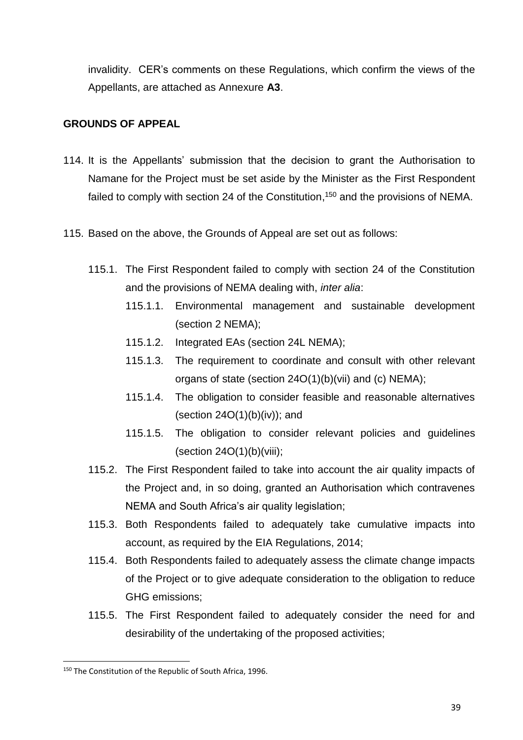invalidity. CER's comments on these Regulations, which confirm the views of the Appellants, are attached as Annexure **A3**.

## GROUNDS OF APPEAL

114. It is the Appellants' submission that the decision to grant the Authorisation to Namane for the Project must be set aside by the Minister as the First Respondent failed to comply with section 24 of the Constitution,[150] and the provisions of NEMA.

115. Based on the above, the Grounds of Appeal are set out as follows:

   115.1. The First Respondent failed to comply with section 24 of the Constitution and the provisions of NEMA dealing with, *inter alia*:

      115.1.1. Environmental management and sustainable development (section 2 NEMA);

      115.1.2. Integrated EAs (section 24L NEMA);

      115.1.3. The requirement to coordinate and consult with other relevant organs of state (section 24O(1)(b)(vii) and (c) NEMA);

      115.1.4. The obligation to consider feasible and reasonable alternatives (section 24O(1)(b)(iv)); and

      115.1.5. The obligation to consider relevant policies and guidelines (section 24O(1)(b)(viii);

   115.2. The First Respondent failed to take into account the air quality impacts of the Project and, in so doing, granted an Authorisation which contravenes NEMA and South Africa's air quality legislation;

   115.3. Both Respondents failed to adequately take cumulative impacts into account, as required by the EIA Regulations, 2014;

   115.4. Both Respondents failed to adequately assess the climate change impacts of the Project or to give adequate consideration to the obligation to reduce GHG emissions;

   115.5. The First Respondent failed to adequately consider the need for and desirability of the undertaking of the proposed activities;

---

[150] The Constitution of the Republic of South Africa, 1996.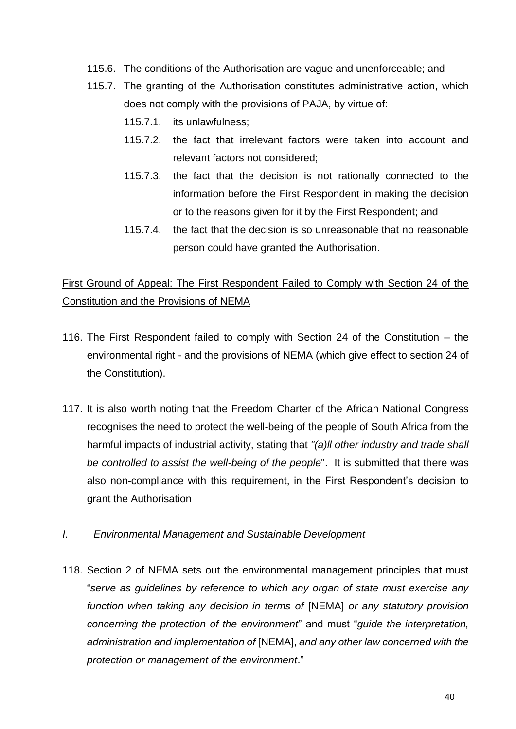115.6. The conditions of the Authorisation are vague and unenforceable; and

115.7. The granting of the Authorisation constitutes administrative action, which does not comply with the provisions of PAJA, by virtue of:

115.7.1. its unlawfulness;

115.7.2. the fact that irrelevant factors were taken into account and relevant factors not considered;

115.7.3. the fact that the decision is not rationally connected to the information before the First Respondent in making the decision or to the reasons given for it by the First Respondent; and

115.7.4. the fact that the decision is so unreasonable that no reasonable person could have granted the Authorisation.

<u>First Ground of Appeal: The First Respondent Failed to Comply with Section 24 of the Constitution and the Provisions of NEMA</u>

116. The First Respondent failed to comply with Section 24 of the Constitution – the environmental right - and the provisions of NEMA (which give effect to section 24 of the Constitution).

117. It is also worth noting that the Freedom Charter of the African National Congress recognises the need to protect the well-being of the people of South Africa from the harmful impacts of industrial activity, stating that *"(a)ll other industry and trade shall be controlled to assist the well-being of the people*". It is submitted that there was also non-compliance with this requirement, in the First Respondent's decision to grant the Authorisation

*I. Environmental Management and Sustainable Development*

118. Section 2 of NEMA sets out the environmental management principles that must "*serve as guidelines by reference to which any organ of state must exercise any function when taking any decision in terms of* [NEMA] *or any statutory provision concerning the protection of the environment*" and must "*guide the interpretation, administration and implementation of* [NEMA], *and any other law concerned with the protection or management of the environment*."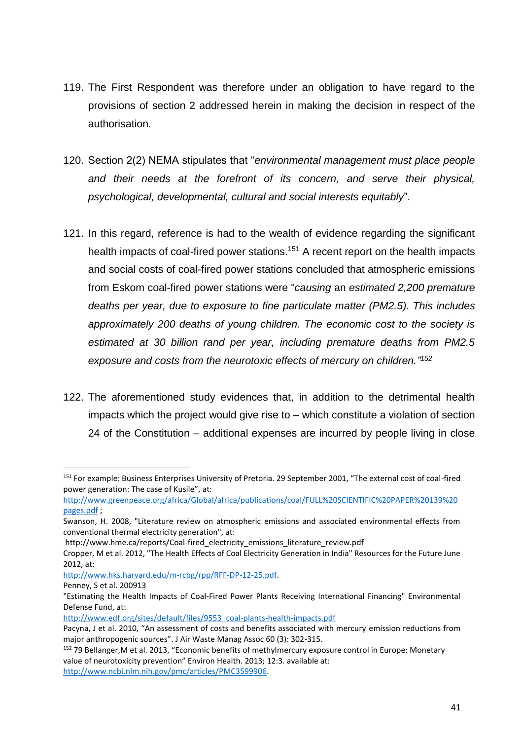119. The First Respondent was therefore under an obligation to have regard to the provisions of section 2 addressed herein in making the decision in respect of the authorisation.

120. Section 2(2) NEMA stipulates that "*environmental management must place people and their needs at the forefront of its concern, and serve their physical, psychological, developmental, cultural and social interests equitably*".

121. In this regard, reference is had to the wealth of evidence regarding the significant health impacts of coal-fired power stations.[151] A recent report on the health impacts and social costs of coal-fired power stations concluded that atmospheric emissions from Eskom coal-fired power stations were "*causing* an *estimated 2,200 premature deaths per year, due to exposure to fine particulate matter (PM2.5). This includes approximately 200 deaths of young children. The economic cost to the society is estimated at 30 billion rand per year, including premature deaths from PM2.5 exposure and costs from the neurotoxic effects of mercury on children."*[152]

122. The aforementioned study evidences that, in addition to the detrimental health impacts which the project would give rise to – which constitute a violation of section 24 of the Constitution – additional expenses are incurred by people living in close

---

[151] For example: Business Enterprises University of Pretoria. 29 September 2001, "The external cost of coal-fired power generation: The case of Kusile", at: http://www.greenpeace.org/africa/Global/africa/publications/coal/FULL%20SCIENTIFIC%20PAPER%20139%20pages.pdf ;
Swanson, H. 2008, "Literature review on atmospheric emissions and associated environmental effects from conventional thermal electricity generation", at:
http://www.hme.ca/reports/Coal-fired_electricity_emissions_literature_review.pdf
Cropper, M et al. 2012, "The Health Effects of Coal Electricity Generation in India" Resources for the Future June 2012, at:
http://www.hks.harvard.edu/m-rcbg/rpp/RFF-DP-12-25.pdf.
Penney, S et al. 200913
"Estimating the Health Impacts of Coal-Fired Power Plants Receiving International Financing" Environmental Defense Fund, at:
http://www.edf.org/sites/default/files/9553_coal-plants-health-impacts.pdf
Pacyna, J et al. 2010, "An assessment of costs and benefits associated with mercury emission reductions from major anthropogenic sources". J Air Waste Manag Assoc 60 (3): 302-315.

[152] 79 Bellanger,M et al. 2013, "Economic benefits of methylmercury exposure control in Europe: Monetary value of neurotoxicity prevention" Environ Health. 2013; 12:3. available at: http://www.ncbi.nlm.nih.gov/pmc/articles/PMC3599906.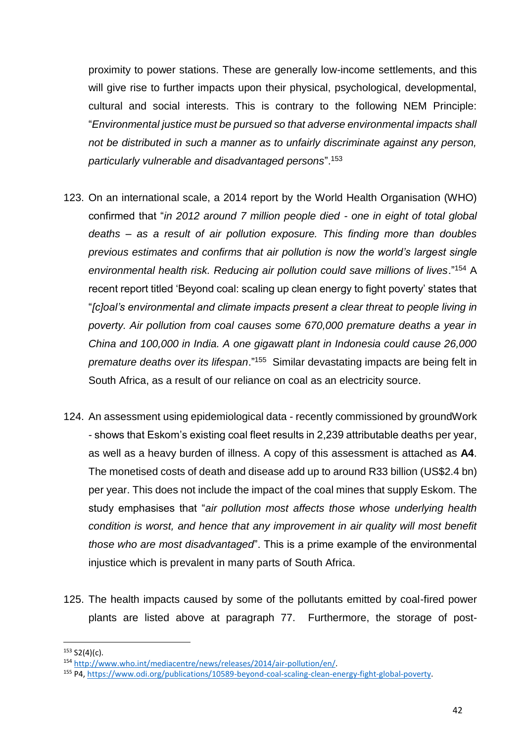proximity to power stations. These are generally low-income settlements, and this will give rise to further impacts upon their physical, psychological, developmental, cultural and social interests. This is contrary to the following NEM Principle: "*Environmental justice must be pursued so that adverse environmental impacts shall not be distributed in such a manner as to unfairly discriminate against any person, particularly vulnerable and disadvantaged persons*".[153]

123. On an international scale, a 2014 report by the World Health Organisation (WHO) confirmed that "*in 2012 around 7 million people died - one in eight of total global deaths – as a result of air pollution exposure. This finding more than doubles previous estimates and confirms that air pollution is now the world's largest single environmental health risk. Reducing air pollution could save millions of lives*."[154] A recent report titled 'Beyond coal: scaling up clean energy to fight poverty' states that "*[c]oal's environmental and climate impacts present a clear threat to people living in poverty. Air pollution from coal causes some 670,000 premature deaths a year in China and 100,000 in India. A one gigawatt plant in Indonesia could cause 26,000 premature deaths over its lifespan*."[155] Similar devastating impacts are being felt in South Africa, as a result of our reliance on coal as an electricity source.

124. An assessment using epidemiological data - recently commissioned by groundWork - shows that Eskom's existing coal fleet results in 2,239 attributable deaths per year, as well as a heavy burden of illness. A copy of this assessment is attached as **A4**. The monetised costs of death and disease add up to around R33 billion (US$2.4 bn) per year. This does not include the impact of the coal mines that supply Eskom. The study emphasises that "*air pollution most affects those whose underlying health condition is worst, and hence that any improvement in air quality will most benefit those who are most disadvantaged*". This is a prime example of the environmental injustice which is prevalent in many parts of South Africa.

125. The health impacts caused by some of the pollutants emitted by coal-fired power plants are listed above at paragraph 77. Furthermore, the storage of post-

---

[153] S2(4)(c).

[154] http://www.who.int/mediacentre/news/releases/2014/air-pollution/en/.

[155] P4, https://www.odi.org/publications/10589-beyond-coal-scaling-clean-energy-fight-global-poverty.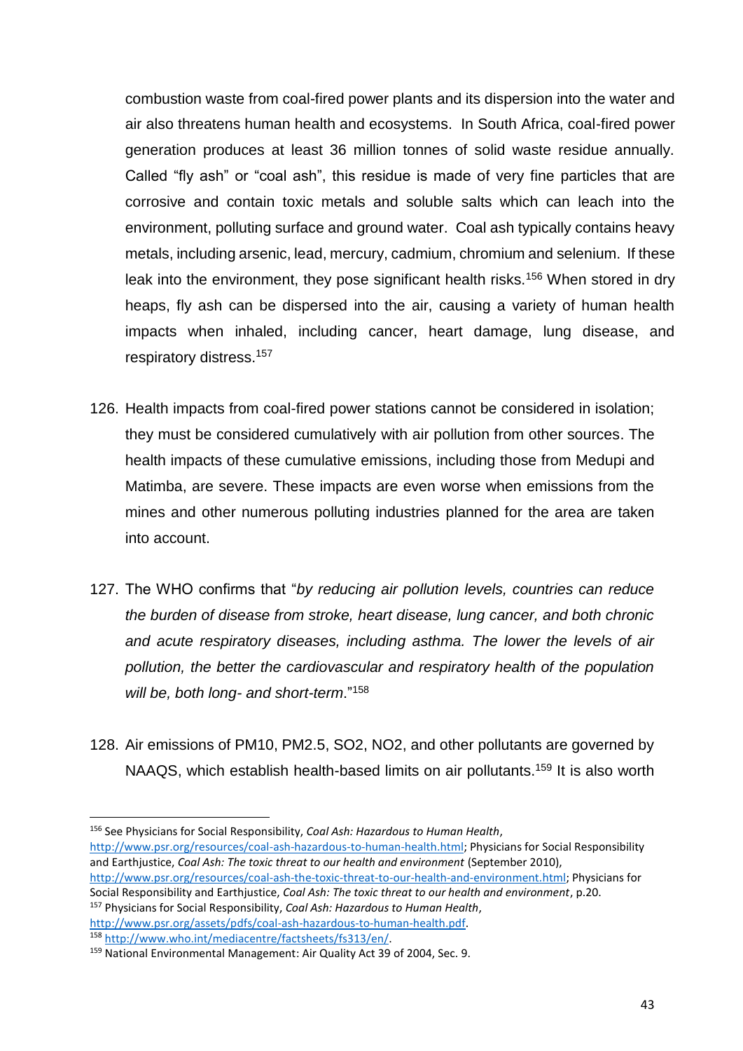combustion waste from coal-fired power plants and its dispersion into the water and air also threatens human health and ecosystems. In South Africa, coal-fired power generation produces at least 36 million tonnes of solid waste residue annually. Called "fly ash" or "coal ash", this residue is made of very fine particles that are corrosive and contain toxic metals and soluble salts which can leach into the environment, polluting surface and ground water. Coal ash typically contains heavy metals, including arsenic, lead, mercury, cadmium, chromium and selenium. If these leak into the environment, they pose significant health risks.[156] When stored in dry heaps, fly ash can be dispersed into the air, causing a variety of human health impacts when inhaled, including cancer, heart damage, lung disease, and respiratory distress.[157]

126. Health impacts from coal-fired power stations cannot be considered in isolation; they must be considered cumulatively with air pollution from other sources. The health impacts of these cumulative emissions, including those from Medupi and Matimba, are severe. These impacts are even worse when emissions from the mines and other numerous polluting industries planned for the area are taken into account.

127. The WHO confirms that "*by reducing air pollution levels, countries can reduce the burden of disease from stroke, heart disease, lung cancer, and both chronic and acute respiratory diseases, including asthma. The lower the levels of air pollution, the better the cardiovascular and respiratory health of the population will be, both long- and short-term*."[158]

128. Air emissions of PM10, PM2.5, SO2, NO2, and other pollutants are governed by NAAQS, which establish health-based limits on air pollutants.[159] It is also worth

---

[156] See Physicians for Social Responsibility, *Coal Ash: Hazardous to Human Health*, http://www.psr.org/resources/coal-ash-hazardous-to-human-health.html; Physicians for Social Responsibility and Earthjustice, *Coal Ash: The toxic threat to our health and environment* (September 2010), http://www.psr.org/resources/coal-ash-the-toxic-threat-to-our-health-and-environment.html; Physicians for Social Responsibility and Earthjustice, *Coal Ash: The toxic threat to our health and environment*, p.20.

[157] Physicians for Social Responsibility, *Coal Ash: Hazardous to Human Health*, http://www.psr.org/assets/pdfs/coal-ash-hazardous-to-human-health.pdf.

[158] http://www.who.int/mediacentre/factsheets/fs313/en/.

[159] National Environmental Management: Air Quality Act 39 of 2004, Sec. 9.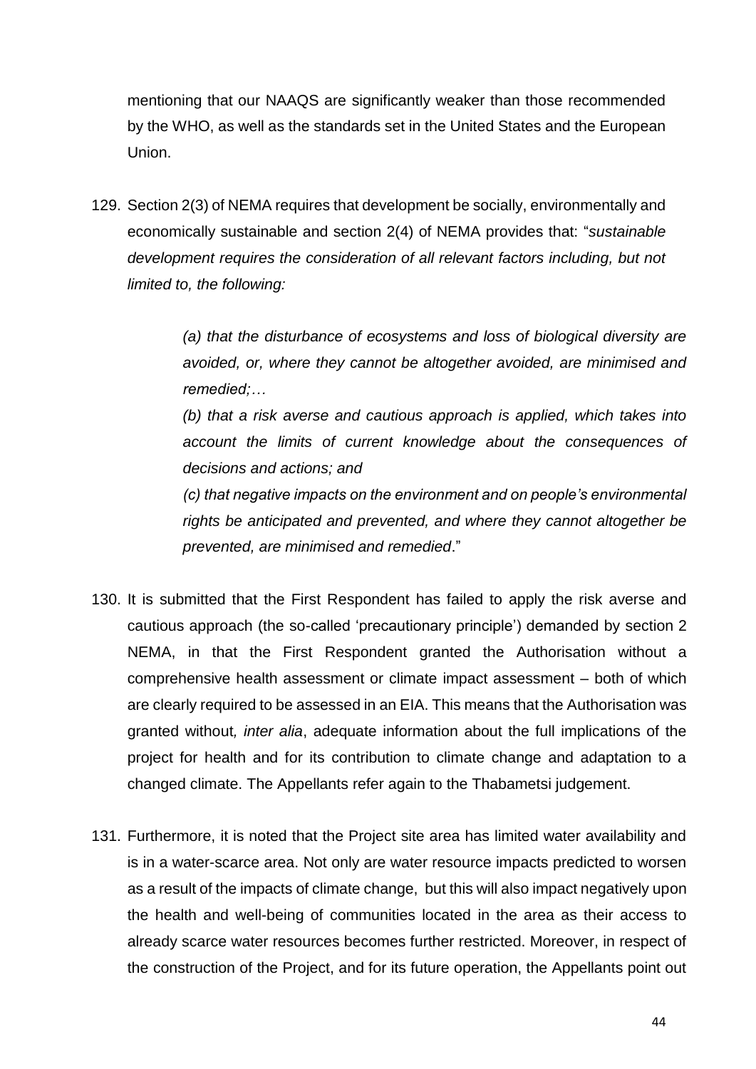mentioning that our NAAQS are significantly weaker than those recommended by the WHO, as well as the standards set in the United States and the European Union.

129. Section 2(3) of NEMA requires that development be socially, environmentally and economically sustainable and section 2(4) of NEMA provides that: "*sustainable development requires the consideration of all relevant factors including, but not limited to, the following:*

> *(a) that the disturbance of ecosystems and loss of biological diversity are avoided, or, where they cannot be altogether avoided, are minimised and remedied;…*
>
> *(b) that a risk averse and cautious approach is applied, which takes into account the limits of current knowledge about the consequences of decisions and actions; and*
>
> *(c) that negative impacts on the environment and on people's environmental rights be anticipated and prevented, and where they cannot altogether be prevented, are minimised and remedied*."

130. It is submitted that the First Respondent has failed to apply the risk averse and cautious approach (the so-called 'precautionary principle') demanded by section 2 NEMA, in that the First Respondent granted the Authorisation without a comprehensive health assessment or climate impact assessment – both of which are clearly required to be assessed in an EIA. This means that the Authorisation was granted without*, inter alia*, adequate information about the full implications of the project for health and for its contribution to climate change and adaptation to a changed climate. The Appellants refer again to the Thabametsi judgement.

131. Furthermore, it is noted that the Project site area has limited water availability and is in a water-scarce area. Not only are water resource impacts predicted to worsen as a result of the impacts of climate change, but this will also impact negatively upon the health and well-being of communities located in the area as their access to already scarce water resources becomes further restricted. Moreover, in respect of the construction of the Project, and for its future operation, the Appellants point out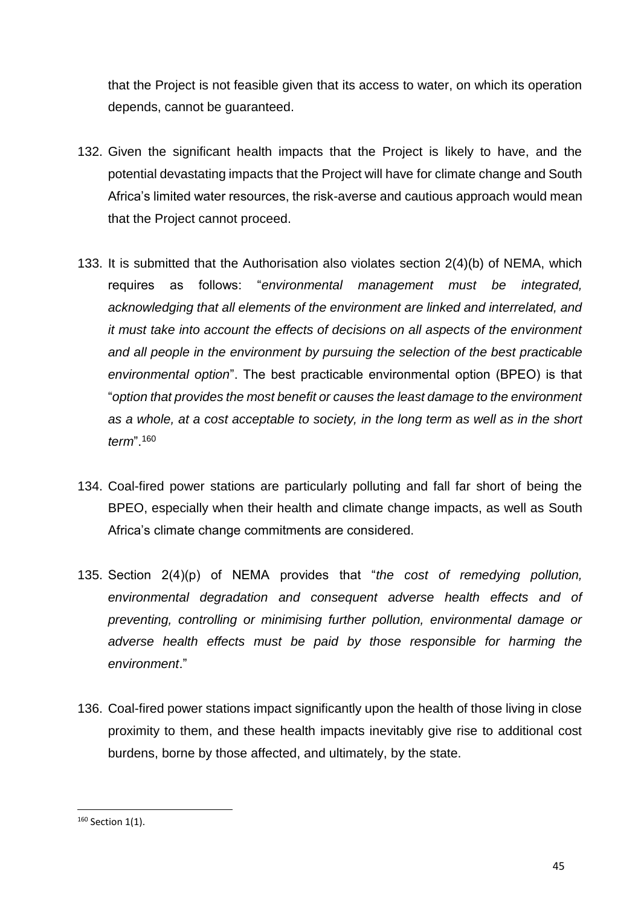that the Project is not feasible given that its access to water, on which its operation depends, cannot be guaranteed.

132. Given the significant health impacts that the Project is likely to have, and the potential devastating impacts that the Project will have for climate change and South Africa's limited water resources, the risk-averse and cautious approach would mean that the Project cannot proceed.

133. It is submitted that the Authorisation also violates section 2(4)(b) of NEMA, which requires as follows: "*environmental management must be integrated, acknowledging that all elements of the environment are linked and interrelated, and it must take into account the effects of decisions on all aspects of the environment and all people in the environment by pursuing the selection of the best practicable environmental option*". The best practicable environmental option (BPEO) is that "*option that provides the most benefit or causes the least damage to the environment as a whole, at a cost acceptable to society, in the long term as well as in the short term*".[160]

134. Coal-fired power stations are particularly polluting and fall far short of being the BPEO, especially when their health and climate change impacts, as well as South Africa's climate change commitments are considered.

135. Section 2(4)(p) of NEMA provides that "*the cost of remedying pollution, environmental degradation and consequent adverse health effects and of preventing, controlling or minimising further pollution, environmental damage or adverse health effects must be paid by those responsible for harming the environment*."

136. Coal-fired power stations impact significantly upon the health of those living in close proximity to them, and these health impacts inevitably give rise to additional cost burdens, borne by those affected, and ultimately, by the state.

---

[160] Section 1(1).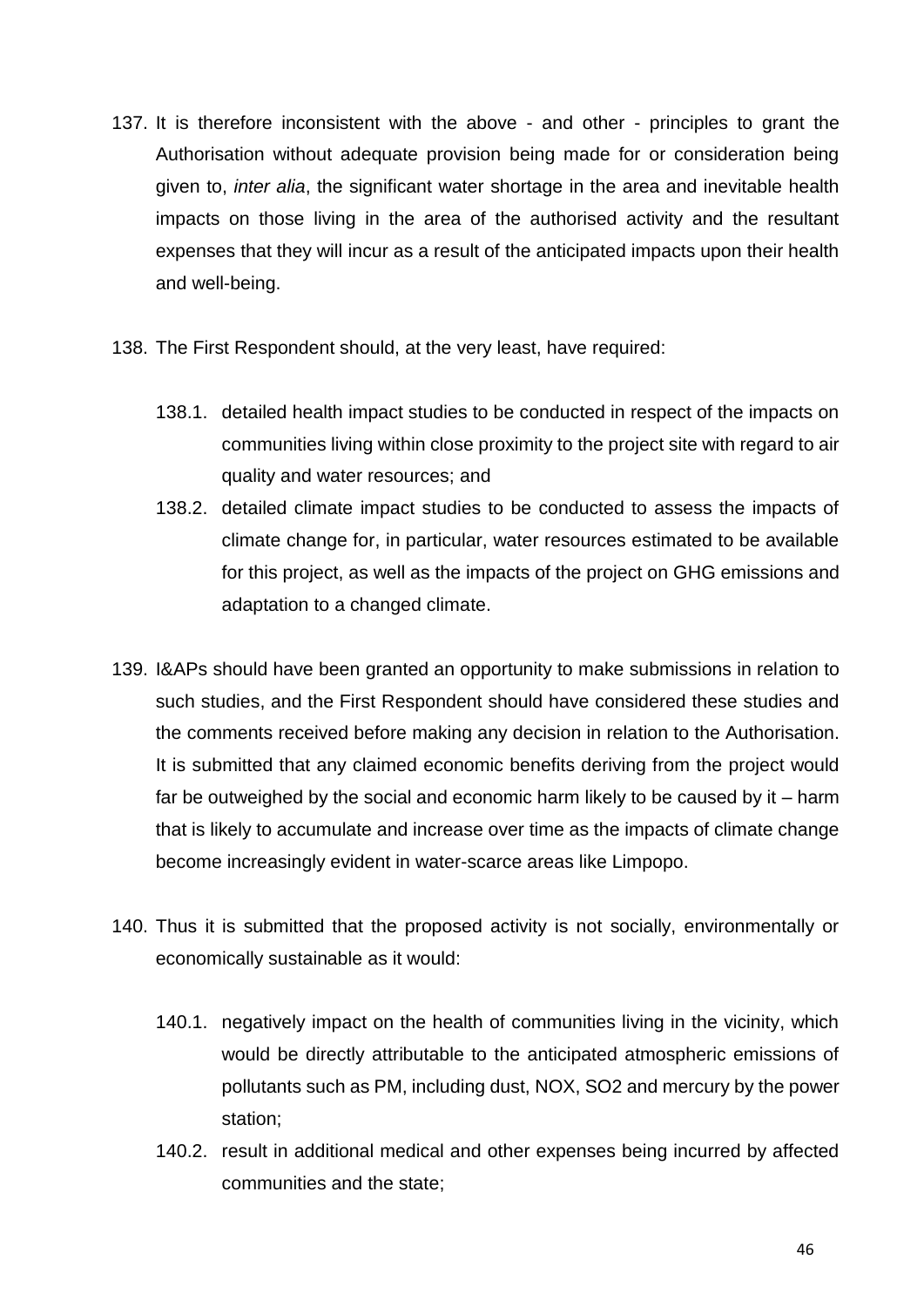137. It is therefore inconsistent with the above - and other - principles to grant the Authorisation without adequate provision being made for or consideration being given to, *inter alia*, the significant water shortage in the area and inevitable health impacts on those living in the area of the authorised activity and the resultant expenses that they will incur as a result of the anticipated impacts upon their health and well-being.

138. The First Respondent should, at the very least, have required:

  138.1. detailed health impact studies to be conducted in respect of the impacts on communities living within close proximity to the project site with regard to air quality and water resources; and

  138.2. detailed climate impact studies to be conducted to assess the impacts of climate change for, in particular, water resources estimated to be available for this project, as well as the impacts of the project on GHG emissions and adaptation to a changed climate.

139. I&APs should have been granted an opportunity to make submissions in relation to such studies, and the First Respondent should have considered these studies and the comments received before making any decision in relation to the Authorisation. It is submitted that any claimed economic benefits deriving from the project would far be outweighed by the social and economic harm likely to be caused by it – harm that is likely to accumulate and increase over time as the impacts of climate change become increasingly evident in water-scarce areas like Limpopo.

140. Thus it is submitted that the proposed activity is not socially, environmentally or economically sustainable as it would:

  140.1. negatively impact on the health of communities living in the vicinity, which would be directly attributable to the anticipated atmospheric emissions of pollutants such as PM, including dust, NOX, SO2 and mercury by the power station;

  140.2. result in additional medical and other expenses being incurred by affected communities and the state;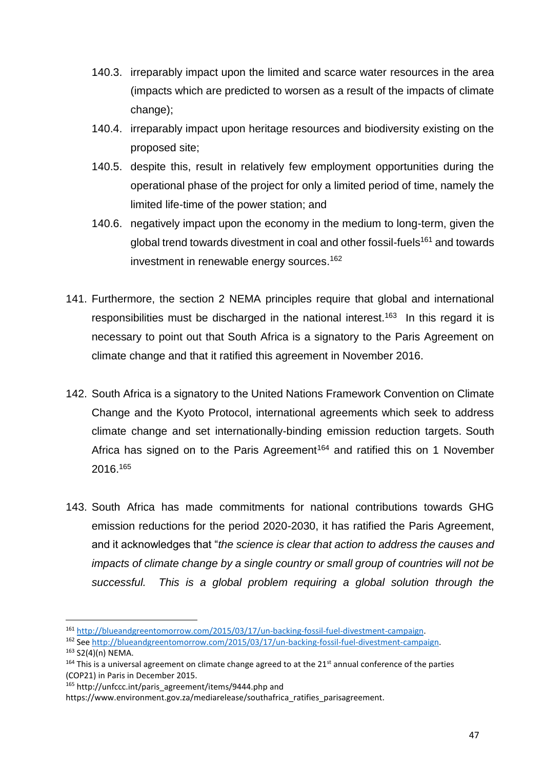140.3. irreparably impact upon the limited and scarce water resources in the area (impacts which are predicted to worsen as a result of the impacts of climate change);

140.4. irreparably impact upon heritage resources and biodiversity existing on the proposed site;

140.5. despite this, result in relatively few employment opportunities during the operational phase of the project for only a limited period of time, namely the limited life-time of the power station; and

140.6. negatively impact upon the economy in the medium to long-term, given the global trend towards divestment in coal and other fossil-fuels[161] and towards investment in renewable energy sources.[162]

141. Furthermore, the section 2 NEMA principles require that global and international responsibilities must be discharged in the national interest.[163] In this regard it is necessary to point out that South Africa is a signatory to the Paris Agreement on climate change and that it ratified this agreement in November 2016.

142. South Africa is a signatory to the United Nations Framework Convention on Climate Change and the Kyoto Protocol, international agreements which seek to address climate change and set internationally-binding emission reduction targets. South Africa has signed on to the Paris Agreement[164] and ratified this on 1 November 2016.[165]

143. South Africa has made commitments for national contributions towards GHG emission reductions for the period 2020-2030, it has ratified the Paris Agreement, and it acknowledges that "*the science is clear that action to address the causes and impacts of climate change by a single country or small group of countries will not be successful. This is a global problem requiring a global solution through the*

---

[161] http://blueandgreentomorrow.com/2015/03/17/un-backing-fossil-fuel-divestment-campaign.

[162] See http://blueandgreentomorrow.com/2015/03/17/un-backing-fossil-fuel-divestment-campaign.

[163] S2(4)(n) NEMA.

[164] This is a universal agreement on climate change agreed to at the 21st annual conference of the parties (COP21) in Paris in December 2015.

[165] http://unfccc.int/paris_agreement/items/9444.php and https://www.environment.gov.za/mediarelease/southafrica_ratifies_parisagreement.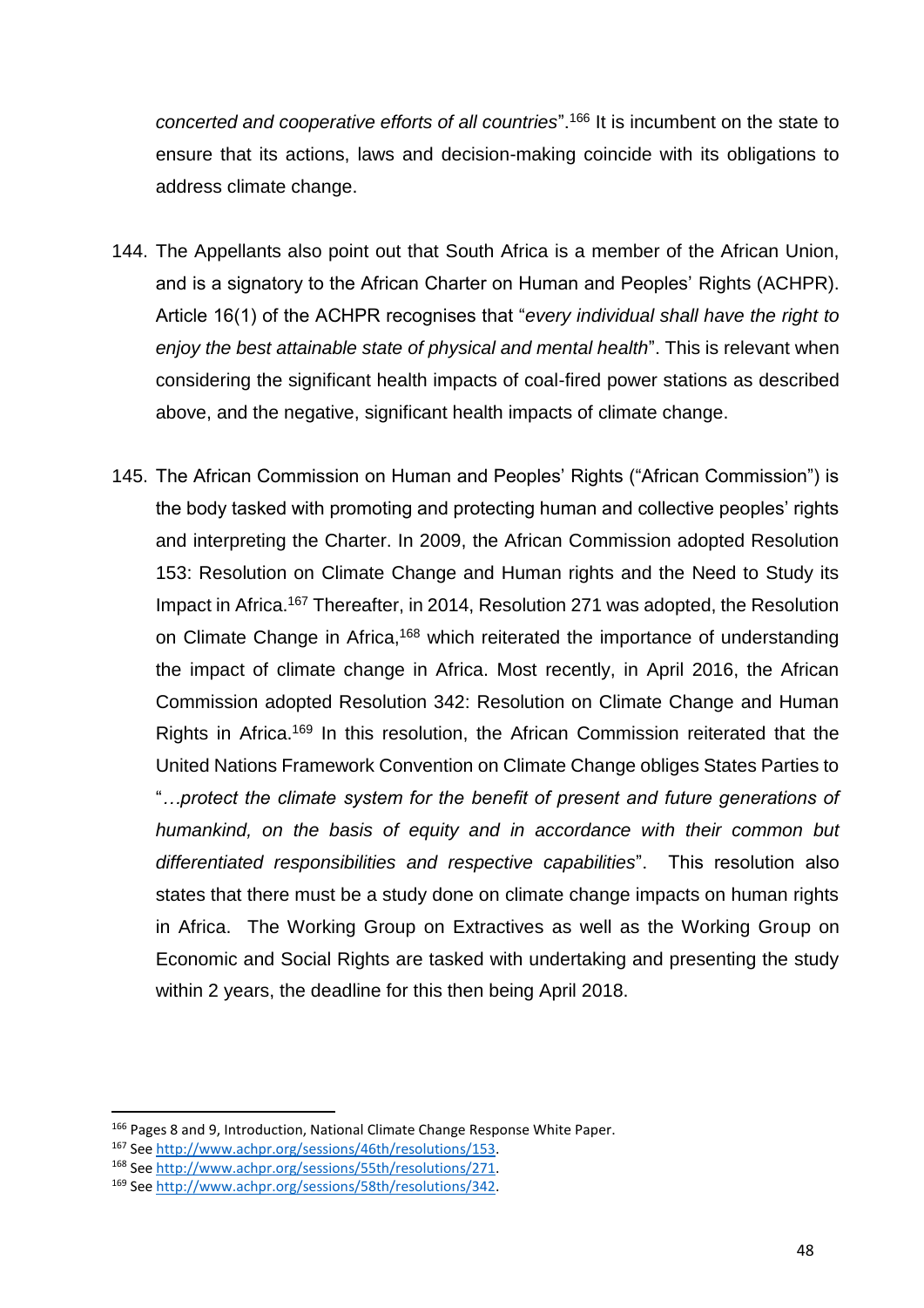*concerted and cooperative efforts of all countries*".[166] It is incumbent on the state to ensure that its actions, laws and decision-making coincide with its obligations to address climate change.

144. The Appellants also point out that South Africa is a member of the African Union, and is a signatory to the African Charter on Human and Peoples' Rights (ACHPR). Article 16(1) of the ACHPR recognises that "*every individual shall have the right to enjoy the best attainable state of physical and mental health*". This is relevant when considering the significant health impacts of coal-fired power stations as described above, and the negative, significant health impacts of climate change.

145. The African Commission on Human and Peoples' Rights ("African Commission") is the body tasked with promoting and protecting human and collective peoples' rights and interpreting the Charter. In 2009, the African Commission adopted Resolution 153: Resolution on Climate Change and Human rights and the Need to Study its Impact in Africa.[167] Thereafter, in 2014, Resolution 271 was adopted, the Resolution on Climate Change in Africa,[168] which reiterated the importance of understanding the impact of climate change in Africa. Most recently, in April 2016, the African Commission adopted Resolution 342: Resolution on Climate Change and Human Rights in Africa.[169] In this resolution, the African Commission reiterated that the United Nations Framework Convention on Climate Change obliges States Parties to "*…protect the climate system for the benefit of present and future generations of humankind, on the basis of equity and in accordance with their common but differentiated responsibilities and respective capabilities*". This resolution also states that there must be a study done on climate change impacts on human rights in Africa. The Working Group on Extractives as well as the Working Group on Economic and Social Rights are tasked with undertaking and presenting the study within 2 years, the deadline for this then being April 2018.

---

[166] Pages 8 and 9, Introduction, National Climate Change Response White Paper.

[167] See http://www.achpr.org/sessions/46th/resolutions/153.

[168] See http://www.achpr.org/sessions/55th/resolutions/271.

[169] See http://www.achpr.org/sessions/58th/resolutions/342.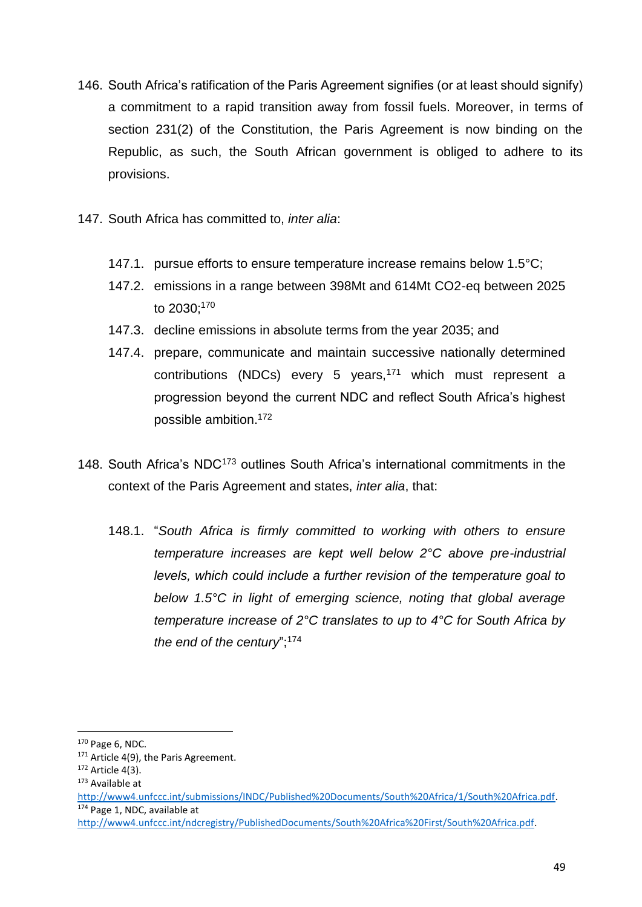146. South Africa's ratification of the Paris Agreement signifies (or at least should signify) a commitment to a rapid transition away from fossil fuels. Moreover, in terms of section 231(2) of the Constitution, the Paris Agreement is now binding on the Republic, as such, the South African government is obliged to adhere to its provisions.

147. South Africa has committed to, *inter alia*:

    147.1. pursue efforts to ensure temperature increase remains below 1.5°C;

    147.2. emissions in a range between 398Mt and 614Mt CO2-eq between 2025 to 2030;[170]

    147.3. decline emissions in absolute terms from the year 2035; and

    147.4. prepare, communicate and maintain successive nationally determined contributions (NDCs) every 5 years,[171] which must represent a progression beyond the current NDC and reflect South Africa's highest possible ambition.[172]

148. South Africa's NDC[173] outlines South Africa's international commitments in the context of the Paris Agreement and states, *inter alia*, that:

    148.1. "*South Africa is firmly committed to working with others to ensure temperature increases are kept well below 2°C above pre-industrial levels, which could include a further revision of the temperature goal to below 1.5°C in light of emerging science, noting that global average temperature increase of 2°C translates to up to 4°C for South Africa by the end of the century*";[174]

---

[170] Page 6, NDC.

[171] Article 4(9), the Paris Agreement.

[172] Article 4(3).

[173] Available at http://www4.unfccc.int/submissions/INDC/Published%20Documents/South%20Africa/1/South%20Africa.pdf.

[174] Page 1, NDC, available at http://www4.unfccc.int/ndcregistry/PublishedDocuments/South%20Africa%20First/South%20Africa.pdf.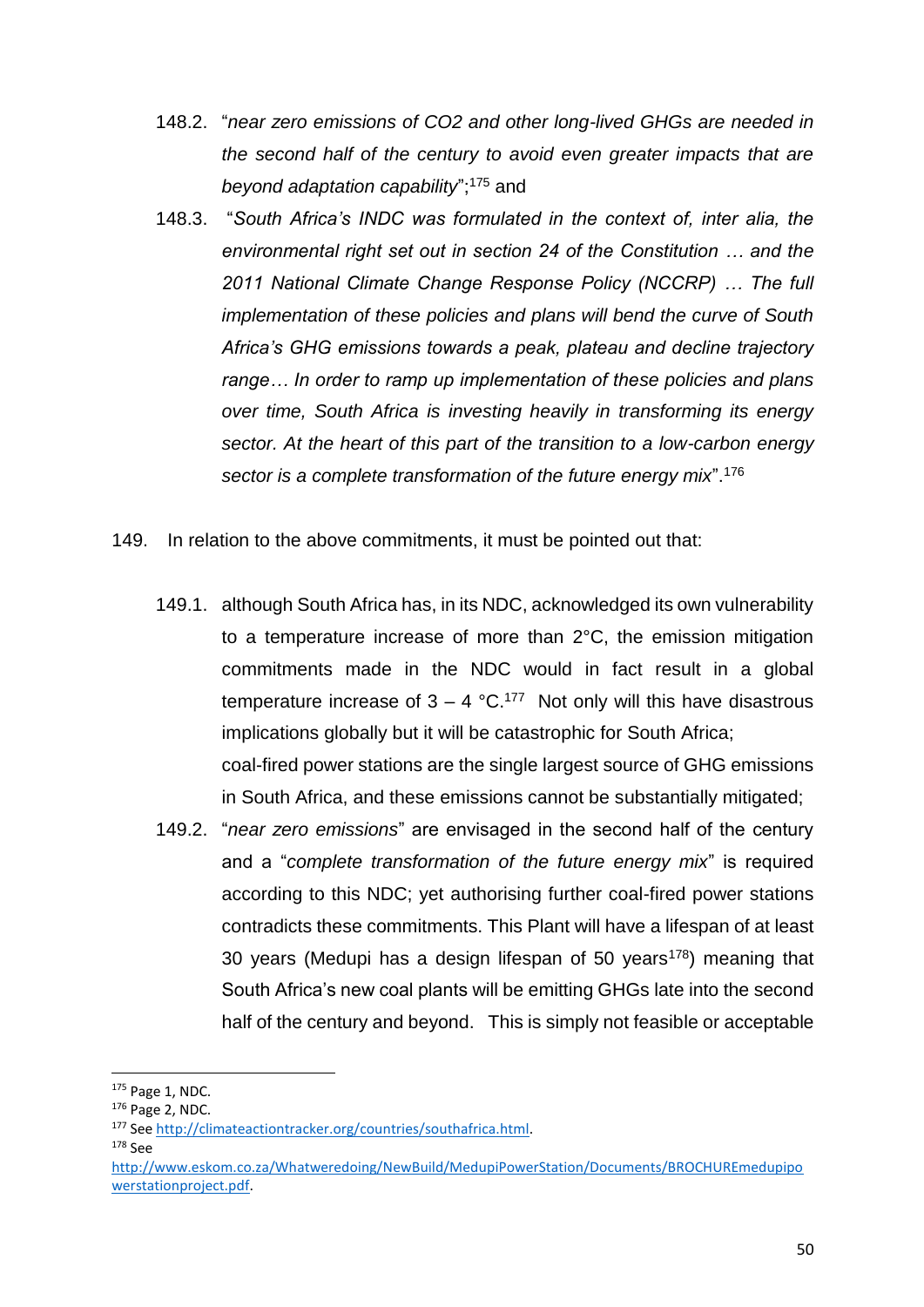148.2. "*near zero emissions of CO2 and other long-lived GHGs are needed in the second half of the century to avoid even greater impacts that are beyond adaptation capability*";[175] and

148.3. "*South Africa's INDC was formulated in the context of, inter alia, the environmental right set out in section 24 of the Constitution … and the 2011 National Climate Change Response Policy (NCCRP) … The full implementation of these policies and plans will bend the curve of South Africa's GHG emissions towards a peak, plateau and decline trajectory range… In order to ramp up implementation of these policies and plans over time, South Africa is investing heavily in transforming its energy sector. At the heart of this part of the transition to a low-carbon energy sector is a complete transformation of the future energy mix*".[176]

149. In relation to the above commitments, it must be pointed out that:

149.1. although South Africa has, in its NDC, acknowledged its own vulnerability to a temperature increase of more than 2°C, the emission mitigation commitments made in the NDC would in fact result in a global temperature increase of 3 – 4 °C.[177] Not only will this have disastrous implications globally but it will be catastrophic for South Africa;
coal-fired power stations are the single largest source of GHG emissions in South Africa, and these emissions cannot be substantially mitigated;

149.2. "*near zero emissions*" are envisaged in the second half of the century and a "*complete transformation of the future energy mix*" is required according to this NDC; yet authorising further coal-fired power stations contradicts these commitments. This Plant will have a lifespan of at least 30 years (Medupi has a design lifespan of 50 years[178]) meaning that South Africa's new coal plants will be emitting GHGs late into the second half of the century and beyond. This is simply not feasible or acceptable

---

[175] Page 1, NDC.

[176] Page 2, NDC.

[177] See http://climateactiontracker.org/countries/southafrica.html.

[178] See http://www.eskom.co.za/Whatweredoing/NewBuild/MedupiPowerStation/Documents/BROCHUREmedupipowerstationproject.pdf.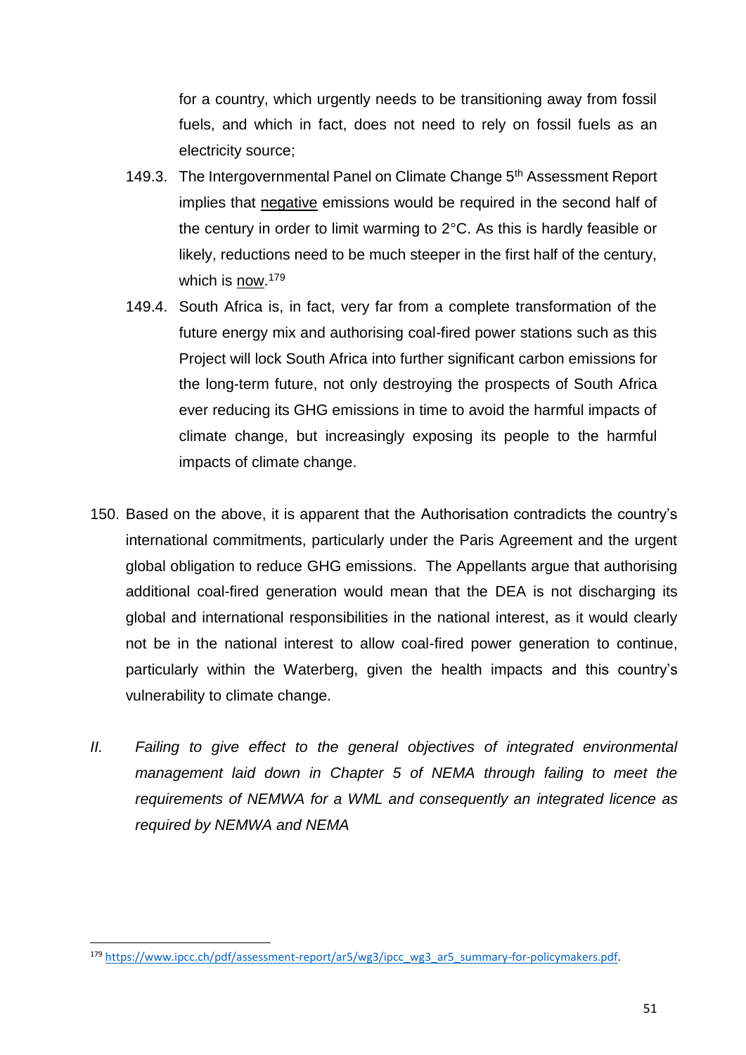for a country, which urgently needs to be transitioning away from fossil fuels, and which in fact, does not need to rely on fossil fuels as an electricity source;

149.3. The Intergovernmental Panel on Climate Change 5th Assessment Report implies that negative emissions would be required in the second half of the century in order to limit warming to 2°C. As this is hardly feasible or likely, reductions need to be much steeper in the first half of the century, which is now.[179]

149.4. South Africa is, in fact, very far from a complete transformation of the future energy mix and authorising coal-fired power stations such as this Project will lock South Africa into further significant carbon emissions for the long-term future, not only destroying the prospects of South Africa ever reducing its GHG emissions in time to avoid the harmful impacts of climate change, but increasingly exposing its people to the harmful impacts of climate change.

150. Based on the above, it is apparent that the Authorisation contradicts the country's international commitments, particularly under the Paris Agreement and the urgent global obligation to reduce GHG emissions. The Appellants argue that authorising additional coal-fired generation would mean that the DEA is not discharging its global and international responsibilities in the national interest, as it would clearly not be in the national interest to allow coal-fired power generation to continue, particularly within the Waterberg, given the health impacts and this country's vulnerability to climate change.

*II. Failing to give effect to the general objectives of integrated environmental management laid down in Chapter 5 of NEMA through failing to meet the requirements of NEMWA for a WML and consequently an integrated licence as required by NEMWA and NEMA*

---

[179] https://www.ipcc.ch/pdf/assessment-report/ar5/wg3/ipcc_wg3_ar5_summary-for-policymakers.pdf.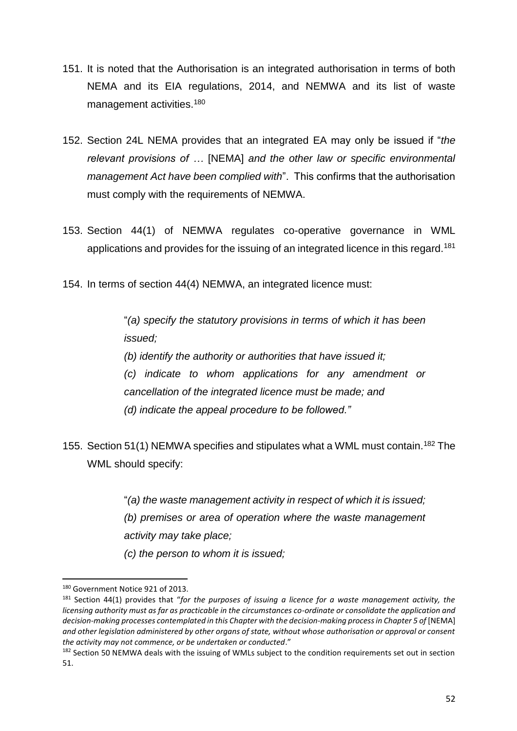151. It is noted that the Authorisation is an integrated authorisation in terms of both NEMA and its EIA regulations, 2014, and NEMWA and its list of waste management activities.[180]

152. Section 24L NEMA provides that an integrated EA may only be issued if "*the relevant provisions of …* [NEMA] *and the other law or specific environmental management Act have been complied with*". This confirms that the authorisation must comply with the requirements of NEMWA.

153. Section 44(1) of NEMWA regulates co-operative governance in WML applications and provides for the issuing of an integrated licence in this regard.[181]

154. In terms of section 44(4) NEMWA, an integrated licence must:

> "*(a) specify the statutory provisions in terms of which it has been issued;*
> *(b) identify the authority or authorities that have issued it;*
> *(c) indicate to whom applications for any amendment or cancellation of the integrated licence must be made; and*
> *(d) indicate the appeal procedure to be followed."*

155. Section 51(1) NEMWA specifies and stipulates what a WML must contain.[182] The WML should specify:

> "*(a) the waste management activity in respect of which it is issued;*
> *(b) premises or area of operation where the waste management activity may take place;*
> *(c) the person to whom it is issued;*

---

[180] Government Notice 921 of 2013.

[181] Section 44(1) provides that "*for the purposes of issuing a licence for a waste management activity, the licensing authority must as far as practicable in the circumstances co-ordinate or consolidate the application and decision-making processes contemplated in this Chapter with the decision-making process in Chapter 5 of* [NEMA] *and other legislation administered by other organs of state, without whose authorisation or approval or consent the activity may not commence, or be undertaken or conducted*."

[182] Section 50 NEMWA deals with the issuing of WMLs subject to the condition requirements set out in section 51.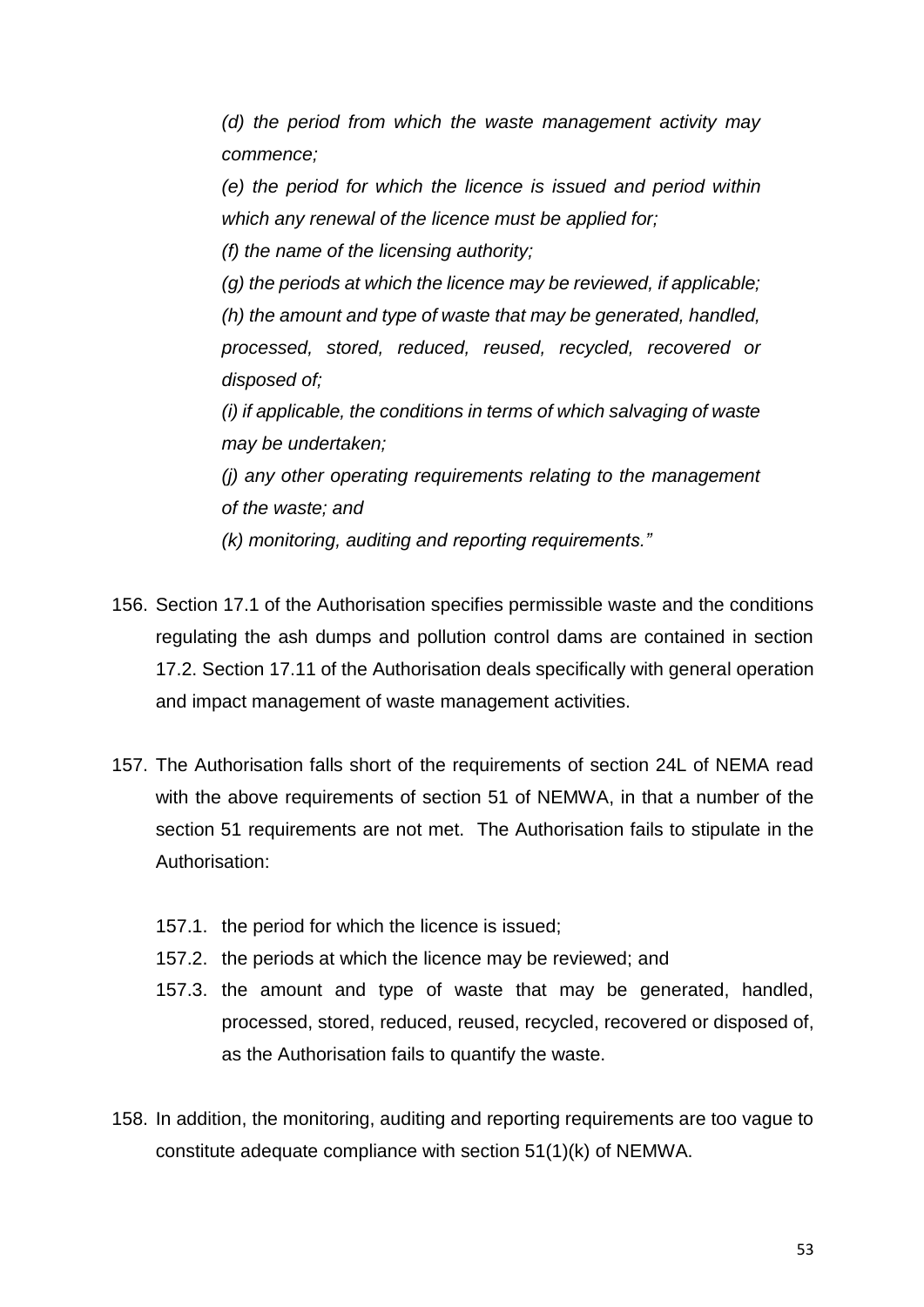*(d) the period from which the waste management activity may commence;*

*(e) the period for which the licence is issued and period within which any renewal of the licence must be applied for;*

*(f) the name of the licensing authority;*

*(g) the periods at which the licence may be reviewed, if applicable;*

*(h) the amount and type of waste that may be generated, handled, processed, stored, reduced, reused, recycled, recovered or disposed of;*

*(i) if applicable, the conditions in terms of which salvaging of waste may be undertaken;*

*(j) any other operating requirements relating to the management of the waste; and*

*(k) monitoring, auditing and reporting requirements."*

156. Section 17.1 of the Authorisation specifies permissible waste and the conditions regulating the ash dumps and pollution control dams are contained in section 17.2. Section 17.11 of the Authorisation deals specifically with general operation and impact management of waste management activities.

157. The Authorisation falls short of the requirements of section 24L of NEMA read with the above requirements of section 51 of NEMWA, in that a number of the section 51 requirements are not met. The Authorisation fails to stipulate in the Authorisation:

    157.1. the period for which the licence is issued;

    157.2. the periods at which the licence may be reviewed; and

    157.3. the amount and type of waste that may be generated, handled, processed, stored, reduced, reused, recycled, recovered or disposed of, as the Authorisation fails to quantify the waste.

158. In addition, the monitoring, auditing and reporting requirements are too vague to constitute adequate compliance with section 51(1)(k) of NEMWA.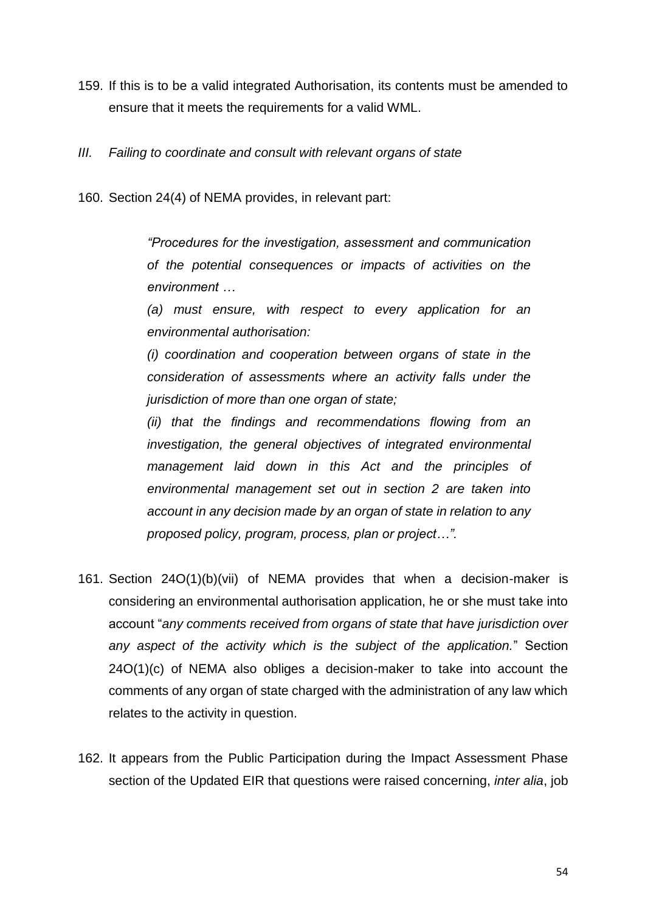159. If this is to be a valid integrated Authorisation, its contents must be amended to ensure that it meets the requirements for a valid WML.

*III. Failing to coordinate and consult with relevant organs of state*

160. Section 24(4) of NEMA provides, in relevant part:

> *"Procedures for the investigation, assessment and communication of the potential consequences or impacts of activities on the environment …*
>
> *(a) must ensure, with respect to every application for an environmental authorisation:*
>
> *(i) coordination and cooperation between organs of state in the consideration of assessments where an activity falls under the jurisdiction of more than one organ of state;*
>
> *(ii) that the findings and recommendations flowing from an investigation, the general objectives of integrated environmental management laid down in this Act and the principles of environmental management set out in section 2 are taken into account in any decision made by an organ of state in relation to any proposed policy, program, process, plan or project…".*

161. Section 24O(1)(b)(vii) of NEMA provides that when a decision-maker is considering an environmental authorisation application, he or she must take into account "*any comments received from organs of state that have jurisdiction over any aspect of the activity which is the subject of the application.*" Section 24O(1)(c) of NEMA also obliges a decision-maker to take into account the comments of any organ of state charged with the administration of any law which relates to the activity in question.

162. It appears from the Public Participation during the Impact Assessment Phase section of the Updated EIR that questions were raised concerning, *inter alia*, job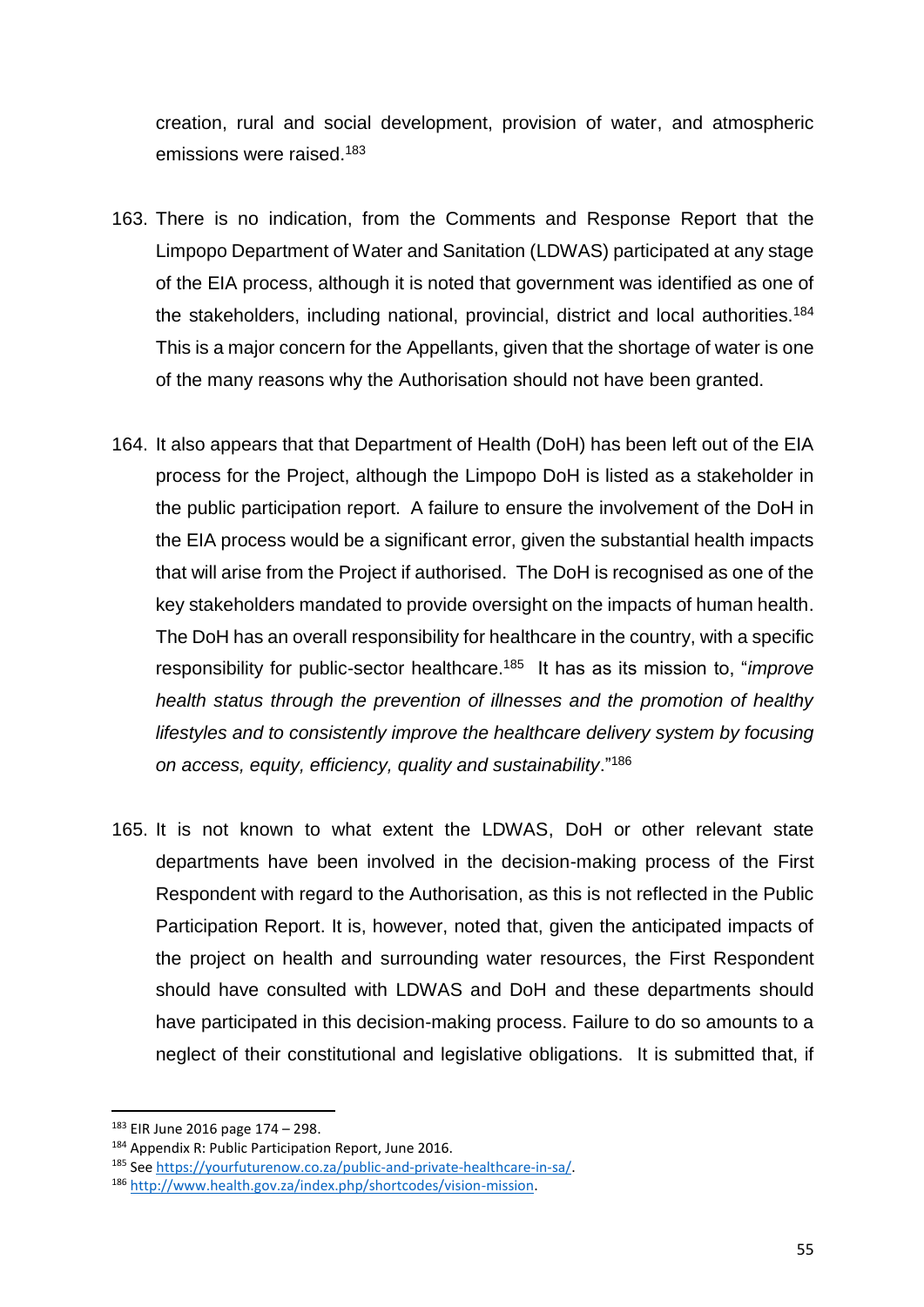creation, rural and social development, provision of water, and atmospheric emissions were raised.[183]

163. There is no indication, from the Comments and Response Report that the Limpopo Department of Water and Sanitation (LDWAS) participated at any stage of the EIA process, although it is noted that government was identified as one of the stakeholders, including national, provincial, district and local authorities.[184] This is a major concern for the Appellants, given that the shortage of water is one of the many reasons why the Authorisation should not have been granted.

164. It also appears that that Department of Health (DoH) has been left out of the EIA process for the Project, although the Limpopo DoH is listed as a stakeholder in the public participation report. A failure to ensure the involvement of the DoH in the EIA process would be a significant error, given the substantial health impacts that will arise from the Project if authorised. The DoH is recognised as one of the key stakeholders mandated to provide oversight on the impacts of human health. The DoH has an overall responsibility for healthcare in the country, with a specific responsibility for public-sector healthcare.[185] It has as its mission to, "*improve health status through the prevention of illnesses and the promotion of healthy lifestyles and to consistently improve the healthcare delivery system by focusing on access, equity, efficiency, quality and sustainability*."[186]

165. It is not known to what extent the LDWAS, DoH or other relevant state departments have been involved in the decision-making process of the First Respondent with regard to the Authorisation, as this is not reflected in the Public Participation Report. It is, however, noted that, given the anticipated impacts of the project on health and surrounding water resources, the First Respondent should have consulted with LDWAS and DoH and these departments should have participated in this decision-making process. Failure to do so amounts to a neglect of their constitutional and legislative obligations. It is submitted that, if

---

[183] EIR June 2016 page 174 – 298.

[184] Appendix R: Public Participation Report, June 2016.

[185] See https://yourfuturenow.co.za/public-and-private-healthcare-in-sa/.

[186] http://www.health.gov.za/index.php/shortcodes/vision-mission.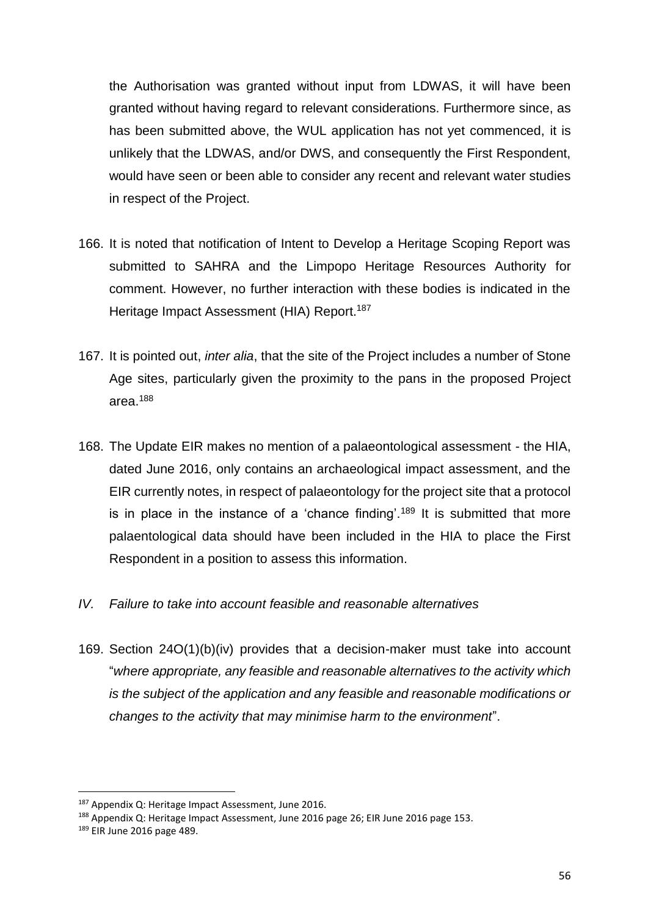the Authorisation was granted without input from LDWAS, it will have been granted without having regard to relevant considerations. Furthermore since, as has been submitted above, the WUL application has not yet commenced, it is unlikely that the LDWAS, and/or DWS, and consequently the First Respondent, would have seen or been able to consider any recent and relevant water studies in respect of the Project.

166. It is noted that notification of Intent to Develop a Heritage Scoping Report was submitted to SAHRA and the Limpopo Heritage Resources Authority for comment. However, no further interaction with these bodies is indicated in the Heritage Impact Assessment (HIA) Report.[187]

167. It is pointed out, *inter alia*, that the site of the Project includes a number of Stone Age sites, particularly given the proximity to the pans in the proposed Project area.[188]

168. The Update EIR makes no mention of a palaeontological assessment - the HIA, dated June 2016, only contains an archaeological impact assessment, and the EIR currently notes, in respect of palaeontology for the project site that a protocol is in place in the instance of a 'chance finding'.[189] It is submitted that more palaentological data should have been included in the HIA to place the First Respondent in a position to assess this information.

*IV. Failure to take into account feasible and reasonable alternatives*

169. Section 24O(1)(b)(iv) provides that a decision-maker must take into account "*where appropriate, any feasible and reasonable alternatives to the activity which is the subject of the application and any feasible and reasonable modifications or changes to the activity that may minimise harm to the environment*".

---

[187] Appendix Q: Heritage Impact Assessment, June 2016.

[188] Appendix Q: Heritage Impact Assessment, June 2016 page 26; EIR June 2016 page 153.

[189] EIR June 2016 page 489.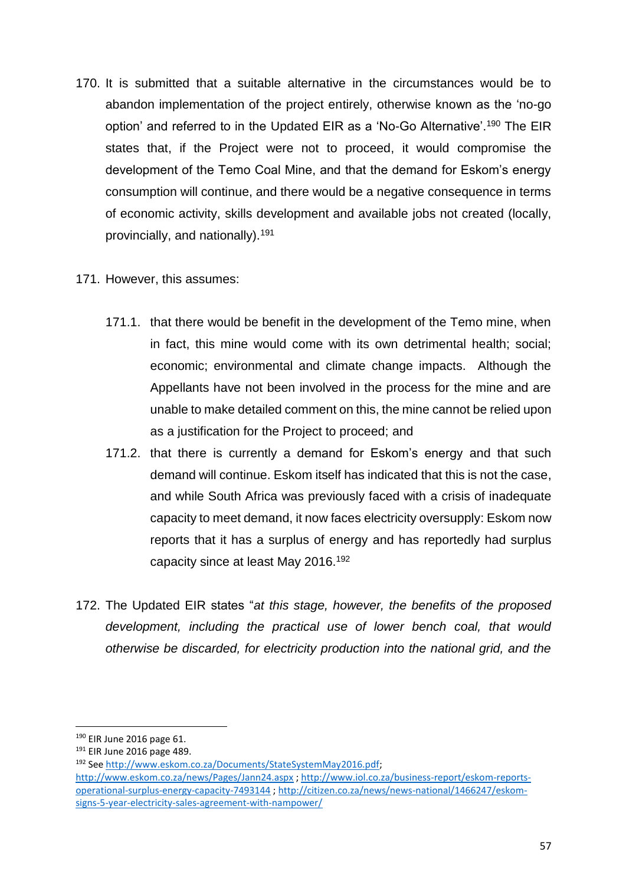170. It is submitted that a suitable alternative in the circumstances would be to abandon implementation of the project entirely, otherwise known as the 'no-go option' and referred to in the Updated EIR as a 'No-Go Alternative'.[190] The EIR states that, if the Project were not to proceed, it would compromise the development of the Temo Coal Mine, and that the demand for Eskom's energy consumption will continue, and there would be a negative consequence in terms of economic activity, skills development and available jobs not created (locally, provincially, and nationally).[191]

171. However, this assumes:

    171.1. that there would be benefit in the development of the Temo mine, when in fact, this mine would come with its own detrimental health; social; economic; environmental and climate change impacts. Although the Appellants have not been involved in the process for the mine and are unable to make detailed comment on this, the mine cannot be relied upon as a justification for the Project to proceed; and

    171.2. that there is currently a demand for Eskom's energy and that such demand will continue. Eskom itself has indicated that this is not the case, and while South Africa was previously faced with a crisis of inadequate capacity to meet demand, it now faces electricity oversupply: Eskom now reports that it has a surplus of energy and has reportedly had surplus capacity since at least May 2016.[192]

172. The Updated EIR states "*at this stage, however, the benefits of the proposed development, including the practical use of lower bench coal, that would otherwise be discarded, for electricity production into the national grid, and the*

---

[190] EIR June 2016 page 61.

[191] EIR June 2016 page 489.

[192] See http://www.eskom.co.za/Documents/StateSystemMay2016.pdf; http://www.eskom.co.za/news/Pages/Jann24.aspx ; http://www.iol.co.za/business-report/eskom-reports-operational-surplus-energy-capacity-7493144 ; http://citizen.co.za/news/news-national/1466247/eskom-signs-5-year-electricity-sales-agreement-with-nampower/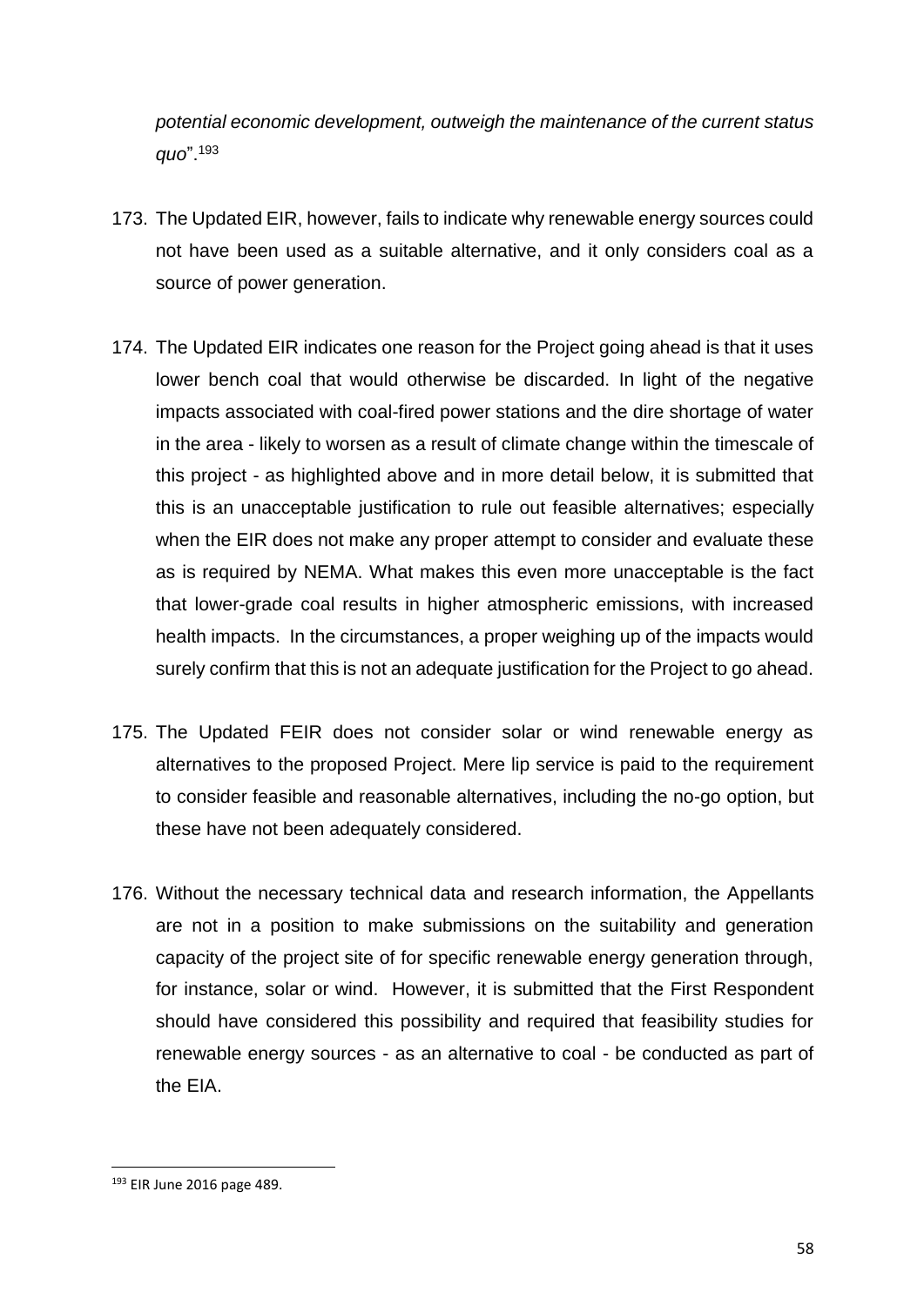*potential economic development, outweigh the maintenance of the current status quo*".[193]

173. The Updated EIR, however, fails to indicate why renewable energy sources could not have been used as a suitable alternative, and it only considers coal as a source of power generation.

174. The Updated EIR indicates one reason for the Project going ahead is that it uses lower bench coal that would otherwise be discarded. In light of the negative impacts associated with coal-fired power stations and the dire shortage of water in the area - likely to worsen as a result of climate change within the timescale of this project - as highlighted above and in more detail below, it is submitted that this is an unacceptable justification to rule out feasible alternatives; especially when the EIR does not make any proper attempt to consider and evaluate these as is required by NEMA. What makes this even more unacceptable is the fact that lower-grade coal results in higher atmospheric emissions, with increased health impacts. In the circumstances, a proper weighing up of the impacts would surely confirm that this is not an adequate justification for the Project to go ahead.

175. The Updated FEIR does not consider solar or wind renewable energy as alternatives to the proposed Project. Mere lip service is paid to the requirement to consider feasible and reasonable alternatives, including the no-go option, but these have not been adequately considered.

176. Without the necessary technical data and research information, the Appellants are not in a position to make submissions on the suitability and generation capacity of the project site of for specific renewable energy generation through, for instance, solar or wind. However, it is submitted that the First Respondent should have considered this possibility and required that feasibility studies for renewable energy sources - as an alternative to coal - be conducted as part of the EIA.

---

[193] EIR June 2016 page 489.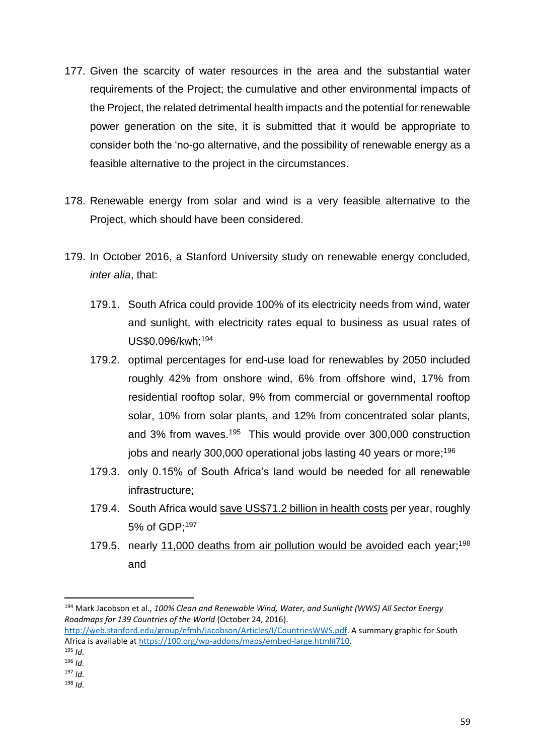177. Given the scarcity of water resources in the area and the substantial water requirements of the Project; the cumulative and other environmental impacts of the Project, the related detrimental health impacts and the potential for renewable power generation on the site, it is submitted that it would be appropriate to consider both the 'no-go alternative, and the possibility of renewable energy as a feasible alternative to the project in the circumstances.

178. Renewable energy from solar and wind is a very feasible alternative to the Project, which should have been considered.

179. In October 2016, a Stanford University study on renewable energy concluded, *inter alia*, that:

   179.1. South Africa could provide 100% of its electricity needs from wind, water and sunlight, with electricity rates equal to business as usual rates of US$0.096/kwh;[194]

   179.2. optimal percentages for end-use load for renewables by 2050 included roughly 42% from onshore wind, 6% from offshore wind, 17% from residential rooftop solar, 9% from commercial or governmental rooftop solar, 10% from solar plants, and 12% from concentrated solar plants, and 3% from waves.[195] This would provide over 300,000 construction jobs and nearly 300,000 operational jobs lasting 40 years or more;[196]

   179.3. only 0.15% of South Africa's land would be needed for all renewable infrastructure;

   179.4. South Africa would save US$71.2 billion in health costs per year, roughly 5% of GDP;[197]

   179.5. nearly 11,000 deaths from air pollution would be avoided each year;[198] and

---

[194] Mark Jacobson et al., *100% Clean and Renewable Wind, Water, and Sunlight (WWS) All Sector Energy Roadmaps for 139 Countries of the World* (October 24, 2016). http://web.stanford.edu/group/efmh/jacobson/Articles/I/CountriesWWS.pdf. A summary graphic for South Africa is available at https://100.org/wp-addons/maps/embed-large.html#710.

[195] *Id.*

[196] *Id.*

[197] *Id.*

[198] *Id.*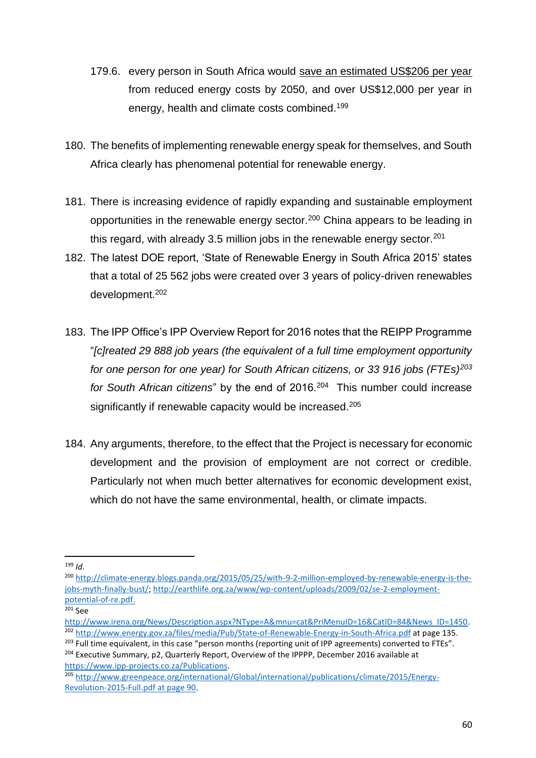179.6. every person in South Africa would save an estimated US$206 per year from reduced energy costs by 2050, and over US$12,000 per year in energy, health and climate costs combined.[199]

180. The benefits of implementing renewable energy speak for themselves, and South Africa clearly has phenomenal potential for renewable energy.

181. There is increasing evidence of rapidly expanding and sustainable employment opportunities in the renewable energy sector.[200] China appears to be leading in this regard, with already 3.5 million jobs in the renewable energy sector.[201]

182. The latest DOE report, 'State of Renewable Energy in South Africa 2015' states that a total of 25 562 jobs were created over 3 years of policy-driven renewables development.[202]

183. The IPP Office's IPP Overview Report for 2016 notes that the REIPP Programme "*[c]reated 29 888 job years (the equivalent of a full time employment opportunity for one person for one year) for South African citizens, or 33 916 jobs (FTEs)*[203] *for South African citizens*" by the end of 2016.[204] This number could increase significantly if renewable capacity would be increased.[205]

184. Any arguments, therefore, to the effect that the Project is necessary for economic development and the provision of employment are not correct or credible. Particularly not when much better alternatives for economic development exist, which do not have the same environmental, health, or climate impacts.

---

[199] *Id.*

[200] http://climate-energy.blogs.panda.org/2015/05/25/with-9-2-million-employed-by-renewable-energy-is-the-jobs-myth-finally-bust/; http://earthlife.org.za/www/wp-content/uploads/2009/02/se-2-employment-potential-of-re.pdf.

[201] See http://www.irena.org/News/Description.aspx?NType=A&mnu=cat&PriMenuID=16&CatID=84&News_ID=1450.

[202] http://www.energy.gov.za/files/media/Pub/State-of-Renewable-Energy-in-South-Africa.pdf at page 135.

[203] Full time equivalent, in this case "person months (reporting unit of IPP agreements) converted to FTEs".

[204] Executive Summary, p2, Quarterly Report, Overview of the IPPPP, December 2016 available at https://www.ipp-projects.co.za/Publications.

[205] http://www.greenpeace.org/international/Global/international/publications/climate/2015/Energy-Revolution-2015-Full.pdf at page 90.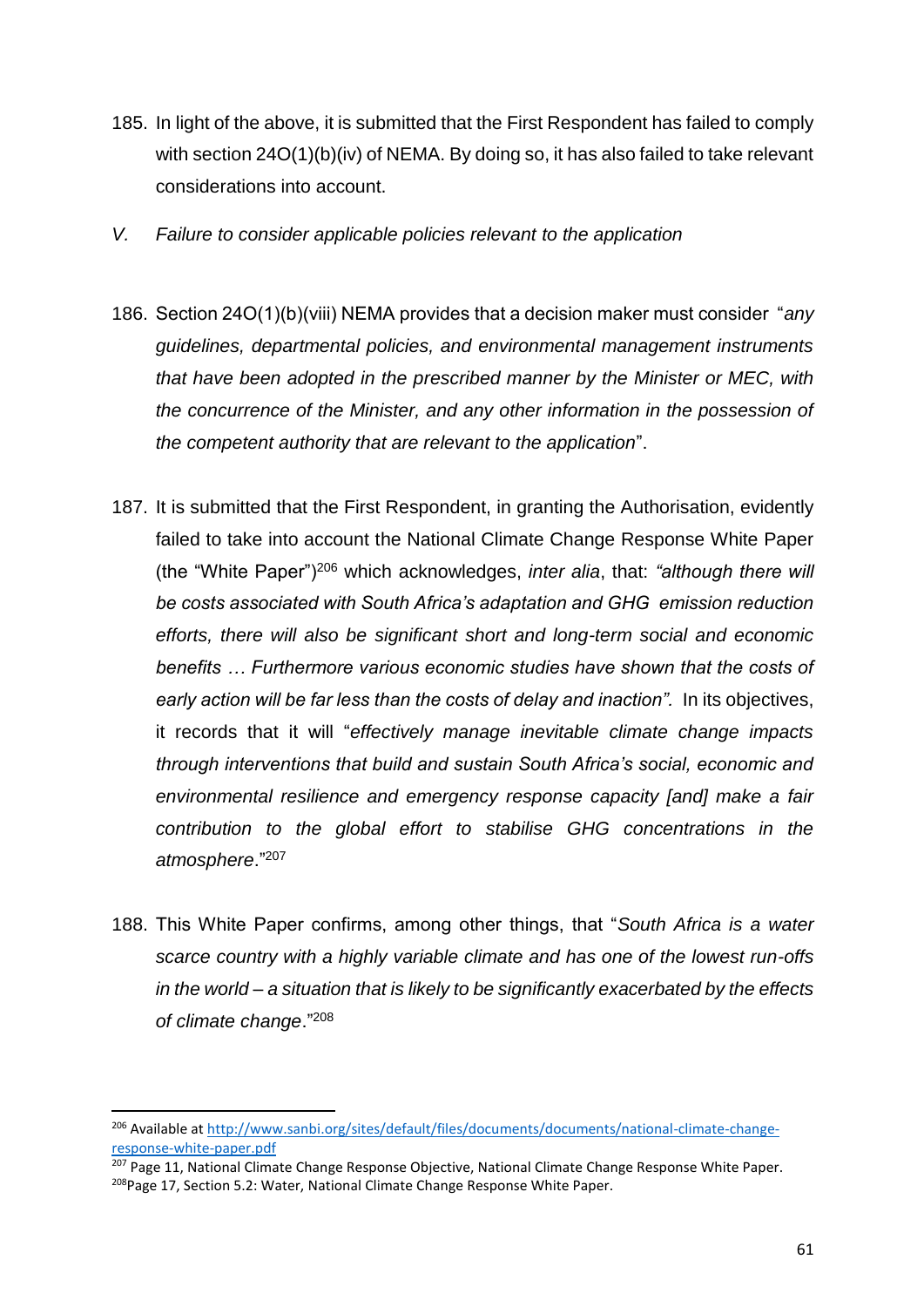185. In light of the above, it is submitted that the First Respondent has failed to comply with section 24O(1)(b)(iv) of NEMA. By doing so, it has also failed to take relevant considerations into account.

*V. Failure to consider applicable policies relevant to the application*

186. Section 24O(1)(b)(viii) NEMA provides that a decision maker must consider "*any guidelines, departmental policies, and environmental management instruments that have been adopted in the prescribed manner by the Minister or MEC, with the concurrence of the Minister, and any other information in the possession of the competent authority that are relevant to the application*".

187. It is submitted that the First Respondent, in granting the Authorisation, evidently failed to take into account the National Climate Change Response White Paper (the "White Paper")[206] which acknowledges, *inter alia*, that: *"although there will be costs associated with South Africa's adaptation and GHG emission reduction efforts, there will also be significant short and long-term social and economic benefits … Furthermore various economic studies have shown that the costs of early action will be far less than the costs of delay and inaction".* In its objectives, it records that it will "*effectively manage inevitable climate change impacts through interventions that build and sustain South Africa's social, economic and environmental resilience and emergency response capacity [and] make a fair contribution to the global effort to stabilise GHG concentrations in the atmosphere*."[207]

188. This White Paper confirms, among other things, that "*South Africa is a water scarce country with a highly variable climate and has one of the lowest run-offs in the world – a situation that is likely to be significantly exacerbated by the effects of climate change*."[208]

---

[206] Available at http://www.sanbi.org/sites/default/files/documents/documents/national-climate-change-response-white-paper.pdf

[207] Page 11, National Climate Change Response Objective, National Climate Change Response White Paper.

[208] Page 17, Section 5.2: Water, National Climate Change Response White Paper.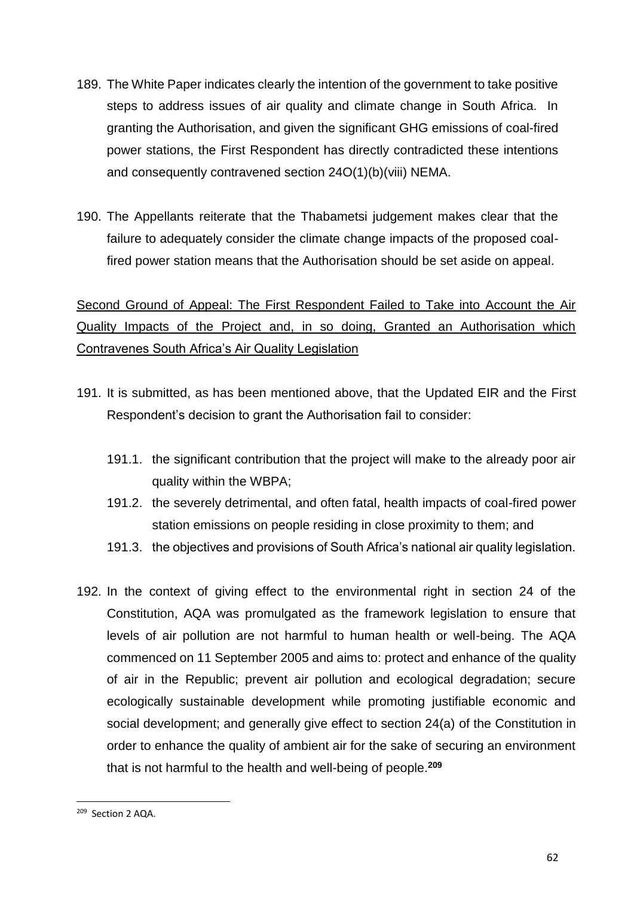189. The White Paper indicates clearly the intention of the government to take positive steps to address issues of air quality and climate change in South Africa. In granting the Authorisation, and given the significant GHG emissions of coal-fired power stations, the First Respondent has directly contradicted these intentions and consequently contravened section 24O(1)(b)(viii) NEMA.

190. The Appellants reiterate that the Thabametsi judgement makes clear that the failure to adequately consider the climate change impacts of the proposed coal-fired power station means that the Authorisation should be set aside on appeal.

<u>Second Ground of Appeal: The First Respondent Failed to Take into Account the Air Quality Impacts of the Project and, in so doing, Granted an Authorisation which Contravenes South Africa's Air Quality Legislation</u>

191. It is submitted, as has been mentioned above, that the Updated EIR and the First Respondent's decision to grant the Authorisation fail to consider:

    191.1. the significant contribution that the project will make to the already poor air quality within the WBPA;

    191.2. the severely detrimental, and often fatal, health impacts of coal-fired power station emissions on people residing in close proximity to them; and

    191.3. the objectives and provisions of South Africa's national air quality legislation.

192. In the context of giving effect to the environmental right in section 24 of the Constitution, AQA was promulgated as the framework legislation to ensure that levels of air pollution are not harmful to human health or well-being. The AQA commenced on 11 September 2005 and aims to: protect and enhance of the quality of air in the Republic; prevent air pollution and ecological degradation; secure ecologically sustainable development while promoting justifiable economic and social development; and generally give effect to section 24(a) of the Constitution in order to enhance the quality of ambient air for the sake of securing an environment that is not harmful to the health and well-being of people.[209]

---

[209] Section 2 AQA.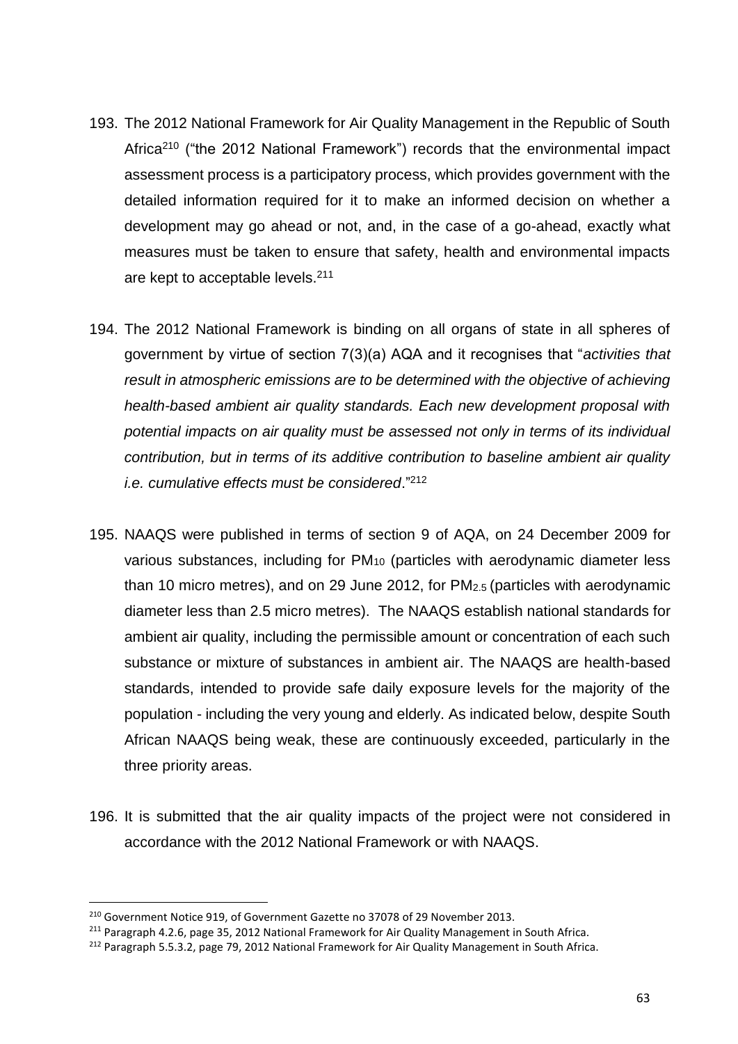193. The 2012 National Framework for Air Quality Management in the Republic of South Africa[210] ("the 2012 National Framework") records that the environmental impact assessment process is a participatory process, which provides government with the detailed information required for it to make an informed decision on whether a development may go ahead or not, and, in the case of a go-ahead, exactly what measures must be taken to ensure that safety, health and environmental impacts are kept to acceptable levels.[211]

194. The 2012 National Framework is binding on all organs of state in all spheres of government by virtue of section 7(3)(a) AQA and it recognises that "*activities that result in atmospheric emissions are to be determined with the objective of achieving health-based ambient air quality standards. Each new development proposal with potential impacts on air quality must be assessed not only in terms of its individual contribution, but in terms of its additive contribution to baseline ambient air quality i.e. cumulative effects must be considered*."[212]

195. NAAQS were published in terms of section 9 of AQA, on 24 December 2009 for various substances, including for $PM_{10}$ (particles with aerodynamic diameter less than 10 micro metres), and on 29 June 2012, for $PM_{2.5}$ (particles with aerodynamic diameter less than 2.5 micro metres). The NAAQS establish national standards for ambient air quality, including the permissible amount or concentration of each such substance or mixture of substances in ambient air. The NAAQS are health-based standards, intended to provide safe daily exposure levels for the majority of the population - including the very young and elderly. As indicated below, despite South African NAAQS being weak, these are continuously exceeded, particularly in the three priority areas.

196. It is submitted that the air quality impacts of the project were not considered in accordance with the 2012 National Framework or with NAAQS.

---

[210] Government Notice 919, of Government Gazette no 37078 of 29 November 2013.

[211] Paragraph 4.2.6, page 35, 2012 National Framework for Air Quality Management in South Africa.

[212] Paragraph 5.5.3.2, page 79, 2012 National Framework for Air Quality Management in South Africa.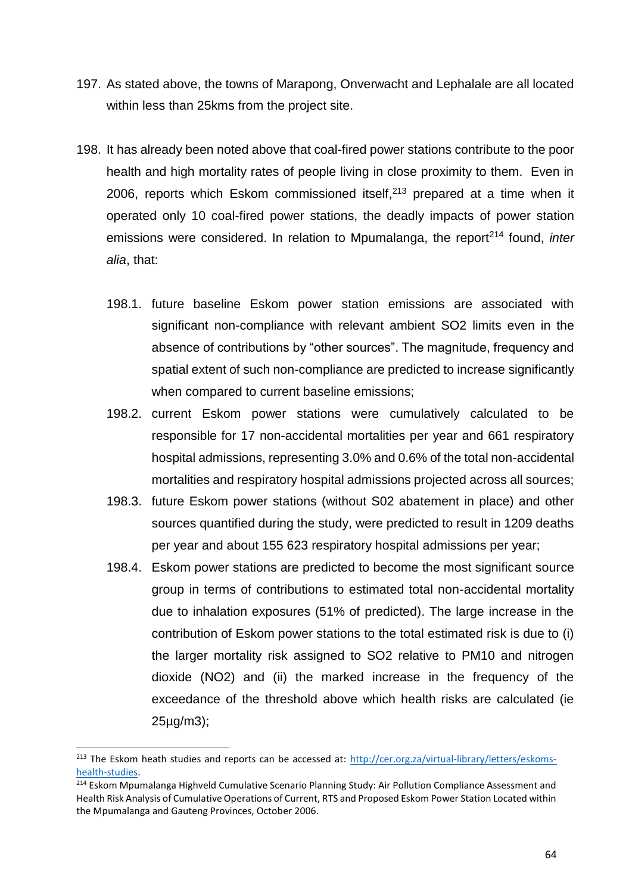197. As stated above, the towns of Marapong, Onverwacht and Lephalale are all located within less than 25kms from the project site.

198. It has already been noted above that coal-fired power stations contribute to the poor health and high mortality rates of people living in close proximity to them. Even in 2006, reports which Eskom commissioned itself,[213] prepared at a time when it operated only 10 coal-fired power stations, the deadly impacts of power station emissions were considered. In relation to Mpumalanga, the report[214] found, *inter alia*, that:

    198.1. future baseline Eskom power station emissions are associated with significant non-compliance with relevant ambient $SO_2$ limits even in the absence of contributions by "other sources". The magnitude, frequency and spatial extent of such non-compliance are predicted to increase significantly when compared to current baseline emissions;

    198.2. current Eskom power stations were cumulatively calculated to be responsible for 17 non-accidental mortalities per year and 661 respiratory hospital admissions, representing 3.0% and 0.6% of the total non-accidental mortalities and respiratory hospital admissions projected across all sources;

    198.3. future Eskom power stations (without $S0_2$ abatement in place) and other sources quantified during the study, were predicted to result in 1209 deaths per year and about 155 623 respiratory hospital admissions per year;

    198.4. Eskom power stations are predicted to become the most significant source group in terms of contributions to estimated total non-accidental mortality due to inhalation exposures (51% of predicted). The large increase in the contribution of Eskom power stations to the total estimated risk is due to (i) the larger mortality risk assigned to $SO_2$ relative to $PM_{10}$ and nitrogen dioxide ($NO_2$) and (ii) the marked increase in the frequency of the exceedance of the threshold above which health risks are calculated (ie 25µg/m3);

---

[213] The Eskom heath studies and reports can be accessed at: [http://cer.org.za/virtual-library/letters/eskoms-health-studies](http://cer.org.za/virtual-library/letters/eskoms-health-studies).

[214] Eskom Mpumalanga Highveld Cumulative Scenario Planning Study: Air Pollution Compliance Assessment and Health Risk Analysis of Cumulative Operations of Current, RTS and Proposed Eskom Power Station Located within the Mpumalanga and Gauteng Provinces, October 2006.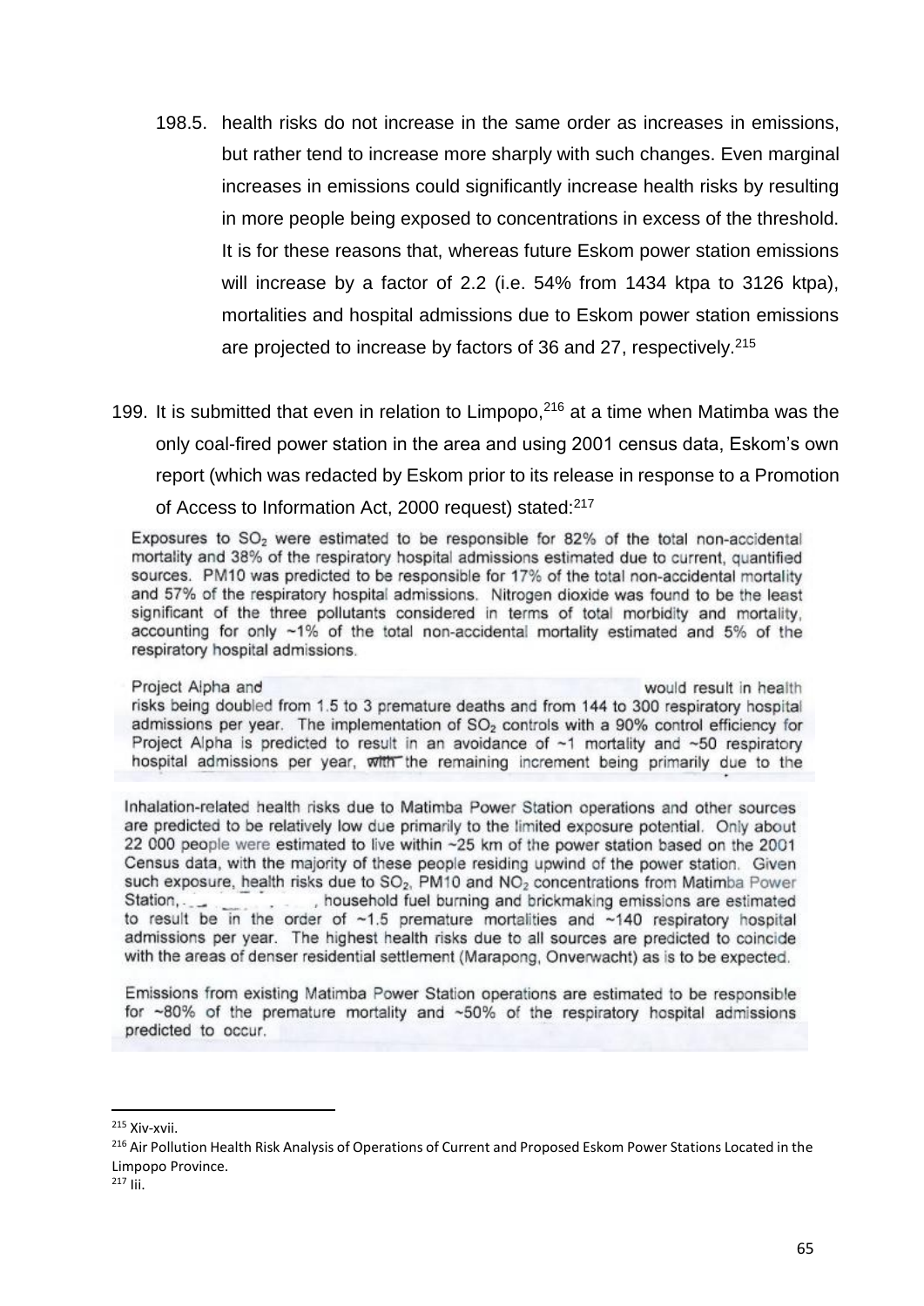198.5. health risks do not increase in the same order as increases in emissions, but rather tend to increase more sharply with such changes. Even marginal increases in emissions could significantly increase health risks by resulting in more people being exposed to concentrations in excess of the threshold. It is for these reasons that, whereas future Eskom power station emissions will increase by a factor of 2.2 (i.e. 54% from 1434 ktpa to 3126 ktpa), mortalities and hospital admissions due to Eskom power station emissions are projected to increase by factors of 36 and 27, respectively.[215]

199. It is submitted that even in relation to Limpopo,[216] at a time when Matimba was the only coal-fired power station in the area and using 2001 census data, Eskom's own report (which was redacted by Eskom prior to its release in response to a Promotion of Access to Information Act, 2000 request) stated:[217]

> Exposures to $SO_2$ were estimated to be responsible for 82% of the total non-accidental mortality and 38% of the respiratory hospital admissions estimated due to current, quantified sources. PM10 was predicted to be responsible for 17% of the total non-accidental mortality and 57% of the respiratory hospital admissions. Nitrogen dioxide was found to be the least significant of the three pollutants considered in terms of total morbidity and mortality, accounting for only ~1% of the total non-accidental mortality estimated and 5% of the respiratory hospital admissions.
>
> Project Alpha and would result in health risks being doubled from 1.5 to 3 premature deaths and from 144 to 300 respiratory hospital admissions per year. The implementation of $SO_2$ controls with a 90% control efficiency for Project Alpha is predicted to result in an avoidance of ~1 mortality and ~50 respiratory hospital admissions per year, with the remaining increment being primarily due to the
>
> Inhalation-related health risks due to Matimba Power Station operations and other sources are predicted to be relatively low due primarily to the limited exposure potential. Only about 22 000 people were estimated to live within ~25 km of the power station based on the 2001 Census data, with the majority of these people residing upwind of the power station. Given such exposure, health risks due to $SO_2$, PM10 and $NO_2$ concentrations from Matimba Power Station, , household fuel burning and brickmaking emissions are estimated to result be in the order of ~1.5 premature mortalities and ~140 respiratory hospital admissions per year. The highest health risks due to all sources are predicted to coincide with the areas of denser residential settlement (Marapong, Onverwacht) as is to be expected.
>
> Emissions from existing Matimba Power Station operations are estimated to be responsible for ~80% of the premature mortality and ~50% of the respiratory hospital admissions predicted to occur.

---

[215] Xiv-xvii.

[216] Air Pollution Health Risk Analysis of Operations of Current and Proposed Eskom Power Stations Located in the Limpopo Province.

[217] Iii.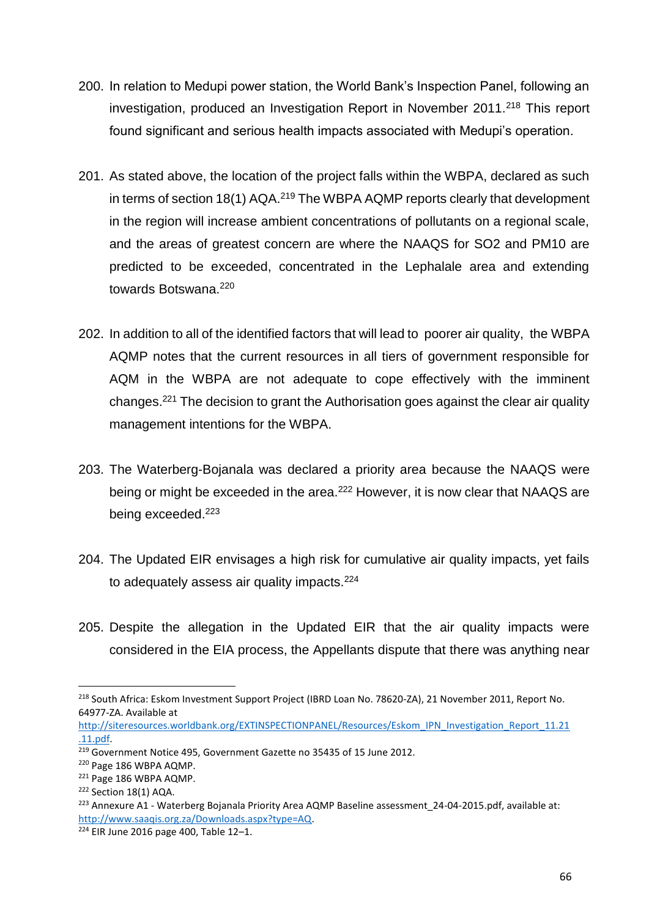200. In relation to Medupi power station, the World Bank's Inspection Panel, following an investigation, produced an Investigation Report in November 2011.[218] This report found significant and serious health impacts associated with Medupi's operation.

201. As stated above, the location of the project falls within the WBPA, declared as such in terms of section 18(1) AQA.[219] The WBPA AQMP reports clearly that development in the region will increase ambient concentrations of pollutants on a regional scale, and the areas of greatest concern are where the NAAQS for $SO_2$ and $PM_{10}$ are predicted to be exceeded, concentrated in the Lephalale area and extending towards Botswana.[220]

202. In addition to all of the identified factors that will lead to poorer air quality, the WBPA AQMP notes that the current resources in all tiers of government responsible for AQM in the WBPA are not adequate to cope effectively with the imminent changes.[221] The decision to grant the Authorisation goes against the clear air quality management intentions for the WBPA.

203. The Waterberg-Bojanala was declared a priority area because the NAAQS were being or might be exceeded in the area.[222] However, it is now clear that NAAQS are being exceeded.[223]

204. The Updated EIR envisages a high risk for cumulative air quality impacts, yet fails to adequately assess air quality impacts.[224]

205. Despite the allegation in the Updated EIR that the air quality impacts were considered in the EIA process, the Appellants dispute that there was anything near

---

[218] South Africa: Eskom Investment Support Project (IBRD Loan No. 78620-ZA), 21 November 2011, Report No. 64977-ZA. Available at http://siteresources.worldbank.org/EXTINSPECTIONPANEL/Resources/Eskom_IPN_Investigation_Report_11.21.11.pdf.

[219] Government Notice 495, Government Gazette no 35435 of 15 June 2012.

[220] Page 186 WBPA AQMP.

[221] Page 186 WBPA AQMP.

[222] Section 18(1) AQA.

[223] Annexure A1 - Waterberg Bojanala Priority Area AQMP Baseline assessment_24-04-2015.pdf, available at: http://www.saaqis.org.za/Downloads.aspx?type=AQ.

[224] EIR June 2016 page 400, Table 12–1.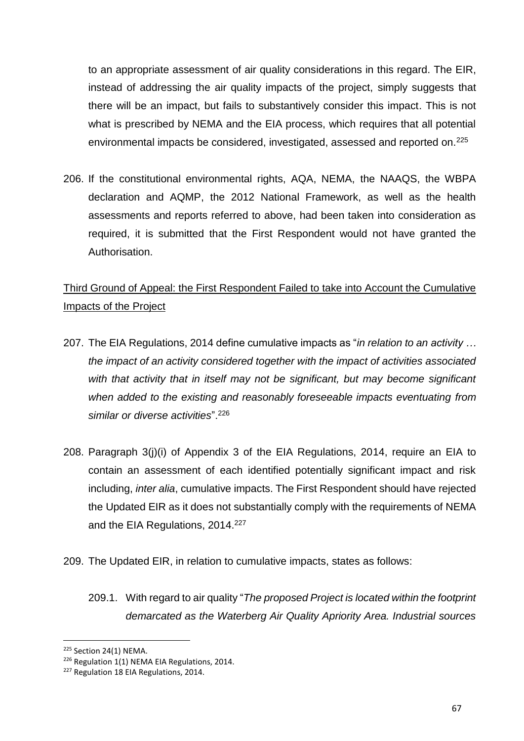to an appropriate assessment of air quality considerations in this regard. The EIR, instead of addressing the air quality impacts of the project, simply suggests that there will be an impact, but fails to substantively consider this impact. This is not what is prescribed by NEMA and the EIA process, which requires that all potential environmental impacts be considered, investigated, assessed and reported on.[225]

206. If the constitutional environmental rights, AQA, NEMA, the NAAQS, the WBPA declaration and AQMP, the 2012 National Framework, as well as the health assessments and reports referred to above, had been taken into consideration as required, it is submitted that the First Respondent would not have granted the Authorisation.

<u>Third Ground of Appeal: the First Respondent Failed to take into Account the Cumulative Impacts of the Project</u>

207. The EIA Regulations, 2014 define cumulative impacts as "*in relation to an activity … the impact of an activity considered together with the impact of activities associated with that activity that in itself may not be significant, but may become significant when added to the existing and reasonably foreseeable impacts eventuating from similar or diverse activities*".[226]

208. Paragraph 3(j)(i) of Appendix 3 of the EIA Regulations, 2014, require an EIA to contain an assessment of each identified potentially significant impact and risk including, *inter alia*, cumulative impacts. The First Respondent should have rejected the Updated EIR as it does not substantially comply with the requirements of NEMA and the EIA Regulations, 2014.[227]

209. The Updated EIR, in relation to cumulative impacts, states as follows:

209.1. With regard to air quality "*The proposed Project is located within the footprint demarcated as the Waterberg Air Quality Apriority Area. Industrial sources*

---

[225] Section 24(1) NEMA.

[226] Regulation 1(1) NEMA EIA Regulations, 2014.

[227] Regulation 18 EIA Regulations, 2014.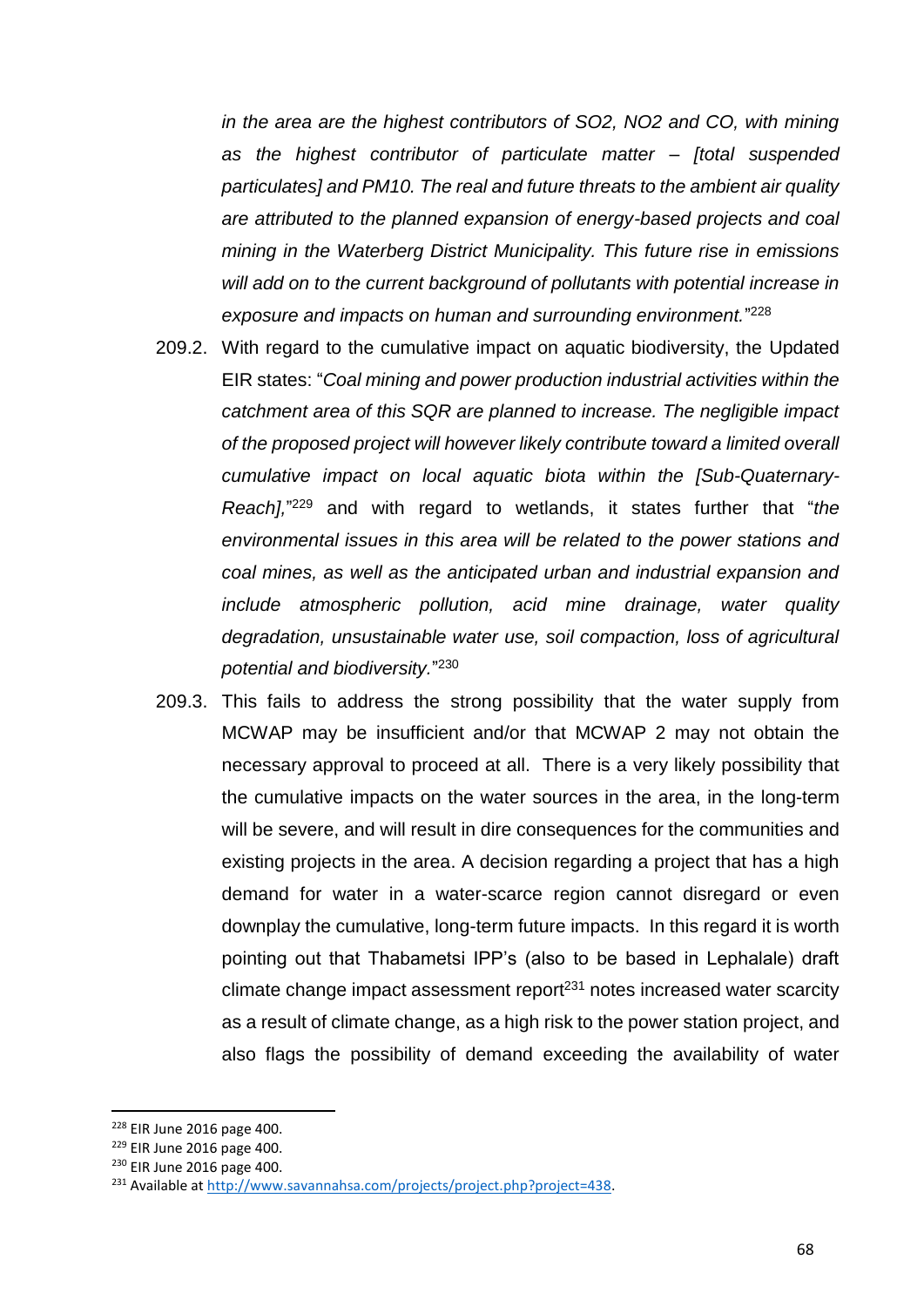*in the area are the highest contributors of $SO_2$, $NO_2$ and CO, with mining as the highest contributor of particulate matter – [total suspended particulates] and PM10. The real and future threats to the ambient air quality are attributed to the planned expansion of energy-based projects and coal mining in the Waterberg District Municipality. This future rise in emissions will add on to the current background of pollutants with potential increase in exposure and impacts on human and surrounding environment.*"[228]

209.2. With regard to the cumulative impact on aquatic biodiversity, the Updated EIR states: "*Coal mining and power production industrial activities within the catchment area of this SQR are planned to increase. The negligible impact of the proposed project will however likely contribute toward a limited overall cumulative impact on local aquatic biota within the [Sub-Quaternary-Reach],*"[229] and with regard to wetlands, it states further that "*the environmental issues in this area will be related to the power stations and coal mines, as well as the anticipated urban and industrial expansion and include atmospheric pollution, acid mine drainage, water quality degradation, unsustainable water use, soil compaction, loss of agricultural potential and biodiversity.*"[230]

209.3. This fails to address the strong possibility that the water supply from MCWAP may be insufficient and/or that MCWAP 2 may not obtain the necessary approval to proceed at all. There is a very likely possibility that the cumulative impacts on the water sources in the area, in the long-term will be severe, and will result in dire consequences for the communities and existing projects in the area. A decision regarding a project that has a high demand for water in a water-scarce region cannot disregard or even downplay the cumulative, long-term future impacts. In this regard it is worth pointing out that Thabametsi IPP's (also to be based in Lephalale) draft climate change impact assessment report[231] notes increased water scarcity as a result of climate change, as a high risk to the power station project, and also flags the possibility of demand exceeding the availability of water

---

[228] EIR June 2016 page 400.

[229] EIR June 2016 page 400.

[230] EIR June 2016 page 400.

[231] Available at http://www.savannahsa.com/projects/project.php?project=438.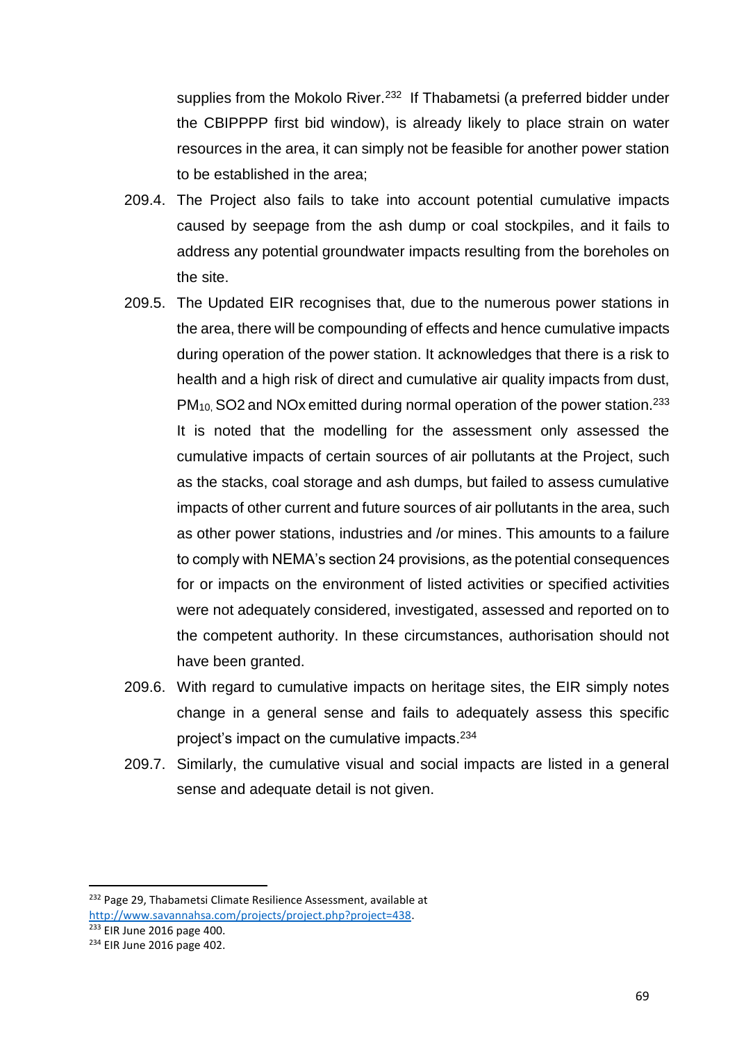supplies from the Mokolo River.[232] If Thabametsi (a preferred bidder under the CBIPPPP first bid window), is already likely to place strain on water resources in the area, it can simply not be feasible for another power station to be established in the area;

209.4. The Project also fails to take into account potential cumulative impacts caused by seepage from the ash dump or coal stockpiles, and it fails to address any potential groundwater impacts resulting from the boreholes on the site.

209.5. The Updated EIR recognises that, due to the numerous power stations in the area, there will be compounding of effects and hence cumulative impacts during operation of the power station. It acknowledges that there is a risk to health and a high risk of direct and cumulative air quality impacts from dust, $PM_{10}$, SO2 and NOx emitted during normal operation of the power station.[233] It is noted that the modelling for the assessment only assessed the cumulative impacts of certain sources of air pollutants at the Project, such as the stacks, coal storage and ash dumps, but failed to assess cumulative impacts of other current and future sources of air pollutants in the area, such as other power stations, industries and /or mines. This amounts to a failure to comply with NEMA's section 24 provisions, as the potential consequences for or impacts on the environment of listed activities or specified activities were not adequately considered, investigated, assessed and reported on to the competent authority. In these circumstances, authorisation should not have been granted.

209.6. With regard to cumulative impacts on heritage sites, the EIR simply notes change in a general sense and fails to adequately assess this specific project's impact on the cumulative impacts.[234]

209.7. Similarly, the cumulative visual and social impacts are listed in a general sense and adequate detail is not given.

---

[232] Page 29, Thabametsi Climate Resilience Assessment, available at http://www.savannahsa.com/projects/project.php?project=438.

[233] EIR June 2016 page 400.

[234] EIR June 2016 page 402.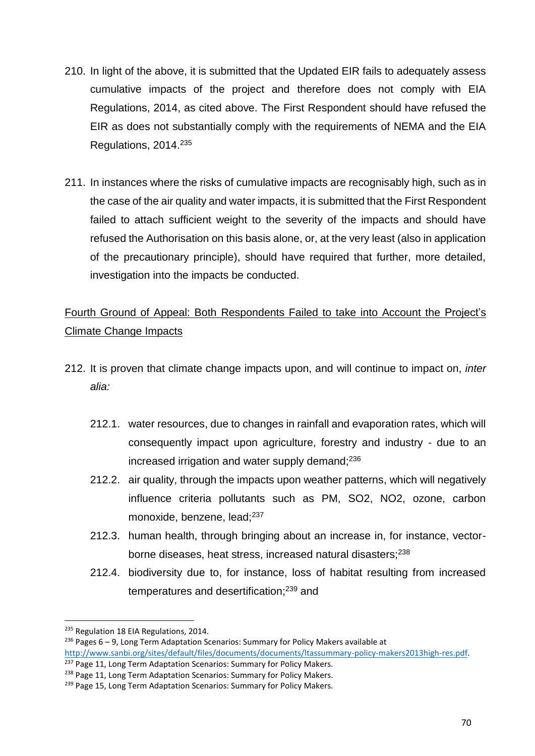210. In light of the above, it is submitted that the Updated EIR fails to adequately assess cumulative impacts of the project and therefore does not comply with EIA Regulations, 2014, as cited above. The First Respondent should have refused the EIR as does not substantially comply with the requirements of NEMA and the EIA Regulations, 2014.[235]

211. In instances where the risks of cumulative impacts are recognisably high, such as in the case of the air quality and water impacts, it is submitted that the First Respondent failed to attach sufficient weight to the severity of the impacts and should have refused the Authorisation on this basis alone, or, at the very least (also in application of the precautionary principle), should have required that further, more detailed, investigation into the impacts be conducted.

<u>Fourth Ground of Appeal: Both Respondents Failed to take into Account the Project's Climate Change Impacts</u>

212. It is proven that climate change impacts upon, and will continue to impact on, *inter alia:*

    212.1. water resources, due to changes in rainfall and evaporation rates, which will consequently impact upon agriculture, forestry and industry - due to an increased irrigation and water supply demand;[236]

    212.2. air quality, through the impacts upon weather patterns, which will negatively influence criteria pollutants such as PM, $SO_2$, $NO_2$, ozone, carbon monoxide, benzene, lead;[237]

    212.3. human health, through bringing about an increase in, for instance, vector-borne diseases, heat stress, increased natural disasters;[238]

    212.4. biodiversity due to, for instance, loss of habitat resulting from increased temperatures and desertification;[239] and

---

[235] Regulation 18 EIA Regulations, 2014.

[236] Pages 6 – 9, Long Term Adaptation Scenarios: Summary for Policy Makers available at http://www.sanbi.org/sites/default/files/documents/documents/ltassummary-policy-makers2013high-res.pdf.

[237] Page 11, Long Term Adaptation Scenarios: Summary for Policy Makers.

[238] Page 11, Long Term Adaptation Scenarios: Summary for Policy Makers.

[239] Page 15, Long Term Adaptation Scenarios: Summary for Policy Makers.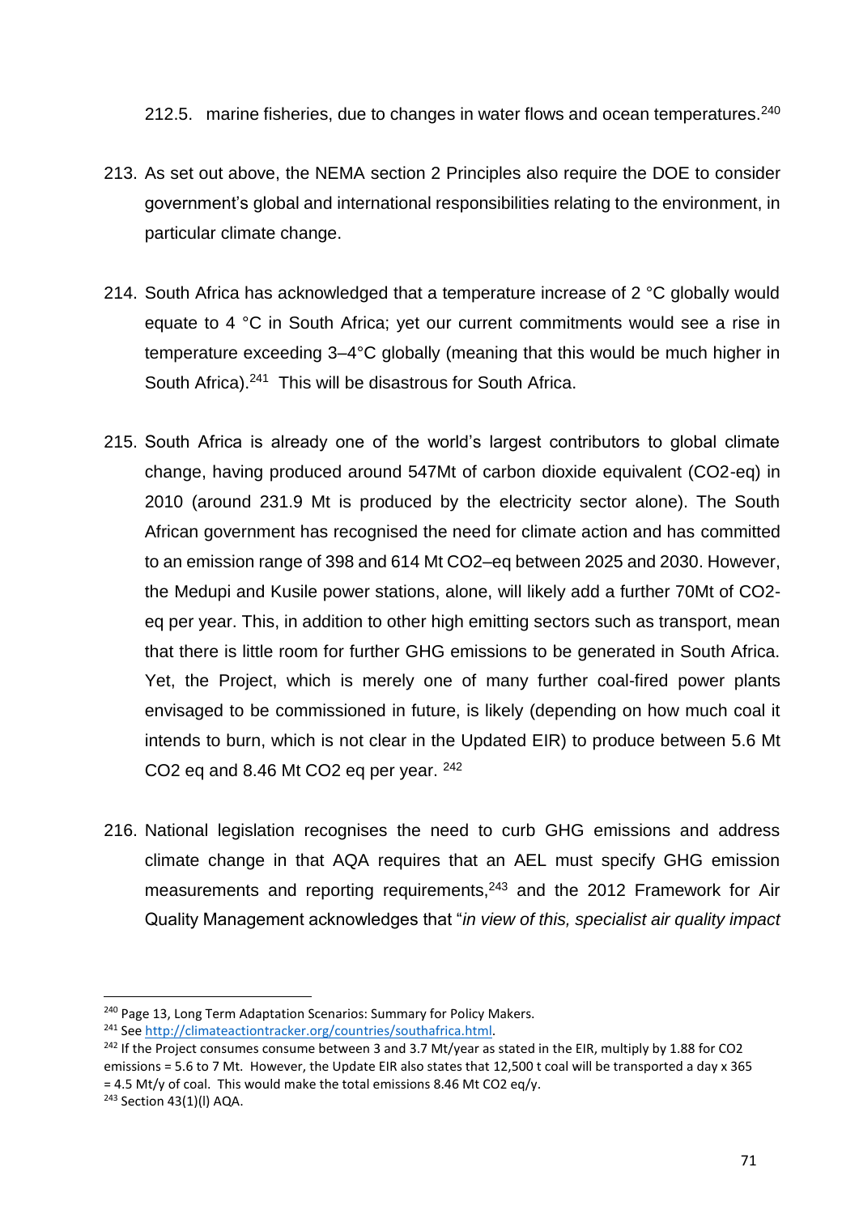212.5. marine fisheries, due to changes in water flows and ocean temperatures.[240]

213. As set out above, the NEMA section 2 Principles also require the DOE to consider government's global and international responsibilities relating to the environment, in particular climate change.

214. South Africa has acknowledged that a temperature increase of 2 °C globally would equate to 4 °C in South Africa; yet our current commitments would see a rise in temperature exceeding 3–4°C globally (meaning that this would be much higher in South Africa).[241] This will be disastrous for South Africa.

215. South Africa is already one of the world's largest contributors to global climate change, having produced around 547Mt of carbon dioxide equivalent ($CO_2$-eq) in 2010 (around 231.9 Mt is produced by the electricity sector alone). The South African government has recognised the need for climate action and has committed to an emission range of 398 and 614 Mt $CO_2$–eq between 2025 and 2030. However, the Medupi and Kusile power stations, alone, will likely add a further 70Mt of $CO_2$-eq per year. This, in addition to other high emitting sectors such as transport, mean that there is little room for further GHG emissions to be generated in South Africa. Yet, the Project, which is merely one of many further coal-fired power plants envisaged to be commissioned in future, is likely (depending on how much coal it intends to burn, which is not clear in the Updated EIR) to produce between 5.6 Mt $CO_2$ eq and 8.46 Mt $CO_2$ eq per year.[242]

216. National legislation recognises the need to curb GHG emissions and address climate change in that AQA requires that an AEL must specify GHG emission measurements and reporting requirements,[243] and the 2012 Framework for Air Quality Management acknowledges that "*in view of this, specialist air quality impact*

---

[240] Page 13, Long Term Adaptation Scenarios: Summary for Policy Makers.

[241] See http://climateactiontracker.org/countries/southafrica.html.

[242] If the Project consumes consume between 3 and 3.7 Mt/year as stated in the EIR, multiply by 1.88 for $CO_2$ emissions = 5.6 to 7 Mt. However, the Update EIR also states that 12,500 t coal will be transported a day x 365 = 4.5 Mt/y of coal. This would make the total emissions 8.46 Mt $CO_2$ eq/y.

[243] Section 43(1)(l) AQA.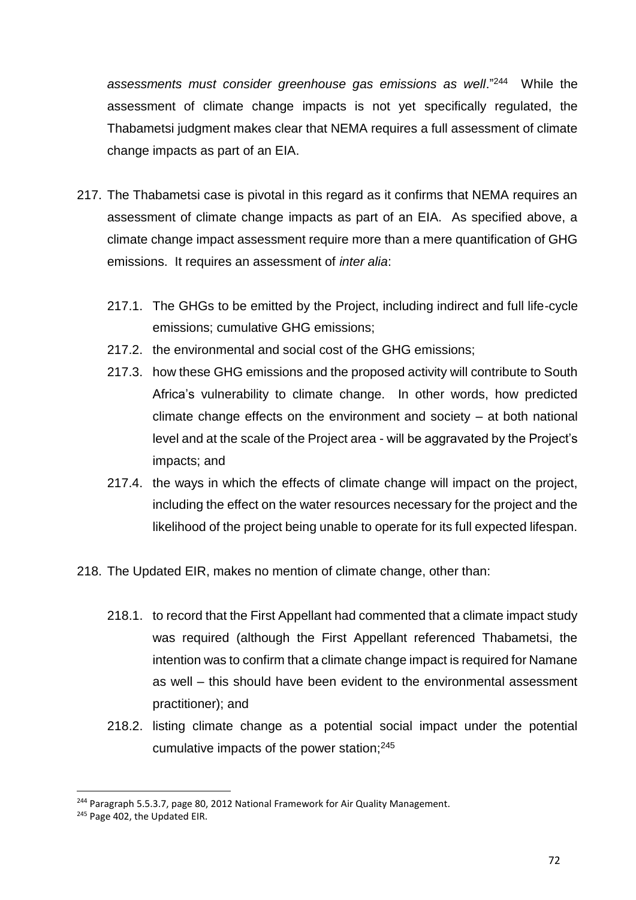*assessments must consider greenhouse gas emissions as well*."[244] While the assessment of climate change impacts is not yet specifically regulated, the Thabametsi judgment makes clear that NEMA requires a full assessment of climate change impacts as part of an EIA.

217. The Thabametsi case is pivotal in this regard as it confirms that NEMA requires an assessment of climate change impacts as part of an EIA. As specified above, a climate change impact assessment require more than a mere quantification of GHG emissions. It requires an assessment of *inter alia*:

    217.1. The GHGs to be emitted by the Project, including indirect and full life-cycle emissions; cumulative GHG emissions;

    217.2. the environmental and social cost of the GHG emissions;

    217.3. how these GHG emissions and the proposed activity will contribute to South Africa's vulnerability to climate change. In other words, how predicted climate change effects on the environment and society – at both national level and at the scale of the Project area - will be aggravated by the Project's impacts; and

    217.4. the ways in which the effects of climate change will impact on the project, including the effect on the water resources necessary for the project and the likelihood of the project being unable to operate for its full expected lifespan.

218. The Updated EIR, makes no mention of climate change, other than:

    218.1. to record that the First Appellant had commented that a climate impact study was required (although the First Appellant referenced Thabametsi, the intention was to confirm that a climate change impact is required for Namane as well – this should have been evident to the environmental assessment practitioner); and

    218.2. listing climate change as a potential social impact under the potential cumulative impacts of the power station;[245]

---

[244] Paragraph 5.5.3.7, page 80, 2012 National Framework for Air Quality Management.

[245] Page 402, the Updated EIR.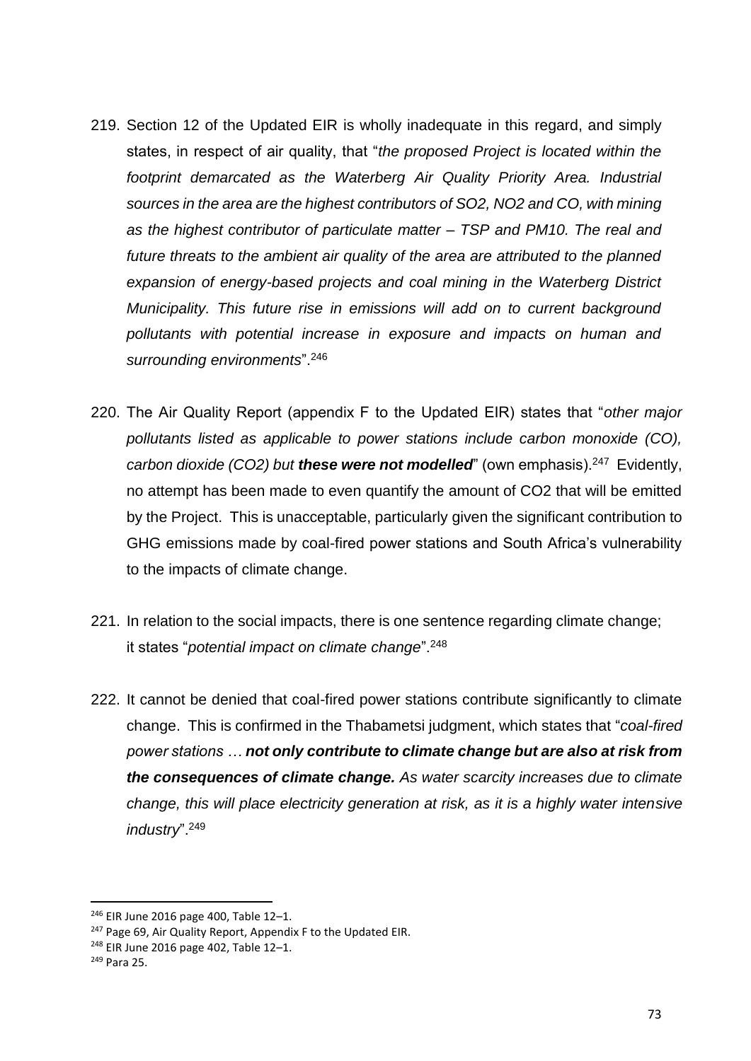219. Section 12 of the Updated EIR is wholly inadequate in this regard, and simply states, in respect of air quality, that "*the proposed Project is located within the footprint demarcated as the Waterberg Air Quality Priority Area. Industrial sources in the area are the highest contributors of $SO_2$, $NO_2$ and CO, with mining as the highest contributor of particulate matter – TSP and PM10. The real and future threats to the ambient air quality of the area are attributed to the planned expansion of energy-based projects and coal mining in the Waterberg District Municipality. This future rise in emissions will add on to current background pollutants with potential increase in exposure and impacts on human and surrounding environments*".[246]

220. The Air Quality Report (appendix F to the Updated EIR) states that "*other major pollutants listed as applicable to power stations include carbon monoxide (CO), carbon dioxide ($CO_2$) but **these were not modelled***" (own emphasis).[247] Evidently, no attempt has been made to even quantify the amount of $CO_2$ that will be emitted by the Project. This is unacceptable, particularly given the significant contribution to GHG emissions made by coal-fired power stations and South Africa's vulnerability to the impacts of climate change.

221. In relation to the social impacts, there is one sentence regarding climate change; it states "*potential impact on climate change*".[248]

222. It cannot be denied that coal-fired power stations contribute significantly to climate change. This is confirmed in the Thabametsi judgment, which states that "*coal-fired power stations … **not only contribute to climate change but are also at risk from the consequences of climate change.** As water scarcity increases due to climate change, this will place electricity generation at risk, as it is a highly water intensive industry*".[249]

---

[246] EIR June 2016 page 400, Table 12–1.
[247] Page 69, Air Quality Report, Appendix F to the Updated EIR.
[248] EIR June 2016 page 402, Table 12–1.
[249] Para 25.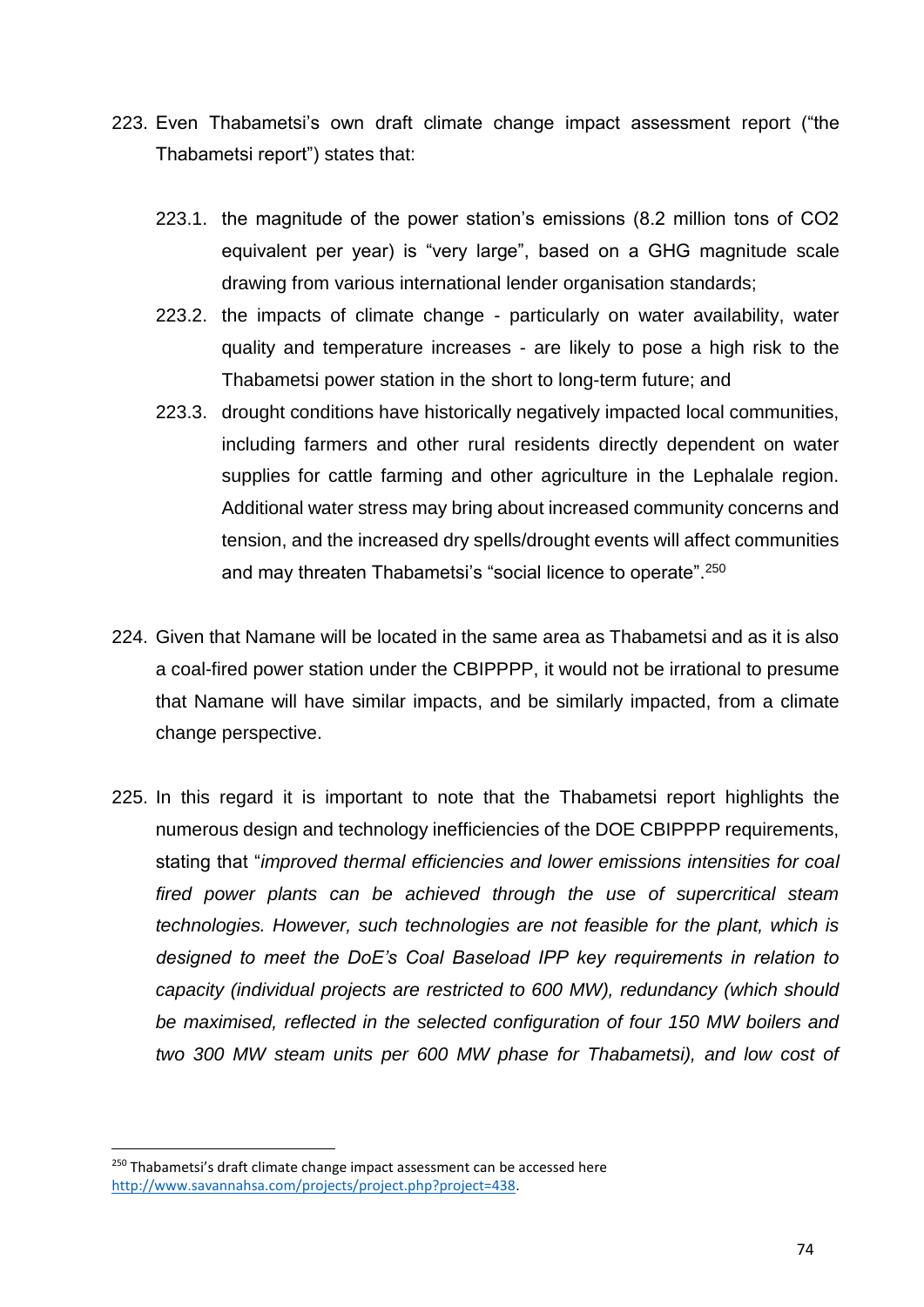223. Even Thabametsi's own draft climate change impact assessment report ("the Thabametsi report") states that:

   223.1. the magnitude of the power station's emissions (8.2 million tons of $CO_2$ equivalent per year) is "very large", based on a GHG magnitude scale drawing from various international lender organisation standards;

   223.2. the impacts of climate change - particularly on water availability, water quality and temperature increases - are likely to pose a high risk to the Thabametsi power station in the short to long-term future; and

   223.3. drought conditions have historically negatively impacted local communities, including farmers and other rural residents directly dependent on water supplies for cattle farming and other agriculture in the Lephalale region. Additional water stress may bring about increased community concerns and tension, and the increased dry spells/drought events will affect communities and may threaten Thabametsi's "social licence to operate".[250]

224. Given that Namane will be located in the same area as Thabametsi and as it is also a coal-fired power station under the CBIPPPP, it would not be irrational to presume that Namane will have similar impacts, and be similarly impacted, from a climate change perspective.

225. In this regard it is important to note that the Thabametsi report highlights the numerous design and technology inefficiencies of the DOE CBIPPPP requirements, stating that "*improved thermal efficiencies and lower emissions intensities for coal fired power plants can be achieved through the use of supercritical steam technologies. However, such technologies are not feasible for the plant, which is designed to meet the DoE's Coal Baseload IPP key requirements in relation to capacity (individual projects are restricted to 600 MW), redundancy (which should be maximised, reflected in the selected configuration of four 150 MW boilers and two 300 MW steam units per 600 MW phase for Thabametsi), and low cost of*

---

[250] Thabametsi's draft climate change impact assessment can be accessed here http://www.savannahsa.com/projects/project.php?project=438.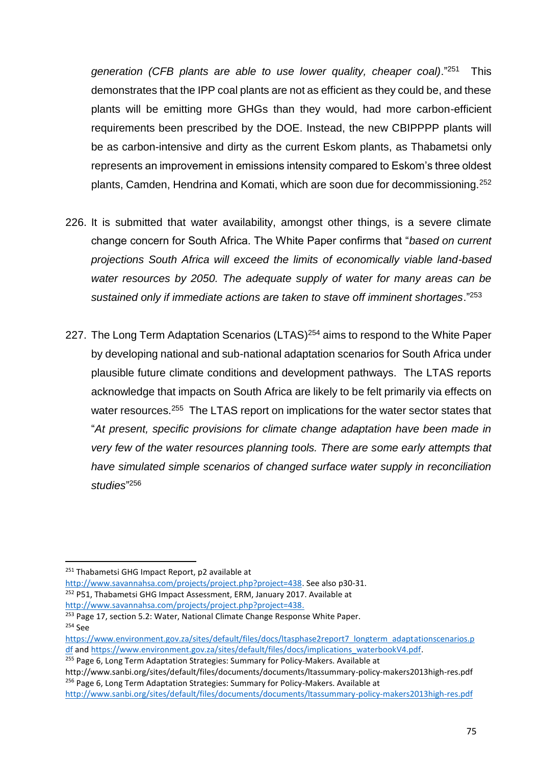*generation (CFB plants are able to use lower quality, cheaper coal).*"[251] This demonstrates that the IPP coal plants are not as efficient as they could be, and these plants will be emitting more GHGs than they would, had more carbon-efficient requirements been prescribed by the DOE. Instead, the new CBIPPPP plants will be as carbon-intensive and dirty as the current Eskom plants, as Thabametsi only represents an improvement in emissions intensity compared to Eskom's three oldest plants, Camden, Hendrina and Komati, which are soon due for decommissioning.[252]

226. It is submitted that water availability, amongst other things, is a severe climate change concern for South Africa. The White Paper confirms that "*based on current projections South Africa will exceed the limits of economically viable land-based water resources by 2050. The adequate supply of water for many areas can be sustained only if immediate actions are taken to stave off imminent shortages*."[253]

227. The Long Term Adaptation Scenarios (LTAS)[254] aims to respond to the White Paper by developing national and sub-national adaptation scenarios for South Africa under plausible future climate conditions and development pathways. The LTAS reports acknowledge that impacts on South Africa are likely to be felt primarily via effects on water resources.[255] The LTAS report on implications for the water sector states that "*At present, specific provisions for climate change adaptation have been made in very few of the water resources planning tools. There are some early attempts that have simulated simple scenarios of changed surface water supply in reconciliation studies*"[256]

---

[251] Thabametsi GHG Impact Report, p2 available at http://www.savannahsa.com/projects/project.php?project=438. See also p30-31.

[252] P51, Thabametsi GHG Impact Assessment, ERM, January 2017. Available at http://www.savannahsa.com/projects/project.php?project=438.

[253] Page 17, section 5.2: Water, National Climate Change Response White Paper.

[254] See https://www.environment.gov.za/sites/default/files/docs/ltasphase2report7_longterm_adaptationscenarios.pdf and https://www.environment.gov.za/sites/default/files/docs/implications_waterbookV4.pdf.

[255] Page 6, Long Term Adaptation Strategies: Summary for Policy-Makers. Available at http://www.sanbi.org/sites/default/files/documents/documents/ltassummary-policy-makers2013high-res.pdf

[256] Page 6, Long Term Adaptation Strategies: Summary for Policy-Makers. Available at http://www.sanbi.org/sites/default/files/documents/documents/ltassummary-policy-makers2013high-res.pdf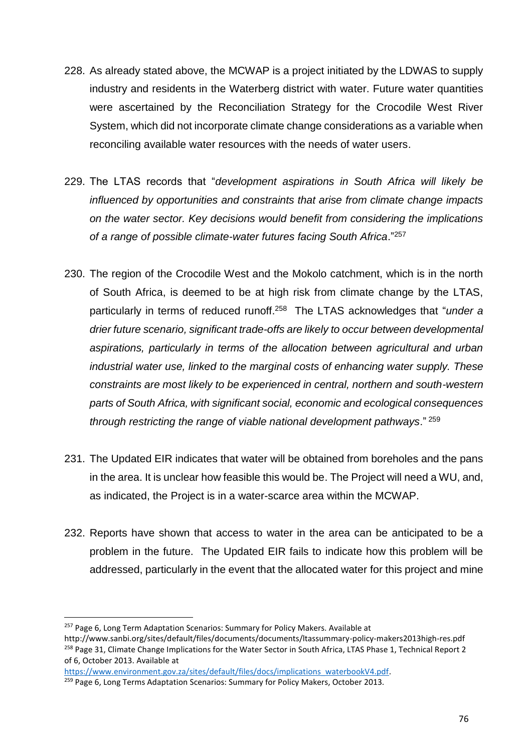228. As already stated above, the MCWAP is a project initiated by the LDWAS to supply industry and residents in the Waterberg district with water. Future water quantities were ascertained by the Reconciliation Strategy for the Crocodile West River System, which did not incorporate climate change considerations as a variable when reconciling available water resources with the needs of water users.

229. The LTAS records that "*development aspirations in South Africa will likely be influenced by opportunities and constraints that arise from climate change impacts on the water sector. Key decisions would benefit from considering the implications of a range of possible climate-water futures facing South Africa*."[257]

230. The region of the Crocodile West and the Mokolo catchment, which is in the north of South Africa, is deemed to be at high risk from climate change by the LTAS, particularly in terms of reduced runoff.[258] The LTAS acknowledges that "*under a drier future scenario, significant trade-offs are likely to occur between developmental aspirations, particularly in terms of the allocation between agricultural and urban industrial water use, linked to the marginal costs of enhancing water supply. These constraints are most likely to be experienced in central, northern and south-western parts of South Africa, with significant social, economic and ecological consequences through restricting the range of viable national development pathways*." [259]

231. The Updated EIR indicates that water will be obtained from boreholes and the pans in the area. It is unclear how feasible this would be. The Project will need a WU, and, as indicated, the Project is in a water-scarce area within the MCWAP.

232. Reports have shown that access to water in the area can be anticipated to be a problem in the future. The Updated EIR fails to indicate how this problem will be addressed, particularly in the event that the allocated water for this project and mine

---

[257] Page 6, Long Term Adaptation Scenarios: Summary for Policy Makers. Available at http://www.sanbi.org/sites/default/files/documents/documents/ltassummary-policy-makers2013high-res.pdf

[258] Page 31, Climate Change Implications for the Water Sector in South Africa, LTAS Phase 1, Technical Report 2 of 6, October 2013. Available at https://www.environment.gov.za/sites/default/files/docs/implications_waterbookV4.pdf.

[259] Page 6, Long Terms Adaptation Scenarios: Summary for Policy Makers, October 2013.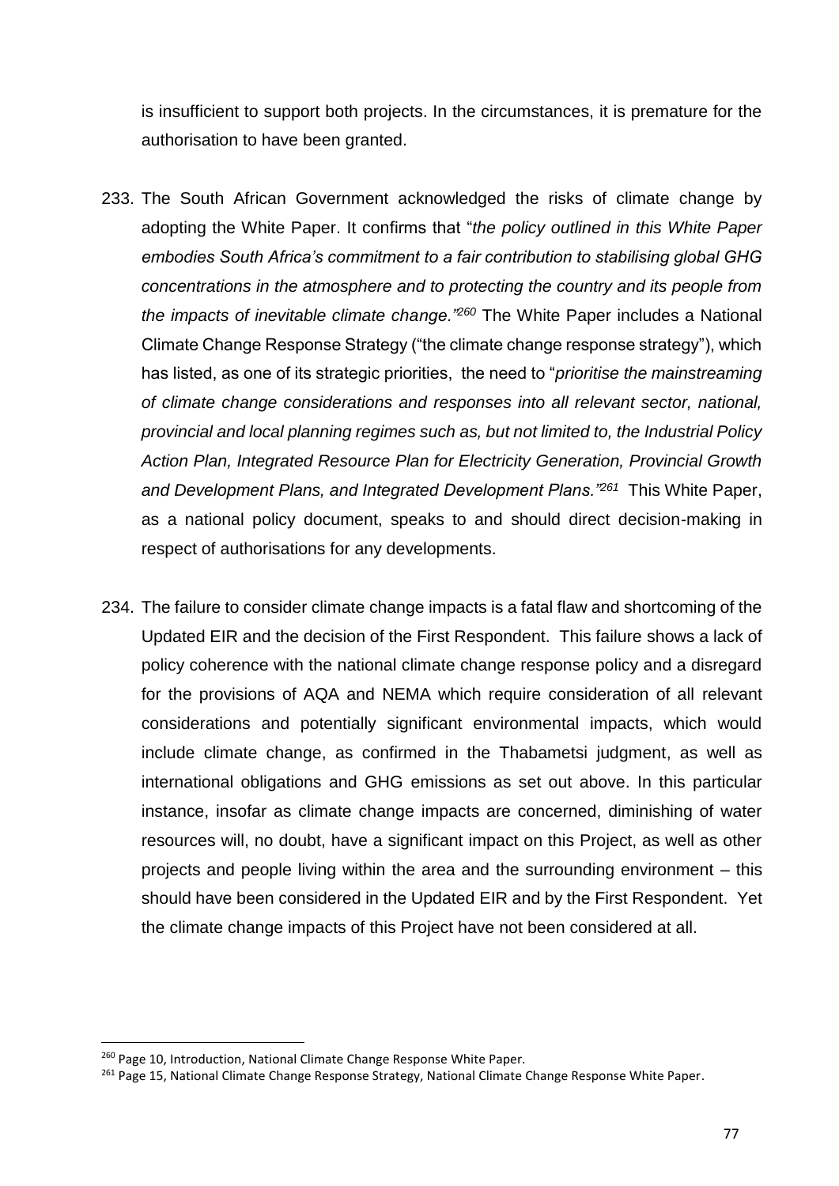is insufficient to support both projects. In the circumstances, it is premature for the authorisation to have been granted.

233. The South African Government acknowledged the risks of climate change by adopting the White Paper. It confirms that "*the policy outlined in this White Paper embodies South Africa's commitment to a fair contribution to stabilising global GHG concentrations in the atmosphere and to protecting the country and its people from the impacts of inevitable climate change."*[260] The White Paper includes a National Climate Change Response Strategy ("the climate change response strategy"), which has listed, as one of its strategic priorities, the need to "*prioritise the mainstreaming of climate change considerations and responses into all relevant sector, national, provincial and local planning regimes such as, but not limited to, the Industrial Policy Action Plan, Integrated Resource Plan for Electricity Generation, Provincial Growth and Development Plans, and Integrated Development Plans."*[261] This White Paper, as a national policy document, speaks to and should direct decision-making in respect of authorisations for any developments.

234. The failure to consider climate change impacts is a fatal flaw and shortcoming of the Updated EIR and the decision of the First Respondent. This failure shows a lack of policy coherence with the national climate change response policy and a disregard for the provisions of AQA and NEMA which require consideration of all relevant considerations and potentially significant environmental impacts, which would include climate change, as confirmed in the Thabametsi judgment, as well as international obligations and GHG emissions as set out above. In this particular instance, insofar as climate change impacts are concerned, diminishing of water resources will, no doubt, have a significant impact on this Project, as well as other projects and people living within the area and the surrounding environment – this should have been considered in the Updated EIR and by the First Respondent. Yet the climate change impacts of this Project have not been considered at all.

[260] Page 10, Introduction, National Climate Change Response White Paper.

[261] Page 15, National Climate Change Response Strategy, National Climate Change Response White Paper.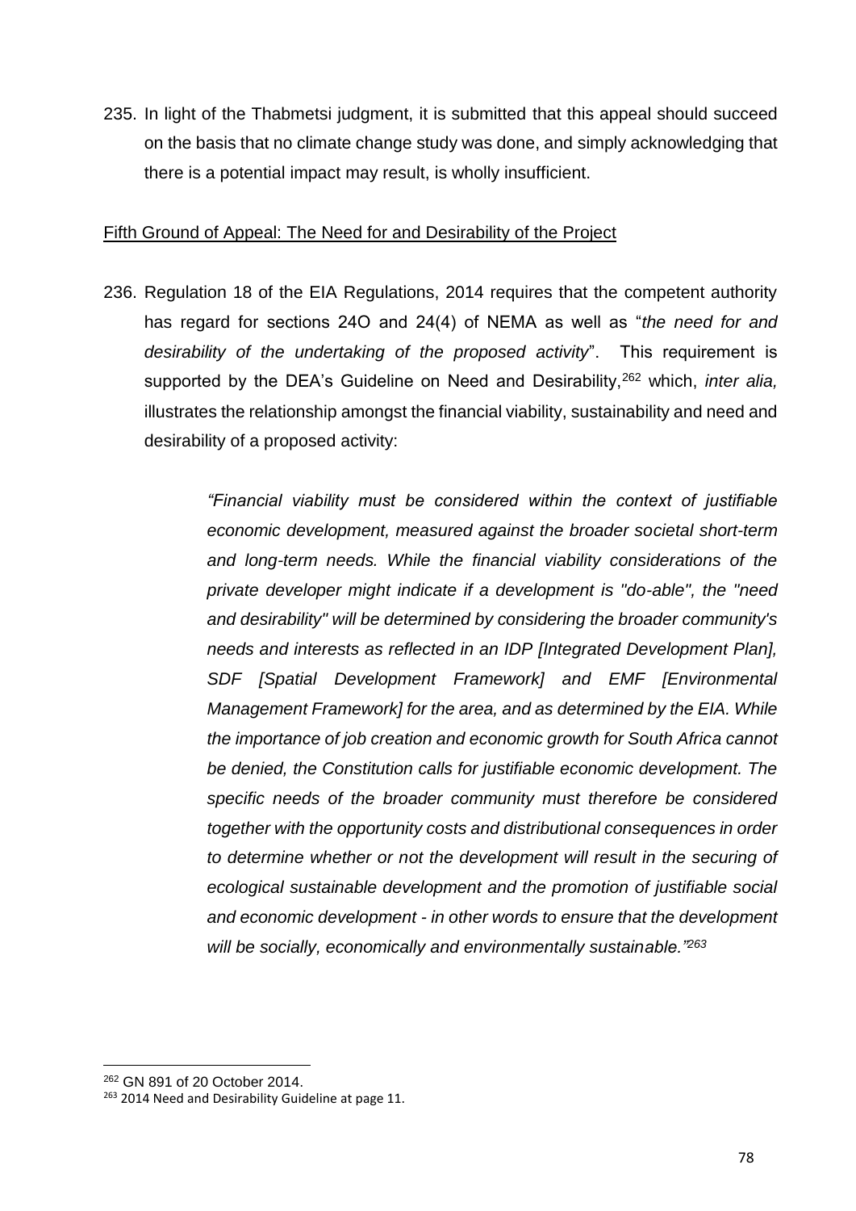235. In light of the Thabmetsi judgment, it is submitted that this appeal should succeed on the basis that no climate change study was done, and simply acknowledging that there is a potential impact may result, is wholly insufficient.

<u>Fifth Ground of Appeal: The Need for and Desirability of the Project</u>

236. Regulation 18 of the EIA Regulations, 2014 requires that the competent authority has regard for sections 24O and 24(4) of NEMA as well as "*the need for and desirability of the undertaking of the proposed activity*". This requirement is supported by the DEA's Guideline on Need and Desirability,[262] which, *inter alia,* illustrates the relationship amongst the financial viability, sustainability and need and desirability of a proposed activity:

> *"Financial viability must be considered within the context of justifiable economic development, measured against the broader societal short-term and long-term needs. While the financial viability considerations of the private developer might indicate if a development is "do-able", the "need and desirability" will be determined by considering the broader community's needs and interests as reflected in an IDP [Integrated Development Plan], SDF [Spatial Development Framework] and EMF [Environmental Management Framework] for the area, and as determined by the EIA. While the importance of job creation and economic growth for South Africa cannot be denied, the Constitution calls for justifiable economic development. The specific needs of the broader community must therefore be considered together with the opportunity costs and distributional consequences in order to determine whether or not the development will result in the securing of ecological sustainable development and the promotion of justifiable social and economic development - in other words to ensure that the development will be socially, economically and environmentally sustainable."*[263]

---

[262] GN 891 of 20 October 2014.

[263] 2014 Need and Desirability Guideline at page 11.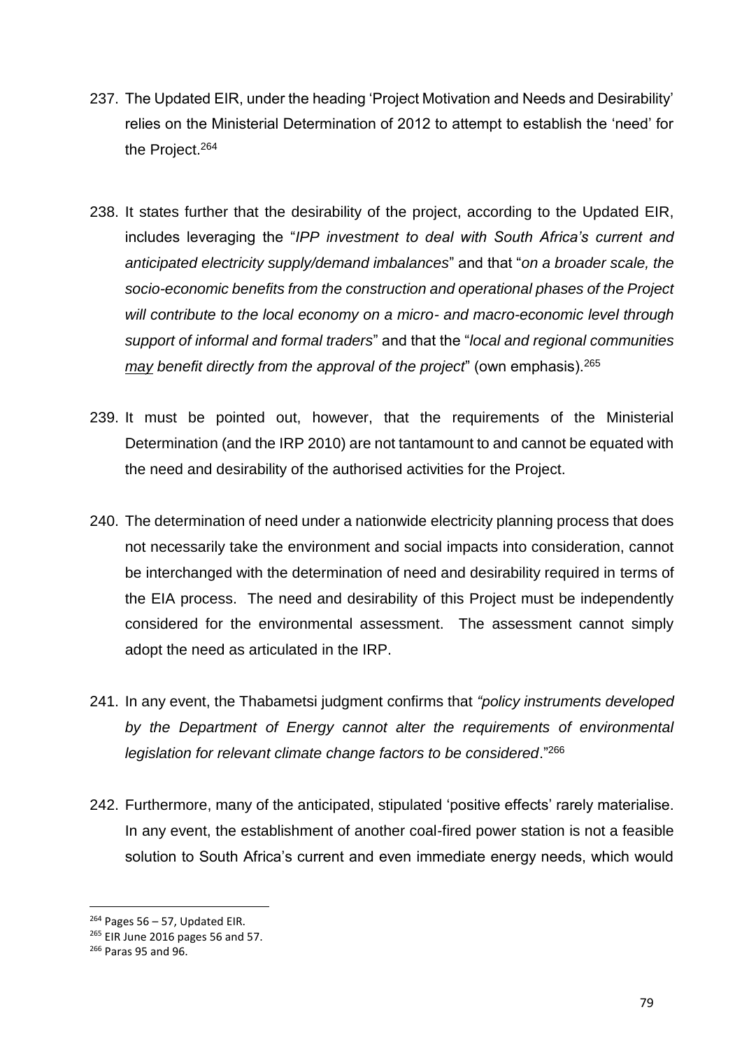237. The Updated EIR, under the heading 'Project Motivation and Needs and Desirability' relies on the Ministerial Determination of 2012 to attempt to establish the 'need' for the Project.[264]

238. It states further that the desirability of the project, according to the Updated EIR, includes leveraging the "*IPP investment to deal with South Africa's current and anticipated electricity supply/demand imbalances*" and that "*on a broader scale, the socio-economic benefits from the construction and operational phases of the Project will contribute to the local economy on a micro- and macro-economic level through support of informal and formal traders*" and that the "*local and regional communities <u>may</u> benefit directly from the approval of the project*" (own emphasis).[265]

239. It must be pointed out, however, that the requirements of the Ministerial Determination (and the IRP 2010) are not tantamount to and cannot be equated with the need and desirability of the authorised activities for the Project.

240. The determination of need under a nationwide electricity planning process that does not necessarily take the environment and social impacts into consideration, cannot be interchanged with the determination of need and desirability required in terms of the EIA process. The need and desirability of this Project must be independently considered for the environmental assessment. The assessment cannot simply adopt the need as articulated in the IRP.

241. In any event, the Thabametsi judgment confirms that *"policy instruments developed by the Department of Energy cannot alter the requirements of environmental legislation for relevant climate change factors to be considered*."[266]

242. Furthermore, many of the anticipated, stipulated 'positive effects' rarely materialise. In any event, the establishment of another coal-fired power station is not a feasible solution to South Africa's current and even immediate energy needs, which would

---

[264] Pages 56 – 57, Updated EIR.

[265] EIR June 2016 pages 56 and 57.

[266] Paras 95 and 96.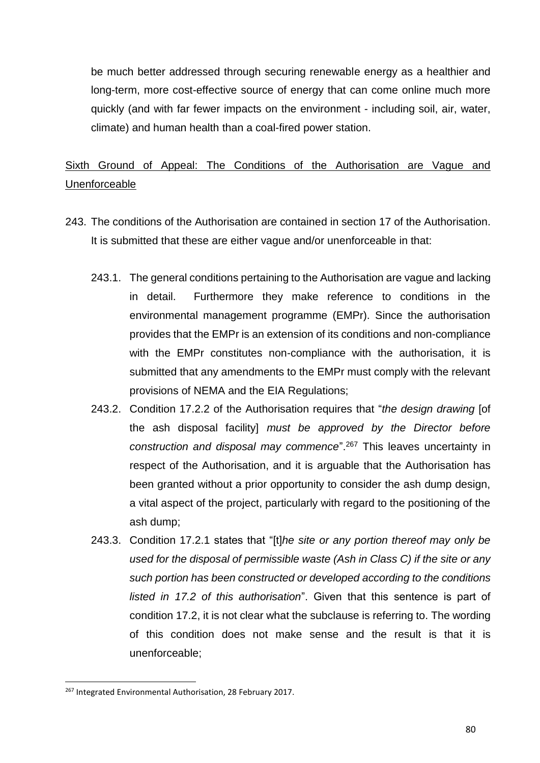be much better addressed through securing renewable energy as a healthier and long-term, more cost-effective source of energy that can come online much more quickly (and with far fewer impacts on the environment - including soil, air, water, climate) and human health than a coal-fired power station.

<u>Sixth Ground of Appeal: The Conditions of the Authorisation are Vague and Unenforceable</u>

243. The conditions of the Authorisation are contained in section 17 of the Authorisation. It is submitted that these are either vague and/or unenforceable in that:

    243.1. The general conditions pertaining to the Authorisation are vague and lacking in detail. Furthermore they make reference to conditions in the environmental management programme (EMPr). Since the authorisation provides that the EMPr is an extension of its conditions and non-compliance with the EMPr constitutes non-compliance with the authorisation, it is submitted that any amendments to the EMPr must comply with the relevant provisions of NEMA and the EIA Regulations;

    243.2. Condition 17.2.2 of the Authorisation requires that "*the design drawing* [of the ash disposal facility] *must be approved by the Director before construction and disposal may commence*".[267] This leaves uncertainty in respect of the Authorisation, and it is arguable that the Authorisation has been granted without a prior opportunity to consider the ash dump design, a vital aspect of the project, particularly with regard to the positioning of the ash dump;

    243.3. Condition 17.2.1 states that "[t]*he site or any portion thereof may only be used for the disposal of permissible waste (Ash in Class C) if the site or any such portion has been constructed or developed according to the conditions listed in 17.2 of this authorisation*". Given that this sentence is part of condition 17.2, it is not clear what the subclause is referring to. The wording of this condition does not make sense and the result is that it is unenforceable;

[267] Integrated Environmental Authorisation, 28 February 2017.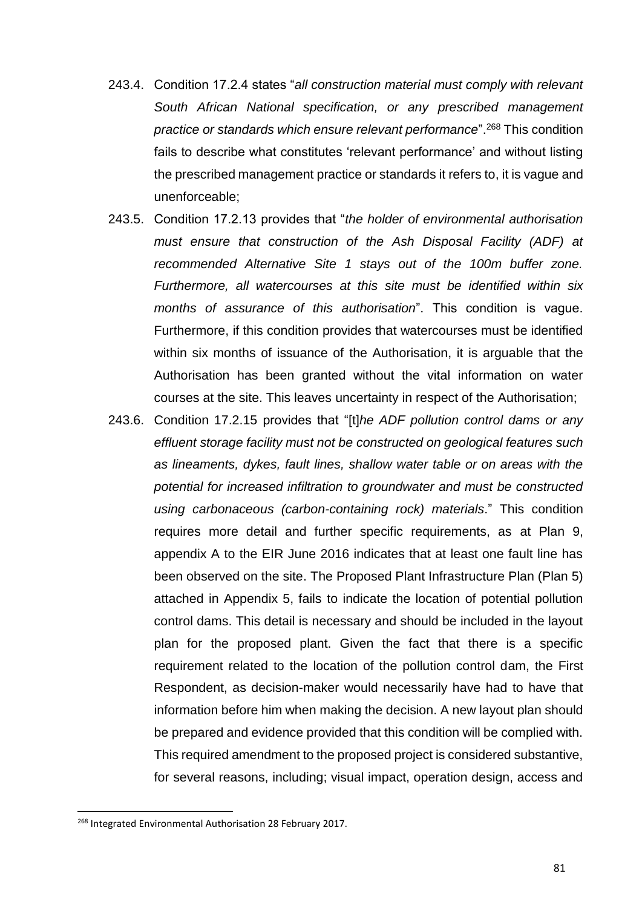243.4. Condition 17.2.4 states "*all construction material must comply with relevant South African National specification, or any prescribed management practice or standards which ensure relevant performance*".[268] This condition fails to describe what constitutes 'relevant performance' and without listing the prescribed management practice or standards it refers to, it is vague and unenforceable;

243.5. Condition 17.2.13 provides that "*the holder of environmental authorisation must ensure that construction of the Ash Disposal Facility (ADF) at recommended Alternative Site 1 stays out of the 100m buffer zone. Furthermore, all watercourses at this site must be identified within six months of assurance of this authorisation*". This condition is vague. Furthermore, if this condition provides that watercourses must be identified within six months of issuance of the Authorisation, it is arguable that the Authorisation has been granted without the vital information on water courses at the site. This leaves uncertainty in respect of the Authorisation;

243.6. Condition 17.2.15 provides that "[t]*he ADF pollution control dams or any effluent storage facility must not be constructed on geological features such as lineaments, dykes, fault lines, shallow water table or on areas with the potential for increased infiltration to groundwater and must be constructed using carbonaceous (carbon-containing rock) materials*." This condition requires more detail and further specific requirements, as at Plan 9, appendix A to the EIR June 2016 indicates that at least one fault line has been observed on the site. The Proposed Plant Infrastructure Plan (Plan 5) attached in Appendix 5, fails to indicate the location of potential pollution control dams. This detail is necessary and should be included in the layout plan for the proposed plant. Given the fact that there is a specific requirement related to the location of the pollution control dam, the First Respondent, as decision-maker would necessarily have had to have that information before him when making the decision. A new layout plan should be prepared and evidence provided that this condition will be complied with. This required amendment to the proposed project is considered substantive, for several reasons, including; visual impact, operation design, access and

[268] Integrated Environmental Authorisation 28 February 2017.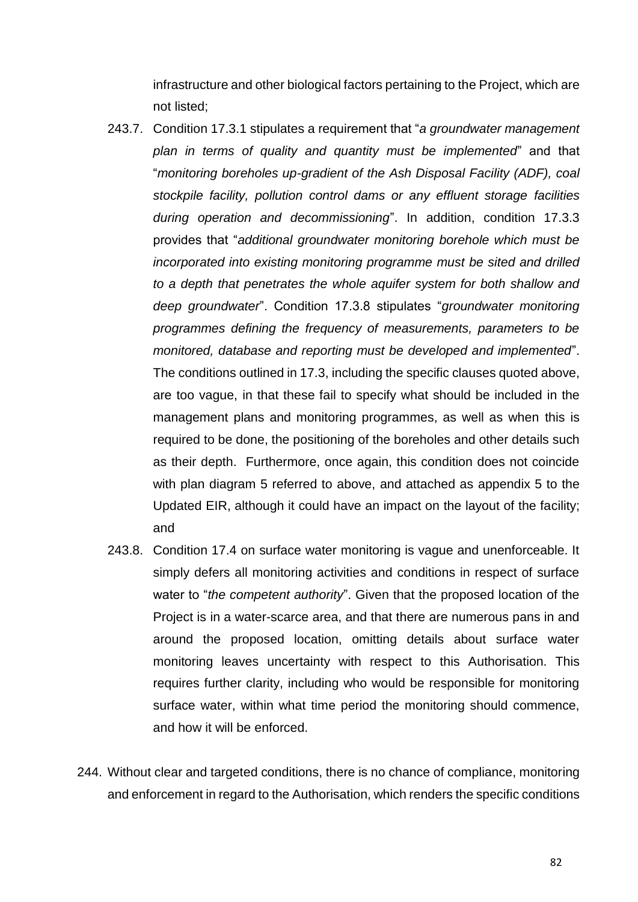infrastructure and other biological factors pertaining to the Project, which are not listed;

243.7. Condition 17.3.1 stipulates a requirement that "*a groundwater management plan in terms of quality and quantity must be implemented*" and that "*monitoring boreholes up-gradient of the Ash Disposal Facility (ADF), coal stockpile facility, pollution control dams or any effluent storage facilities during operation and decommissioning*". In addition, condition 17.3.3 provides that "*additional groundwater monitoring borehole which must be incorporated into existing monitoring programme must be sited and drilled to a depth that penetrates the whole aquifer system for both shallow and deep groundwater*". Condition 17.3.8 stipulates "*groundwater monitoring programmes defining the frequency of measurements, parameters to be monitored, database and reporting must be developed and implemented*". The conditions outlined in 17.3, including the specific clauses quoted above, are too vague, in that these fail to specify what should be included in the management plans and monitoring programmes, as well as when this is required to be done, the positioning of the boreholes and other details such as their depth. Furthermore, once again, this condition does not coincide with plan diagram 5 referred to above, and attached as appendix 5 to the Updated EIR, although it could have an impact on the layout of the facility; and

243.8. Condition 17.4 on surface water monitoring is vague and unenforceable. It simply defers all monitoring activities and conditions in respect of surface water to "*the competent authority*". Given that the proposed location of the Project is in a water-scarce area, and that there are numerous pans in and around the proposed location, omitting details about surface water monitoring leaves uncertainty with respect to this Authorisation. This requires further clarity, including who would be responsible for monitoring surface water, within what time period the monitoring should commence, and how it will be enforced.

244. Without clear and targeted conditions, there is no chance of compliance, monitoring and enforcement in regard to the Authorisation, which renders the specific conditions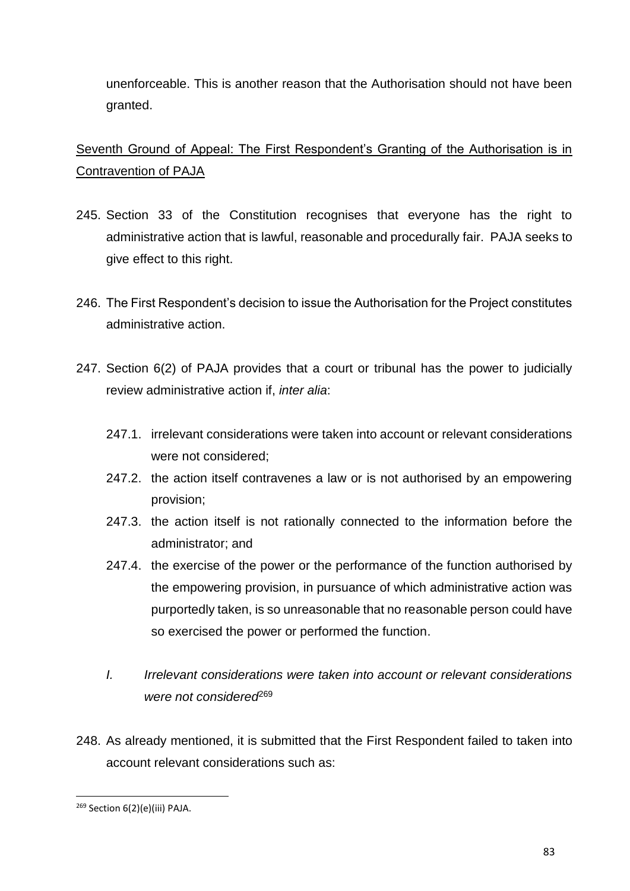unenforceable. This is another reason that the Authorisation should not have been granted.

<u>Seventh Ground of Appeal: The First Respondent's Granting of the Authorisation is in Contravention of PAJA</u>

245. Section 33 of the Constitution recognises that everyone has the right to administrative action that is lawful, reasonable and procedurally fair. PAJA seeks to give effect to this right.

246. The First Respondent's decision to issue the Authorisation for the Project constitutes administrative action.

247. Section 6(2) of PAJA provides that a court or tribunal has the power to judicially review administrative action if, *inter alia*:

    247.1. irrelevant considerations were taken into account or relevant considerations were not considered;

    247.2. the action itself contravenes a law or is not authorised by an empowering provision;

    247.3. the action itself is not rationally connected to the information before the administrator; and

    247.4. the exercise of the power or the performance of the function authorised by the empowering provision, in pursuance of which administrative action was purportedly taken, is so unreasonable that no reasonable person could have so exercised the power or performed the function.

*I. Irrelevant considerations were taken into account or relevant considerations were not considered*[269]

248. As already mentioned, it is submitted that the First Respondent failed to taken into account relevant considerations such as:

[269] Section 6(2)(e)(iii) PAJA.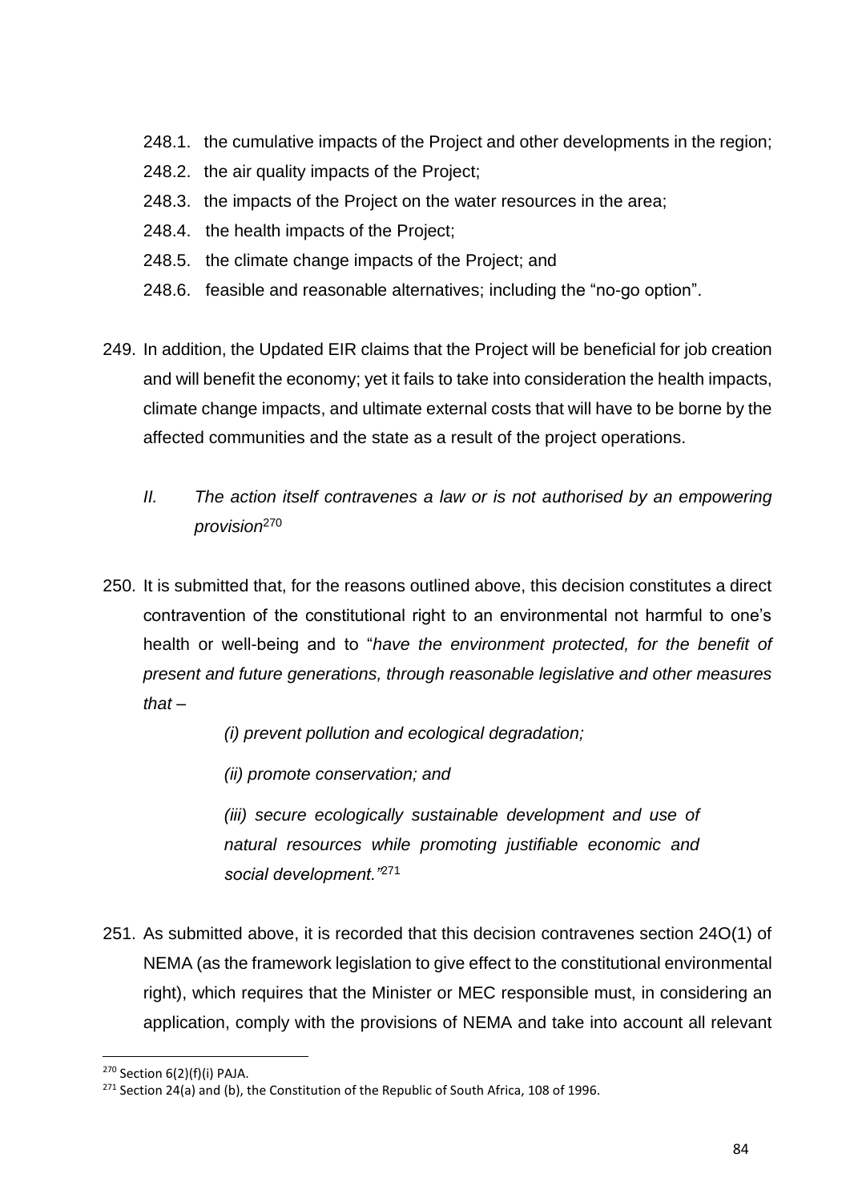248.1. the cumulative impacts of the Project and other developments in the region;

248.2. the air quality impacts of the Project;

248.3. the impacts of the Project on the water resources in the area;

248.4. the health impacts of the Project;

248.5. the climate change impacts of the Project; and

248.6. feasible and reasonable alternatives; including the "no-go option".

249. In addition, the Updated EIR claims that the Project will be beneficial for job creation and will benefit the economy; yet it fails to take into consideration the health impacts, climate change impacts, and ultimate external costs that will have to be borne by the affected communities and the state as a result of the project operations.

*II. The action itself contravenes a law or is not authorised by an empowering provision*[270]

250. It is submitted that, for the reasons outlined above, this decision constitutes a direct contravention of the constitutional right to an environmental not harmful to one's health or well-being and to "*have the environment protected, for the benefit of present and future generations, through reasonable legislative and other measures that –*

> *(i) prevent pollution and ecological degradation;*
>
> *(ii) promote conservation; and*
>
> *(iii) secure ecologically sustainable development and use of natural resources while promoting justifiable economic and social development."*[271]

251. As submitted above, it is recorded that this decision contravenes section 24O(1) of NEMA (as the framework legislation to give effect to the constitutional environmental right), which requires that the Minister or MEC responsible must, in considering an application, comply with the provisions of NEMA and take into account all relevant

---

[270] Section 6(2)(f)(i) PAJA.

[271] Section 24(a) and (b), the Constitution of the Republic of South Africa, 108 of 1996.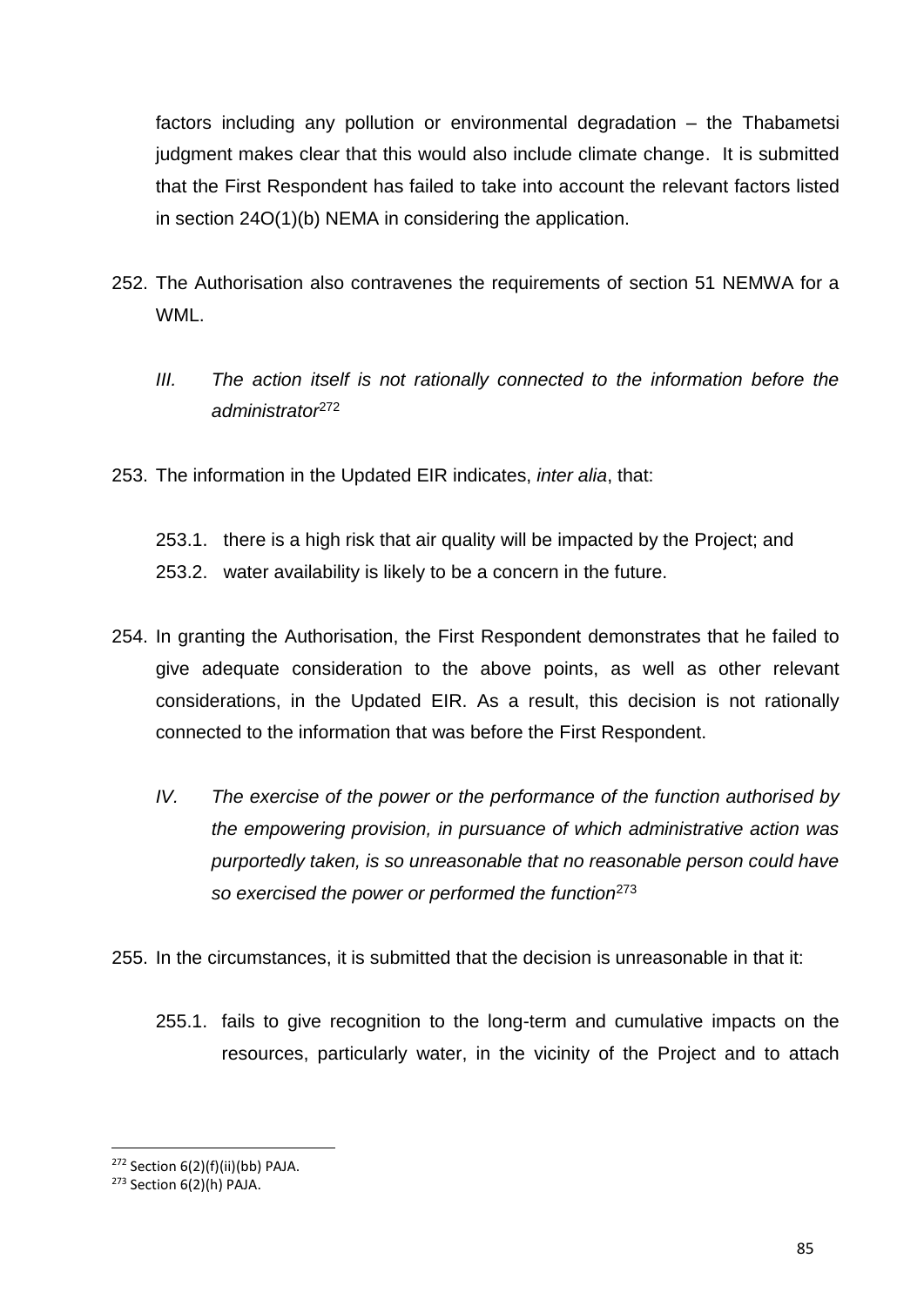factors including any pollution or environmental degradation – the Thabametsi judgment makes clear that this would also include climate change. It is submitted that the First Respondent has failed to take into account the relevant factors listed in section 24O(1)(b) NEMA in considering the application.

252. The Authorisation also contravenes the requirements of section 51 NEMWA for a WML.

*III. The action itself is not rationally connected to the information before the administrator*[272]

253. The information in the Updated EIR indicates, *inter alia*, that:

253.1. there is a high risk that air quality will be impacted by the Project; and

253.2. water availability is likely to be a concern in the future.

254. In granting the Authorisation, the First Respondent demonstrates that he failed to give adequate consideration to the above points, as well as other relevant considerations, in the Updated EIR. As a result, this decision is not rationally connected to the information that was before the First Respondent.

*IV. The exercise of the power or the performance of the function authorised by the empowering provision, in pursuance of which administrative action was purportedly taken, is so unreasonable that no reasonable person could have so exercised the power or performed the function*[273]

255. In the circumstances, it is submitted that the decision is unreasonable in that it:

255.1. fails to give recognition to the long-term and cumulative impacts on the resources, particularly water, in the vicinity of the Project and to attach

---

[272] Section 6(2)(f)(ii)(bb) PAJA.

[273] Section 6(2)(h) PAJA.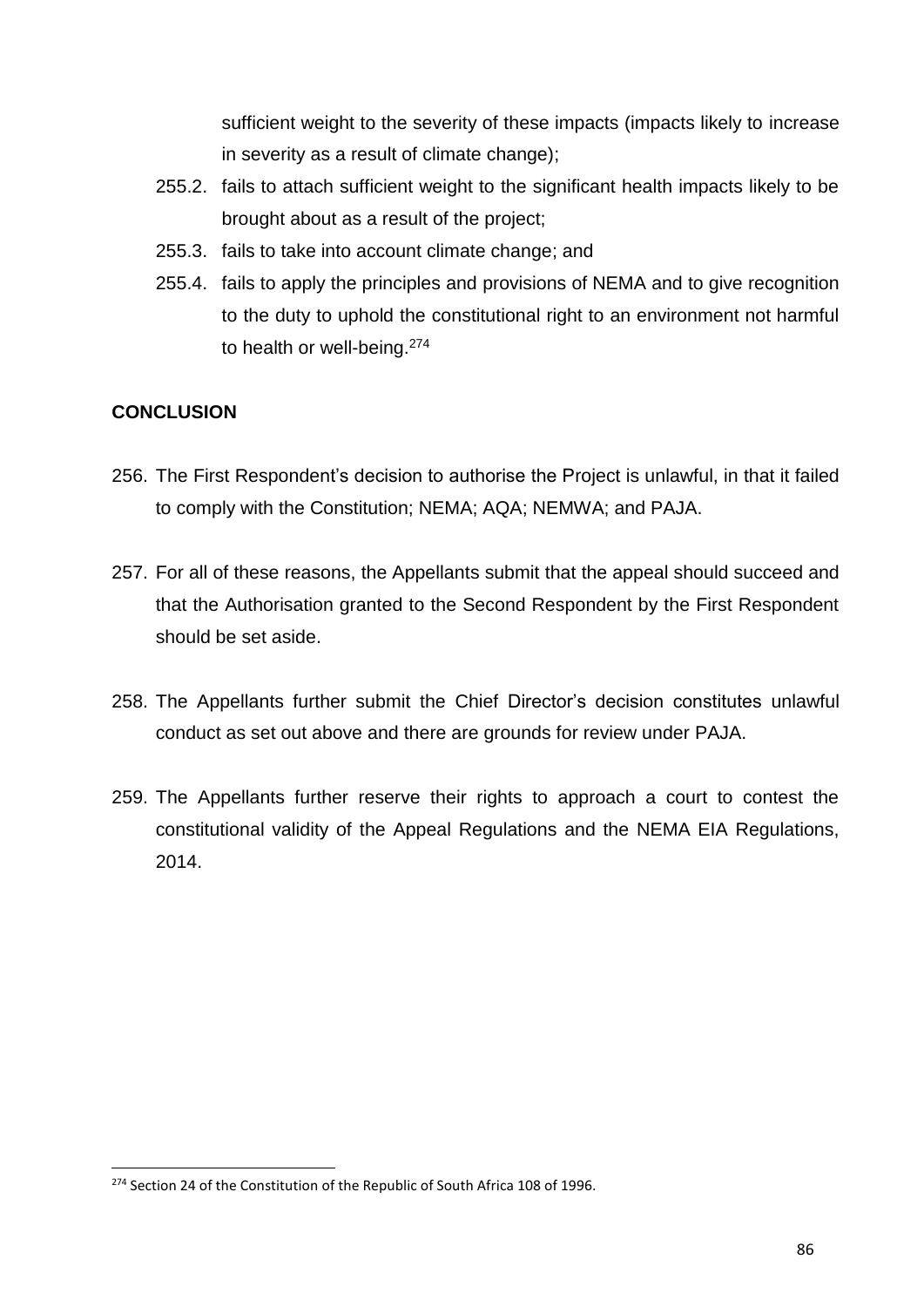sufficient weight to the severity of these impacts (impacts likely to increase in severity as a result of climate change);

255.2. fails to attach sufficient weight to the significant health impacts likely to be brought about as a result of the project;

255.3. fails to take into account climate change; and

255.4. fails to apply the principles and provisions of NEMA and to give recognition to the duty to uphold the constitutional right to an environment not harmful to health or well-being.[274]

**CONCLUSION**

256. The First Respondent's decision to authorise the Project is unlawful, in that it failed to comply with the Constitution; NEMA; AQA; NEMWA; and PAJA.

257. For all of these reasons, the Appellants submit that the appeal should succeed and that the Authorisation granted to the Second Respondent by the First Respondent should be set aside.

258. The Appellants further submit the Chief Director's decision constitutes unlawful conduct as set out above and there are grounds for review under PAJA.

259. The Appellants further reserve their rights to approach a court to contest the constitutional validity of the Appeal Regulations and the NEMA EIA Regulations, 2014.

---

[274] Section 24 of the Constitution of the Republic of South Africa 108 of 1996.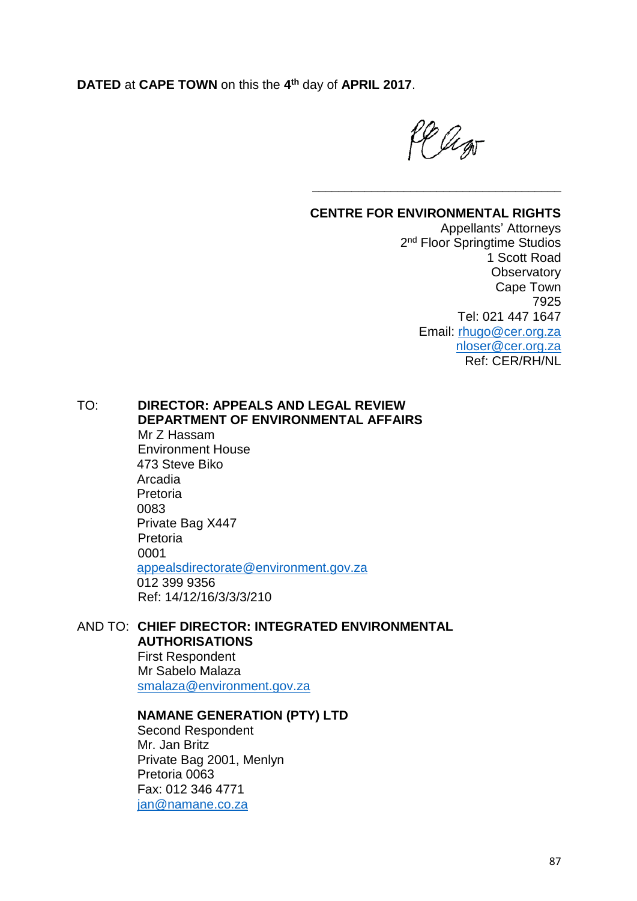**DATED** at **CAPE TOWN** on this the **4th** day of **APRIL 2017**.

\_\_\_\_\_\_\_\_\_\_\_\_\_\_\_\_\_\_\_\_\_\_\_\_\_\_\_\_\_\_\_\_\_\_\_

**CENTRE FOR ENVIRONMENTAL RIGHTS**
Appellants' Attorneys
2nd Floor Springtime Studios
1 Scott Road
Observatory
Cape Town
7925
Tel: 021 447 1647
Email: rhugo@cer.org.za
nloser@cer.org.za
Ref: CER/RH/NL

TO: **DIRECTOR: APPEALS AND LEGAL REVIEW**
**DEPARTMENT OF ENVIRONMENTAL AFFAIRS**
Mr Z Hassam
Environment House
473 Steve Biko
Arcadia
Pretoria
0083
Private Bag X447
Pretoria
0001
appealsdirectorate@environment.gov.za
012 399 9356
Ref: 14/12/16/3/3/3/210

AND TO: **CHIEF DIRECTOR: INTEGRATED ENVIRONMENTAL AUTHORISATIONS**
First Respondent
Mr Sabelo Malaza
smalaza@environment.gov.za

**NAMANE GENERATION (PTY) LTD**
Second Respondent
Mr. Jan Britz
Private Bag 2001, Menlyn
Pretoria 0063
Fax: 012 346 4771
jan@namane.co.za